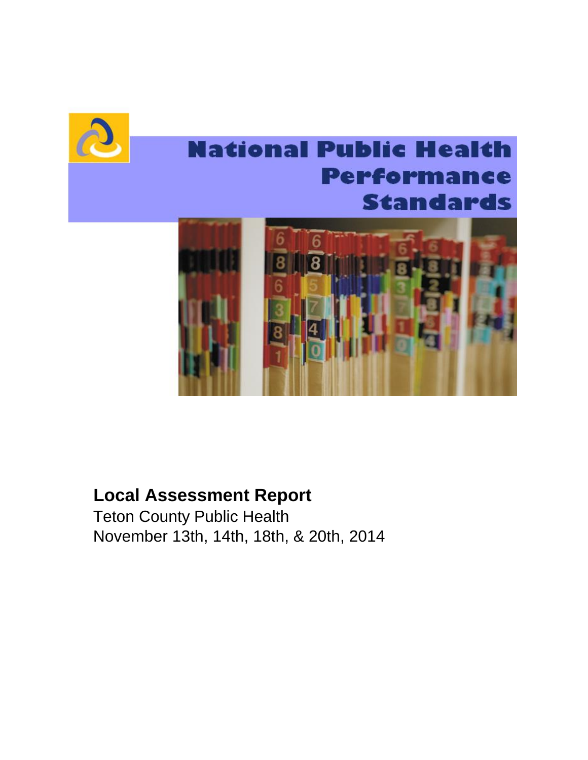# National Public Health Performance Standards

## Local Assessment Report

Teton County Public Health

November 13th, 14th, 18th, & 20th, 2014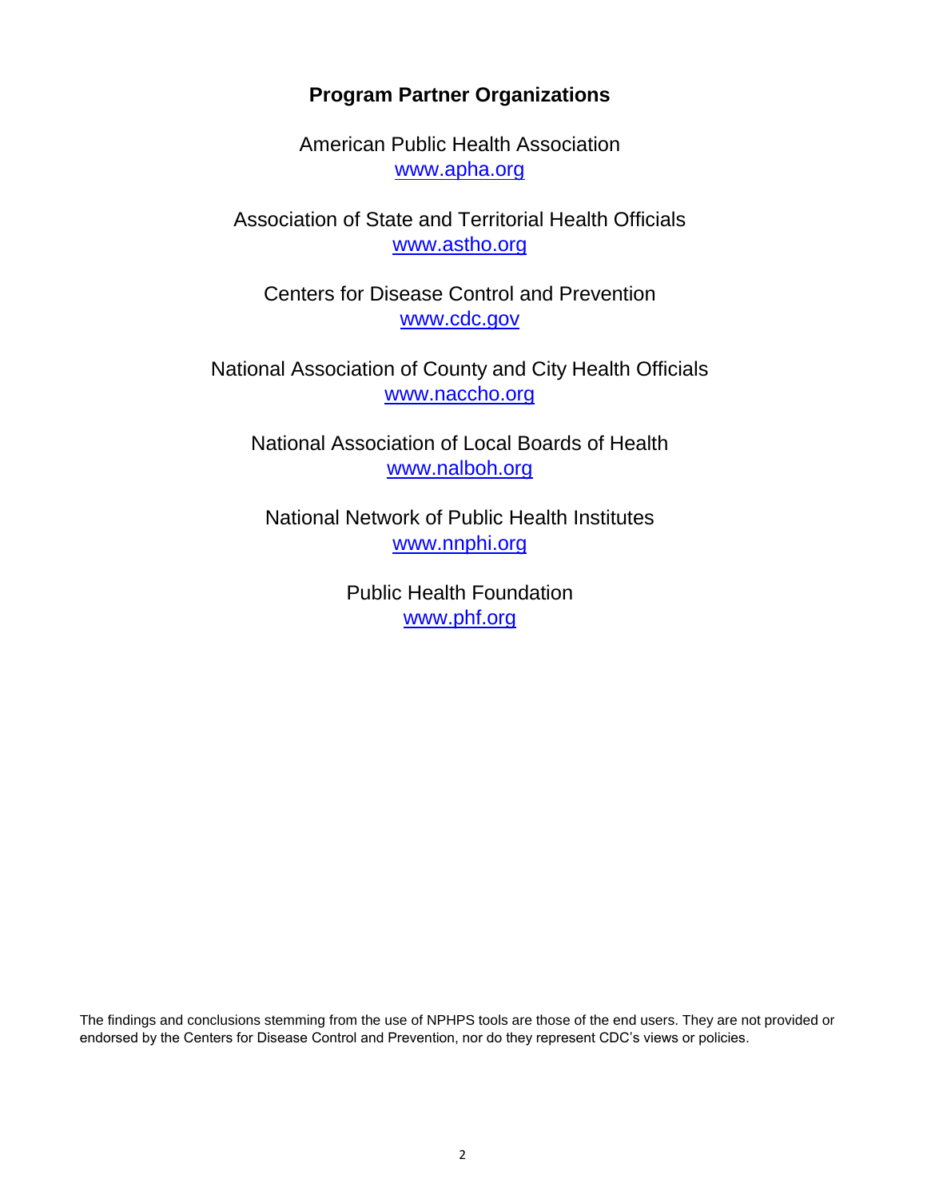## Program Partner Organizations

American Public Health Association
www.apha.org

Association of State and Territorial Health Officials
www.astho.org

Centers for Disease Control and Prevention
www.cdc.gov

National Association of County and City Health Officials
www.naccho.org

National Association of Local Boards of Health
www.nalboh.org

National Network of Public Health Institutes
www.nnphi.org

Public Health Foundation
www.phf.org

The findings and conclusions stemming from the use of NPHPS tools are those of the end users. They are not provided or endorsed by the Centers for Disease Control and Prevention, nor do they represent CDC's views or policies.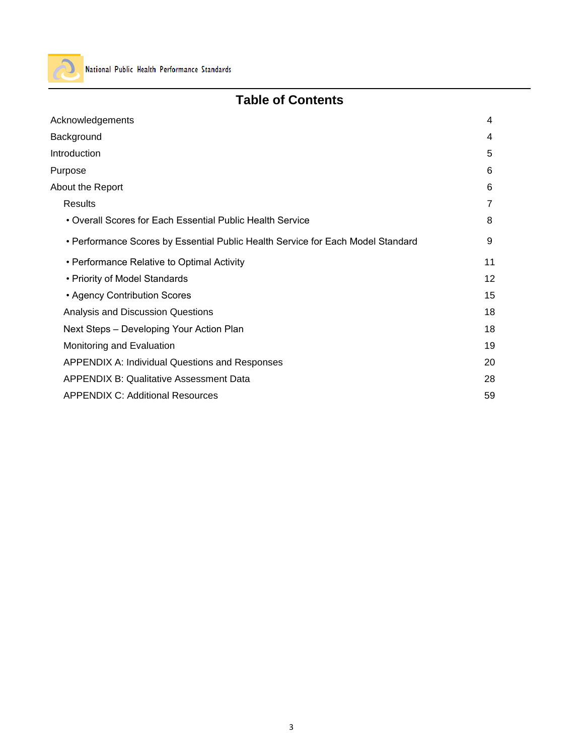# Table of Contents

| | |
|---|---|
| Acknowledgements | 4 |
| Background | 4 |
| Introduction | 5 |
| Purpose | 6 |
| About the Report | 6 |
| Results | 7 |
| • Overall Scores for Each Essential Public Health Service | 8 |
| • Performance Scores by Essential Public Health Service for Each Model Standard | 9 |
| • Performance Relative to Optimal Activity | 11 |
| • Priority of Model Standards | 12 |
| • Agency Contribution Scores | 15 |
| Analysis and Discussion Questions | 18 |
| Next Steps – Developing Your Action Plan | 18 |
| Monitoring and Evaluation | 19 |
| APPENDIX A: Individual Questions and Responses | 20 |
| APPENDIX B: Qualitative Assessment Data | 28 |
| APPENDIX C: Additional Resources | 59 |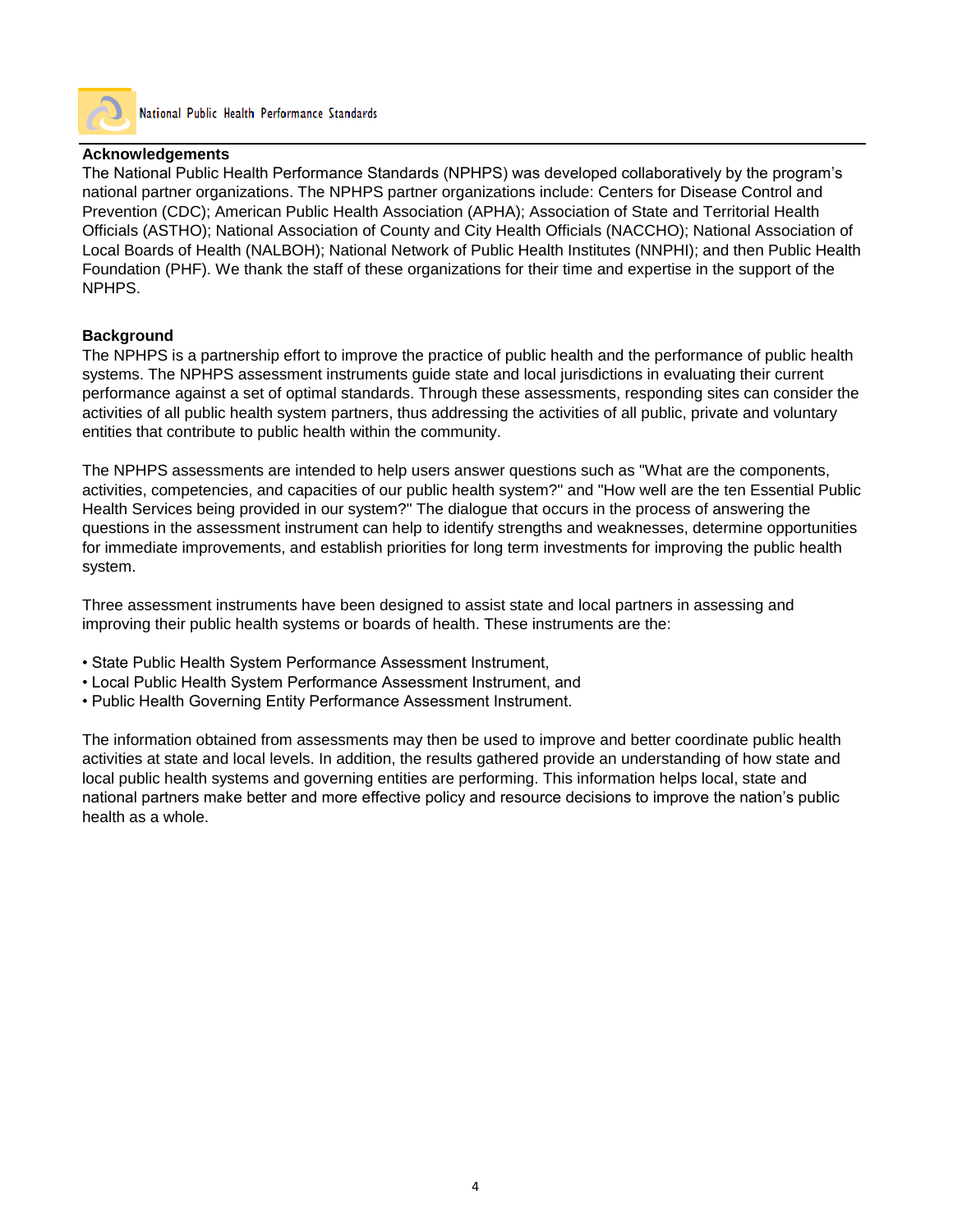## Acknowledgements

The National Public Health Performance Standards (NPHPS) was developed collaboratively by the program's national partner organizations. The NPHPS partner organizations include: Centers for Disease Control and Prevention (CDC); American Public Health Association (APHA); Association of State and Territorial Health Officials (ASTHO); National Association of County and City Health Officials (NACCHO); National Association of Local Boards of Health (NALBOH); National Network of Public Health Institutes (NNPHI); and then Public Health Foundation (PHF). We thank the staff of these organizations for their time and expertise in the support of the NPHPS.

## Background

The NPHPS is a partnership effort to improve the practice of public health and the performance of public health systems. The NPHPS assessment instruments guide state and local jurisdictions in evaluating their current performance against a set of optimal standards. Through these assessments, responding sites can consider the activities of all public health system partners, thus addressing the activities of all public, private and voluntary entities that contribute to public health within the community.

The NPHPS assessments are intended to help users answer questions such as "What are the components, activities, competencies, and capacities of our public health system?" and "How well are the ten Essential Public Health Services being provided in our system?" The dialogue that occurs in the process of answering the questions in the assessment instrument can help to identify strengths and weaknesses, determine opportunities for immediate improvements, and establish priorities for long term investments for improving the public health system.

Three assessment instruments have been designed to assist state and local partners in assessing and improving their public health systems or boards of health. These instruments are the:

- State Public Health System Performance Assessment Instrument,
- Local Public Health System Performance Assessment Instrument, and
- Public Health Governing Entity Performance Assessment Instrument.

The information obtained from assessments may then be used to improve and better coordinate public health activities at state and local levels. In addition, the results gathered provide an understanding of how state and local public health systems and governing entities are performing. This information helps local, state and national partners make better and more effective policy and resource decisions to improve the nation's public health as a whole.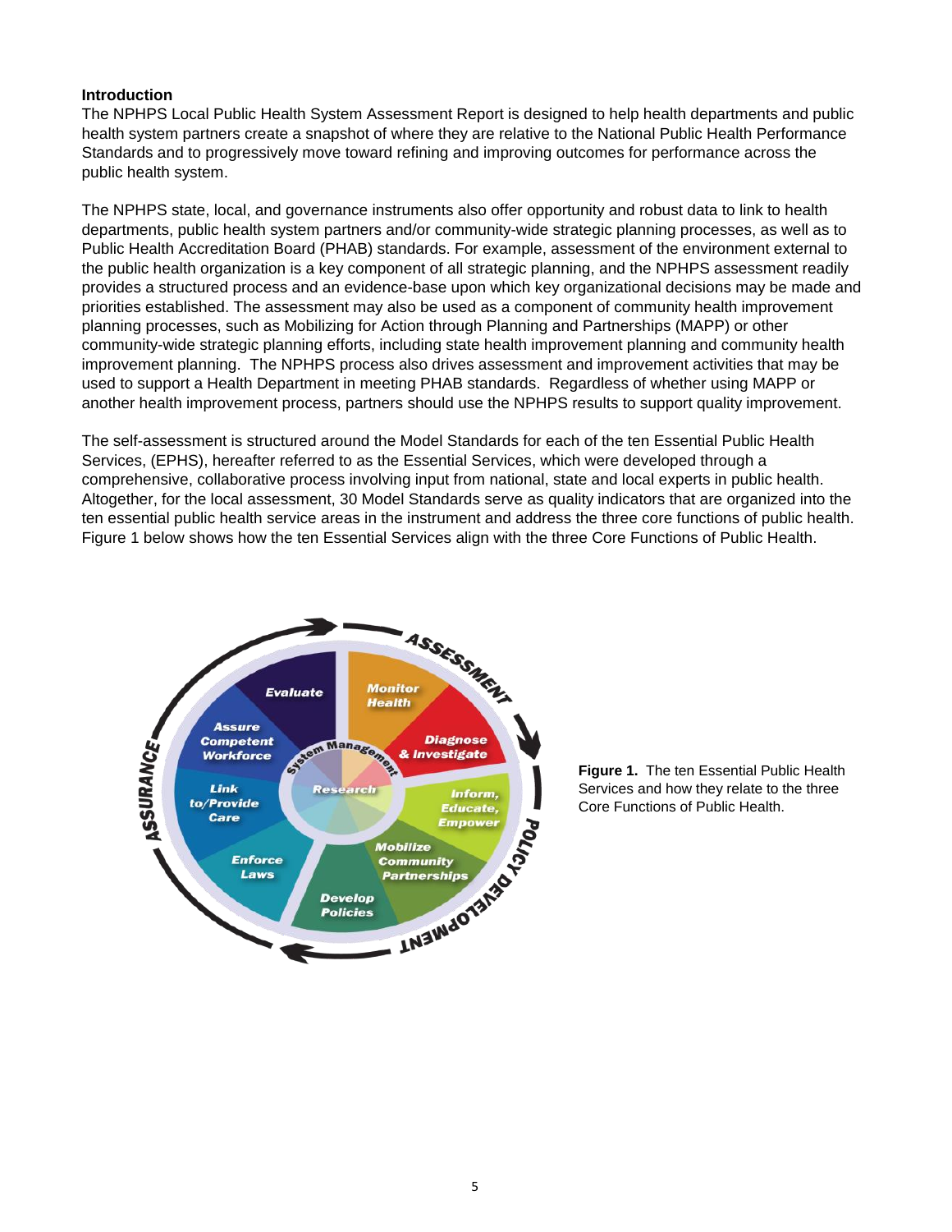**Introduction**

The NPHPS Local Public Health System Assessment Report is designed to help health departments and public health system partners create a snapshot of where they are relative to the National Public Health Performance Standards and to progressively move toward refining and improving outcomes for performance across the public health system.

The NPHPS state, local, and governance instruments also offer opportunity and robust data to link to health departments, public health system partners and/or community-wide strategic planning processes, as well as to Public Health Accreditation Board (PHAB) standards. For example, assessment of the environment external to the public health organization is a key component of all strategic planning, and the NPHPS assessment readily provides a structured process and an evidence-base upon which key organizational decisions may be made and priorities established. The assessment may also be used as a component of community health improvement planning processes, such as Mobilizing for Action through Planning and Partnerships (MAPP) or other community-wide strategic planning efforts, including state health improvement planning and community health improvement planning. The NPHPS process also drives assessment and improvement activities that may be used to support a Health Department in meeting PHAB standards. Regardless of whether using MAPP or another health improvement process, partners should use the NPHPS results to support quality improvement.

The self-assessment is structured around the Model Standards for each of the ten Essential Public Health Services, (EPHS), hereafter referred to as the Essential Services, which were developed through a comprehensive, collaborative process involving input from national, state and local experts in public health. Altogether, for the local assessment, 30 Model Standards serve as quality indicators that are organized into the ten essential public health service areas in the instrument and address the three core functions of public health. Figure 1 below shows how the ten Essential Services align with the three Core Functions of Public Health.

**Figure 1.** The ten Essential Public Health Services and how they relate to the three Core Functions of Public Health.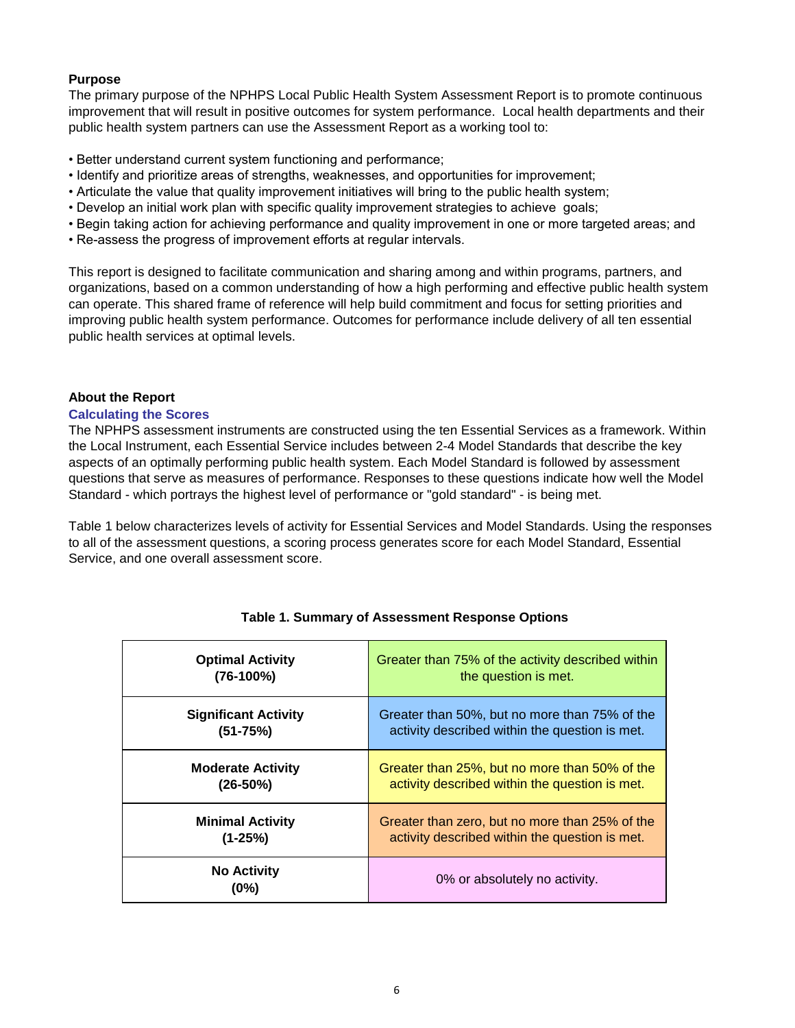**Purpose**

The primary purpose of the NPHPS Local Public Health System Assessment Report is to promote continuous improvement that will result in positive outcomes for system performance. Local health departments and their public health system partners can use the Assessment Report as a working tool to:

- Better understand current system functioning and performance;
- Identify and prioritize areas of strengths, weaknesses, and opportunities for improvement;
- Articulate the value that quality improvement initiatives will bring to the public health system;
- Develop an initial work plan with specific quality improvement strategies to achieve goals;
- Begin taking action for achieving performance and quality improvement in one or more targeted areas; and
- Re-assess the progress of improvement efforts at regular intervals.

This report is designed to facilitate communication and sharing among and within programs, partners, and organizations, based on a common understanding of how a high performing and effective public health system can operate. This shared frame of reference will help build commitment and focus for setting priorities and improving public health system performance. Outcomes for performance include delivery of all ten essential public health services at optimal levels.

**About the Report**

**Calculating the Scores**

The NPHPS assessment instruments are constructed using the ten Essential Services as a framework. Within the Local Instrument, each Essential Service includes between 2-4 Model Standards that describe the key aspects of an optimally performing public health system. Each Model Standard is followed by assessment questions that serve as measures of performance. Responses to these questions indicate how well the Model Standard - which portrays the highest level of performance or "gold standard" - is being met.

Table 1 below characterizes levels of activity for Essential Services and Model Standards. Using the responses to all of the assessment questions, a scoring process generates score for each Model Standard, Essential Service, and one overall assessment score.

**Table 1. Summary of Assessment Response Options**

| | |
|---|---|
| **Optimal Activity (76-100%)** | Greater than 75% of the activity described within the question is met. |
| **Significant Activity (51-75%)** | Greater than 50%, but no more than 75% of the activity described within the question is met. |
| **Moderate Activity (26-50%)** | Greater than 25%, but no more than 50% of the activity described within the question is met. |
| **Minimal Activity (1-25%)** | Greater than zero, but no more than 25% of the activity described within the question is met. |
| **No Activity (0%)** | 0% or absolutely no activity. |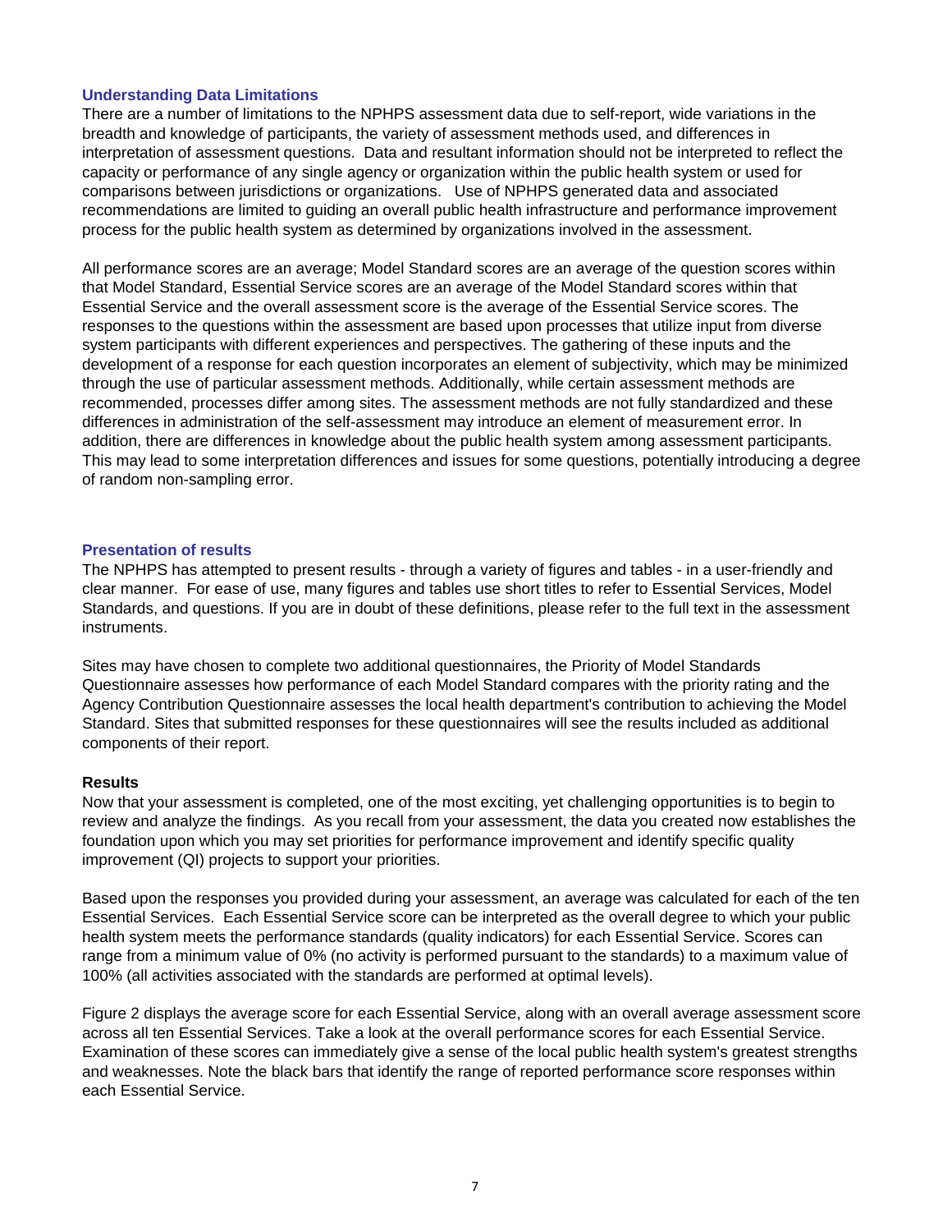### Understanding Data Limitations

There are a number of limitations to the NPHPS assessment data due to self-report, wide variations in the breadth and knowledge of participants, the variety of assessment methods used, and differences in interpretation of assessment questions. Data and resultant information should not be interpreted to reflect the capacity or performance of any single agency or organization within the public health system or used for comparisons between jurisdictions or organizations. Use of NPHPS generated data and associated recommendations are limited to guiding an overall public health infrastructure and performance improvement process for the public health system as determined by organizations involved in the assessment.

All performance scores are an average; Model Standard scores are an average of the question scores within that Model Standard, Essential Service scores are an average of the Model Standard scores within that Essential Service and the overall assessment score is the average of the Essential Service scores. The responses to the questions within the assessment are based upon processes that utilize input from diverse system participants with different experiences and perspectives. The gathering of these inputs and the development of a response for each question incorporates an element of subjectivity, which may be minimized through the use of particular assessment methods. Additionally, while certain assessment methods are recommended, processes differ among sites. The assessment methods are not fully standardized and these differences in administration of the self-assessment may introduce an element of measurement error. In addition, there are differences in knowledge about the public health system among assessment participants. This may lead to some interpretation differences and issues for some questions, potentially introducing a degree of random non-sampling error.

### Presentation of results

The NPHPS has attempted to present results - through a variety of figures and tables - in a user-friendly and clear manner. For ease of use, many figures and tables use short titles to refer to Essential Services, Model Standards, and questions. If you are in doubt of these definitions, please refer to the full text in the assessment instruments.

Sites may have chosen to complete two additional questionnaires, the Priority of Model Standards Questionnaire assesses how performance of each Model Standard compares with the priority rating and the Agency Contribution Questionnaire assesses the local health department's contribution to achieving the Model Standard. Sites that submitted responses for these questionnaires will see the results included as additional components of their report.

### Results

Now that your assessment is completed, one of the most exciting, yet challenging opportunities is to begin to review and analyze the findings. As you recall from your assessment, the data you created now establishes the foundation upon which you may set priorities for performance improvement and identify specific quality improvement (QI) projects to support your priorities.

Based upon the responses you provided during your assessment, an average was calculated for each of the ten Essential Services. Each Essential Service score can be interpreted as the overall degree to which your public health system meets the performance standards (quality indicators) for each Essential Service. Scores can range from a minimum value of 0% (no activity is performed pursuant to the standards) to a maximum value of 100% (all activities associated with the standards are performed at optimal levels).

Figure 2 displays the average score for each Essential Service, along with an overall average assessment score across all ten Essential Services. Take a look at the overall performance scores for each Essential Service. Examination of these scores can immediately give a sense of the local public health system's greatest strengths and weaknesses. Note the black bars that identify the range of reported performance score responses within each Essential Service.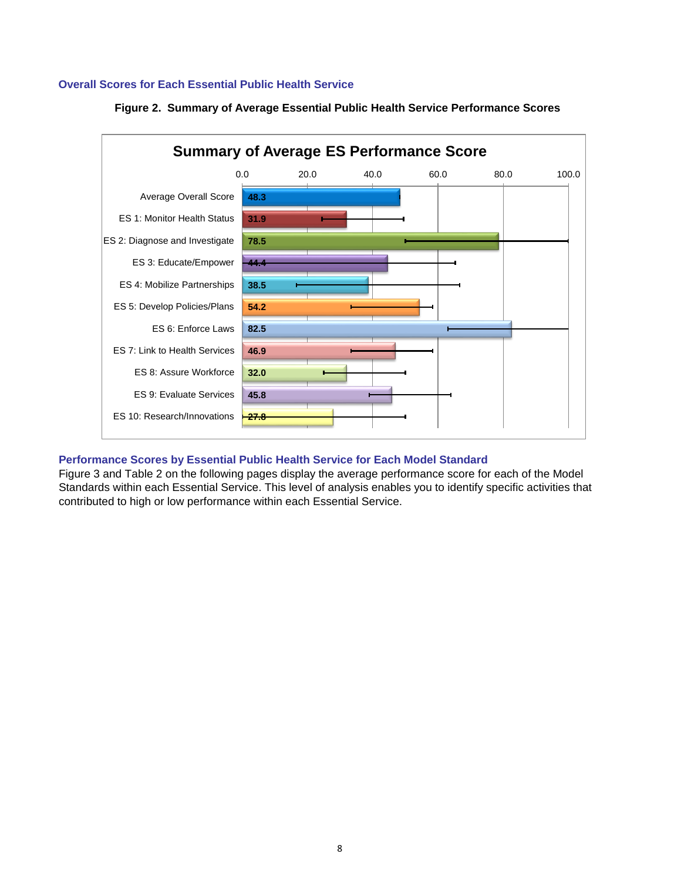## Overall Scores for Each Essential Public Health Service

**Figure 2. Summary of Average Essential Public Health Service Performance Scores**

**Summary of Average ES Performance Score**

| Category | Score |
|---|---|
| Average Overall Score | 48.3 |
| ES 1: Monitor Health Status | 31.9 |
| ES 2: Diagnose and Investigate | 78.5 |
| ES 3: Educate/Empower | 44.4 |
| ES 4: Mobilize Partnerships | 38.5 |
| ES 5: Develop Policies/Plans | 54.2 |
| ES 6: Enforce Laws | 82.5 |
| ES 7: Link to Health Services | 46.9 |
| ES 8: Assure Workforce | 32.0 |
| ES 9: Evaluate Services | 45.8 |
| ES 10: Research/Innovations | 27.8 |

## Performance Scores by Essential Public Health Service for Each Model Standard

Figure 3 and Table 2 on the following pages display the average performance score for each of the Model Standards within each Essential Service. This level of analysis enables you to identify specific activities that contributed to high or low performance within each Essential Service.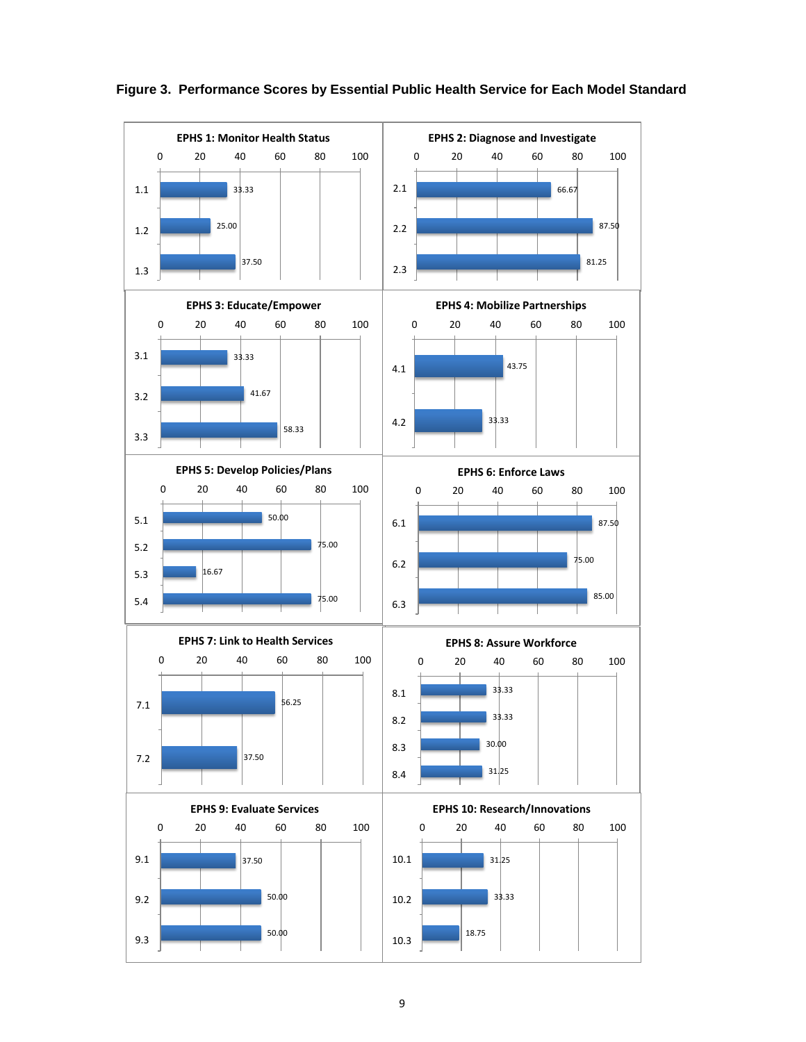**Figure 3. Performance Scores by Essential Public Health Service for Each Model Standard**

**EPHS 1: Monitor Health Status**

| Standard | Score |
|---|---|
| 1.1 | 33.33 |
| 1.2 | 25.00 |
| 1.3 | 37.50 |

**EPHS 2: Diagnose and Investigate**

| Standard | Score |
|---|---|
| 2.1 | 66.67 |
| 2.2 | 87.50 |
| 2.3 | 81.25 |

**EPHS 3: Educate/Empower**

| Standard | Score |
|---|---|
| 3.1 | 33.33 |
| 3.2 | 41.67 |
| 3.3 | 58.33 |

**EPHS 4: Mobilize Partnerships**

| Standard | Score |
|---|---|
| 4.1 | 43.75 |
| 4.2 | 33.33 |

**EPHS 5: Develop Policies/Plans**

| Standard | Score |
|---|---|
| 5.1 | 50.00 |
| 5.2 | 75.00 |
| 5.3 | 16.67 |
| 5.4 | 75.00 |

**EPHS 6: Enforce Laws**

| Standard | Score |
|---|---|
| 6.1 | 87.50 |
| 6.2 | 75.00 |
| 6.3 | 85.00 |

**EPHS 7: Link to Health Services**

| Standard | Score |
|---|---|
| 7.1 | 56.25 |
| 7.2 | 37.50 |

**EPHS 8: Assure Workforce**

| Standard | Score |
|---|---|
| 8.1 | 33.33 |
| 8.2 | 33.33 |
| 8.3 | 30.00 |
| 8.4 | 31.25 |

**EPHS 9: Evaluate Services**

| Standard | Score |
|---|---|
| 9.1 | 37.50 |
| 9.2 | 50.00 |
| 9.3 | 50.00 |

**EPHS 10: Research/Innovations**

| Standard | Score |
|---|---|
| 10.1 | 31.25 |
| 10.2 | 33.33 |
| 10.3 | 18.75 |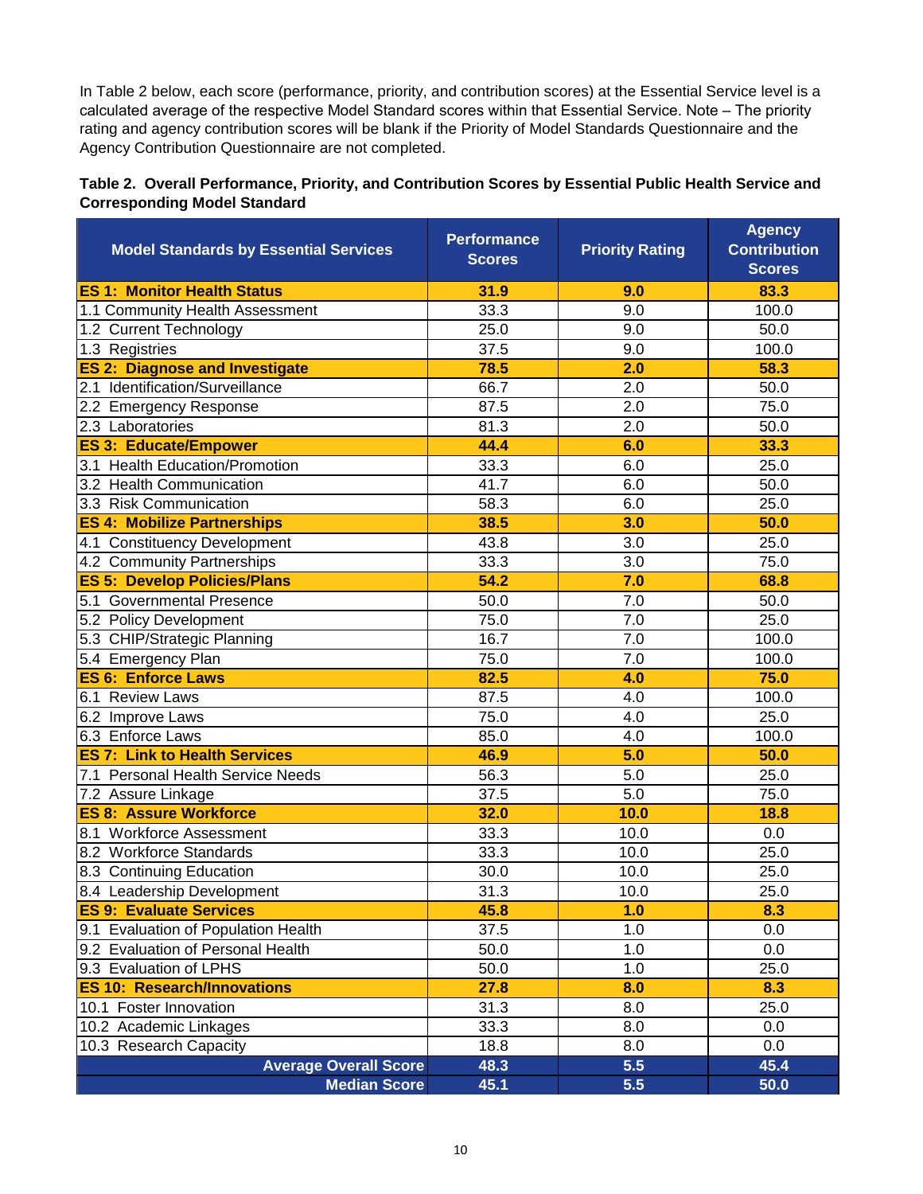In Table 2 below, each score (performance, priority, and contribution scores) at the Essential Service level is a calculated average of the respective Model Standard scores within that Essential Service. Note – The priority rating and agency contribution scores will be blank if the Priority of Model Standards Questionnaire and the Agency Contribution Questionnaire are not completed.

**Table 2. Overall Performance, Priority, and Contribution Scores by Essential Public Health Service and Corresponding Model Standard**

| Model Standards by Essential Services | Performance Scores | Priority Rating | Agency Contribution Scores |
|---|---|---|---|
| **ES 1: Monitor Health Status** | **31.9** | **9.0** | **83.3** |
| 1.1 Community Health Assessment | 33.3 | 9.0 | 100.0 |
| 1.2 Current Technology | 25.0 | 9.0 | 50.0 |
| 1.3 Registries | 37.5 | 9.0 | 100.0 |
| **ES 2: Diagnose and Investigate** | **78.5** | **2.0** | **58.3** |
| 2.1 Identification/Surveillance | 66.7 | 2.0 | 50.0 |
| 2.2 Emergency Response | 87.5 | 2.0 | 75.0 |
| 2.3 Laboratories | 81.3 | 2.0 | 50.0 |
| **ES 3: Educate/Empower** | **44.4** | **6.0** | **33.3** |
| 3.1 Health Education/Promotion | 33.3 | 6.0 | 25.0 |
| 3.2 Health Communication | 41.7 | 6.0 | 50.0 |
| 3.3 Risk Communication | 58.3 | 6.0 | 25.0 |
| **ES 4: Mobilize Partnerships** | **38.5** | **3.0** | **50.0** |
| 4.1 Constituency Development | 43.8 | 3.0 | 25.0 |
| 4.2 Community Partnerships | 33.3 | 3.0 | 75.0 |
| **ES 5: Develop Policies/Plans** | **54.2** | **7.0** | **68.8** |
| 5.1 Governmental Presence | 50.0 | 7.0 | 50.0 |
| 5.2 Policy Development | 75.0 | 7.0 | 25.0 |
| 5.3 CHIP/Strategic Planning | 16.7 | 7.0 | 100.0 |
| 5.4 Emergency Plan | 75.0 | 7.0 | 100.0 |
| **ES 6: Enforce Laws** | **82.5** | **4.0** | **75.0** |
| 6.1 Review Laws | 87.5 | 4.0 | 100.0 |
| 6.2 Improve Laws | 75.0 | 4.0 | 25.0 |
| 6.3 Enforce Laws | 85.0 | 4.0 | 100.0 |
| **ES 7: Link to Health Services** | **46.9** | **5.0** | **50.0** |
| 7.1 Personal Health Service Needs | 56.3 | 5.0 | 25.0 |
| 7.2 Assure Linkage | 37.5 | 5.0 | 75.0 |
| **ES 8: Assure Workforce** | **32.0** | **10.0** | **18.8** |
| 8.1 Workforce Assessment | 33.3 | 10.0 | 0.0 |
| 8.2 Workforce Standards | 33.3 | 10.0 | 25.0 |
| 8.3 Continuing Education | 30.0 | 10.0 | 25.0 |
| 8.4 Leadership Development | 31.3 | 10.0 | 25.0 |
| **ES 9: Evaluate Services** | **45.8** | **1.0** | **8.3** |
| 9.1 Evaluation of Population Health | 37.5 | 1.0 | 0.0 |
| 9.2 Evaluation of Personal Health | 50.0 | 1.0 | 0.0 |
| 9.3 Evaluation of LPHS | 50.0 | 1.0 | 25.0 |
| **ES 10: Research/Innovations** | **27.8** | **8.0** | **8.3** |
| 10.1 Foster Innovation | 31.3 | 8.0 | 25.0 |
| 10.2 Academic Linkages | 33.3 | 8.0 | 0.0 |
| 10.3 Research Capacity | 18.8 | 8.0 | 0.0 |
| **Average Overall Score** | **48.3** | **5.5** | **45.4** |
| **Median Score** | **45.1** | **5.5** | **50.0** |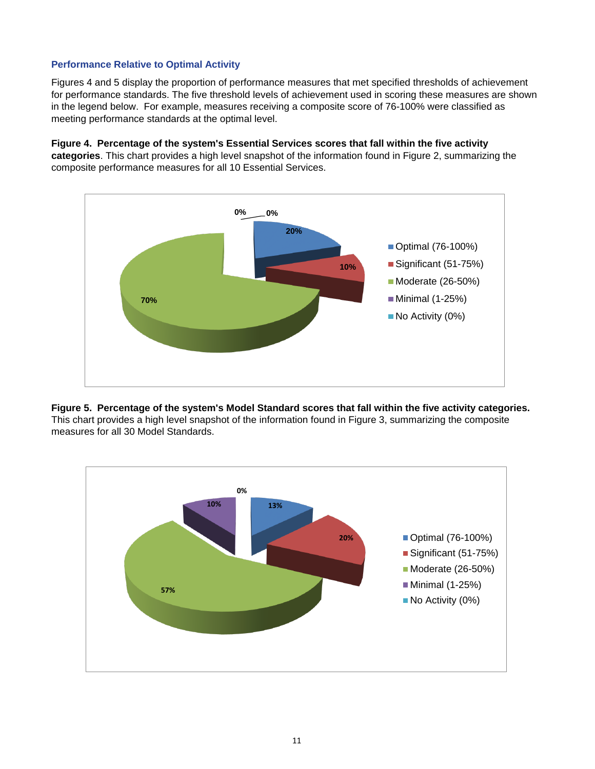### Performance Relative to Optimal Activity

Figures 4 and 5 display the proportion of performance measures that met specified thresholds of achievement for performance standards. The five threshold levels of achievement used in scoring these measures are shown in the legend below. For example, measures receiving a composite score of 76-100% were classified as meeting performance standards at the optimal level.

**Figure 4. Percentage of the system's Essential Services scores that fall within the five activity categories**. This chart provides a high level snapshot of the information found in Figure 2, summarizing the composite performance measures for all 10 Essential Services.

| Category | Percentage |
|---|---|
| Optimal (76-100%) | 20% |
| Significant (51-75%) | 10% |
| Moderate (26-50%) | 70% |
| Minimal (1-25%) | 0% |
| No Activity (0%) | 0% |

**Figure 5. Percentage of the system's Model Standard scores that fall within the five activity categories.** This chart provides a high level snapshot of the information found in Figure 3, summarizing the composite measures for all 30 Model Standards.

| Category | Percentage |
|---|---|
| Optimal (76-100%) | 13% |
| Significant (51-75%) | 20% |
| Moderate (26-50%) | 57% |
| Minimal (1-25%) | 10% |
| No Activity (0%) | 0% |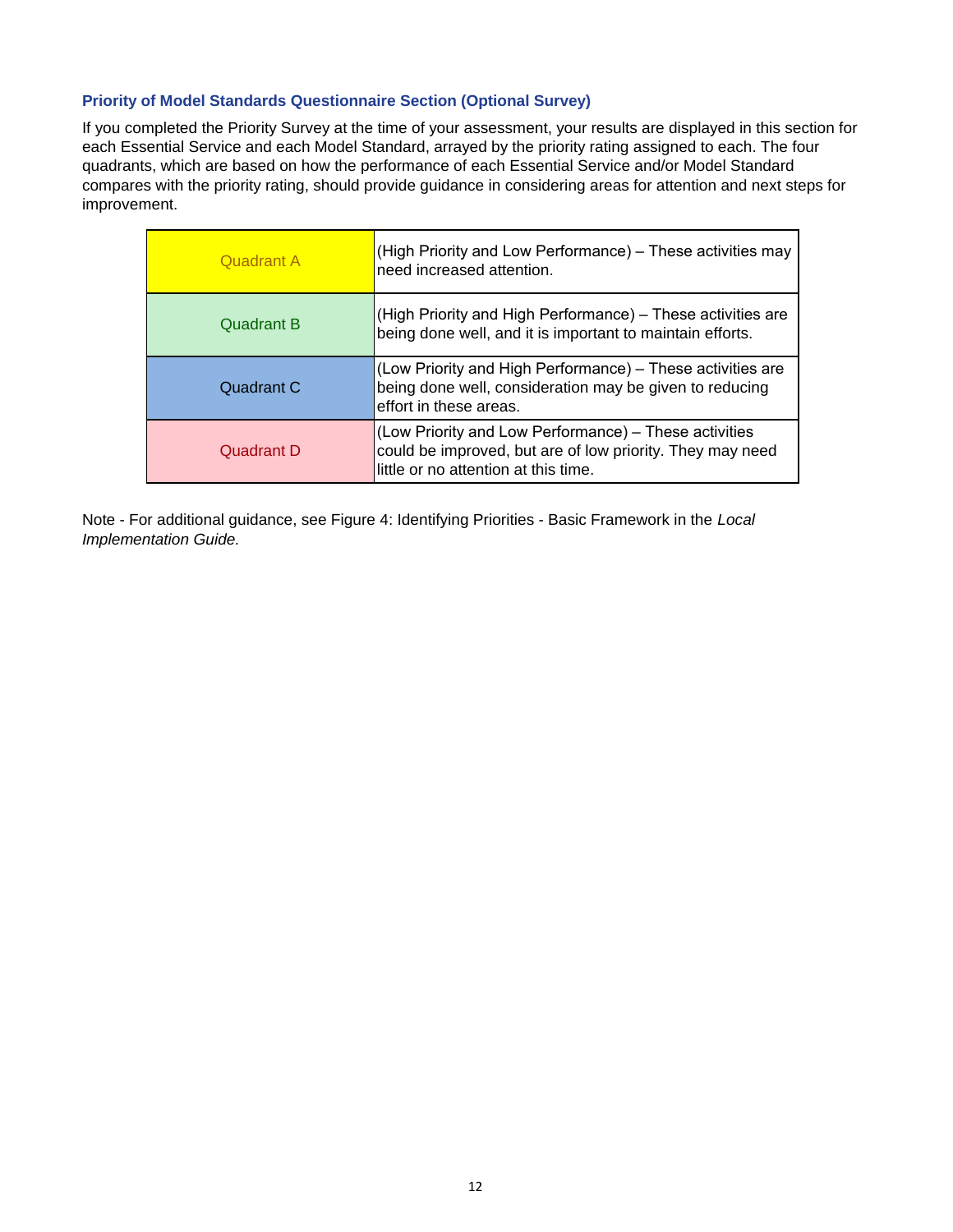### Priority of Model Standards Questionnaire Section (Optional Survey)

If you completed the Priority Survey at the time of your assessment, your results are displayed in this section for each Essential Service and each Model Standard, arrayed by the priority rating assigned to each. The four quadrants, which are based on how the performance of each Essential Service and/or Model Standard compares with the priority rating, should provide guidance in considering areas for attention and next steps for improvement.

| | |
|---|---|
| Quadrant A | (High Priority and Low Performance) – These activities may need increased attention. |
| Quadrant B | (High Priority and High Performance) – These activities are being done well, and it is important to maintain efforts. |
| Quadrant C | (Low Priority and High Performance) – These activities are being done well, consideration may be given to reducing effort in these areas. |
| Quadrant D | (Low Priority and Low Performance) – These activities could be improved, but are of low priority. They may need little or no attention at this time. |

Note - For additional guidance, see Figure 4: Identifying Priorities - Basic Framework in the *Local Implementation Guide.*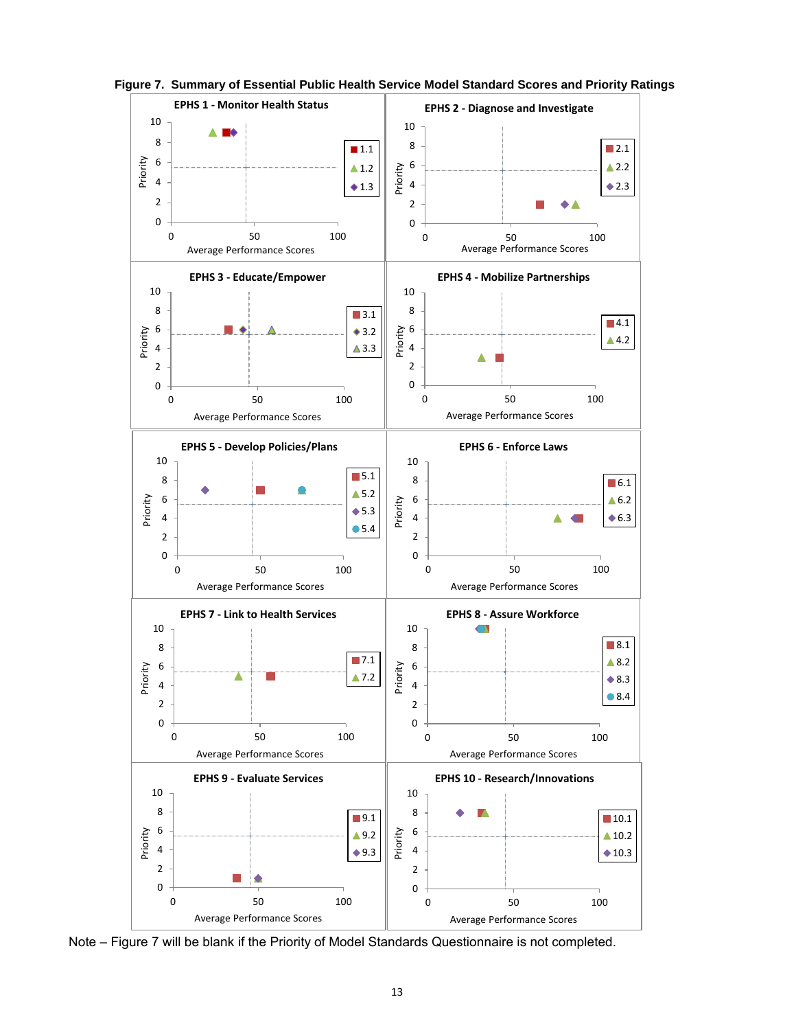**Figure 7. Summary of Essential Public Health Service Model Standard Scores and Priority Ratings**

EPHS 1 - Monitor Health Status

EPHS 2 - Diagnose and Investigate

EPHS 3 - Educate/Empower

EPHS 4 - Mobilize Partnerships

EPHS 5 - Develop Policies/Plans

EPHS 6 - Enforce Laws

EPHS 7 - Link to Health Services

EPHS 8 - Assure Workforce

EPHS 9 - Evaluate Services

EPHS 10 - Research/Innovations

Note – Figure 7 will be blank if the Priority of Model Standards Questionnaire is not completed.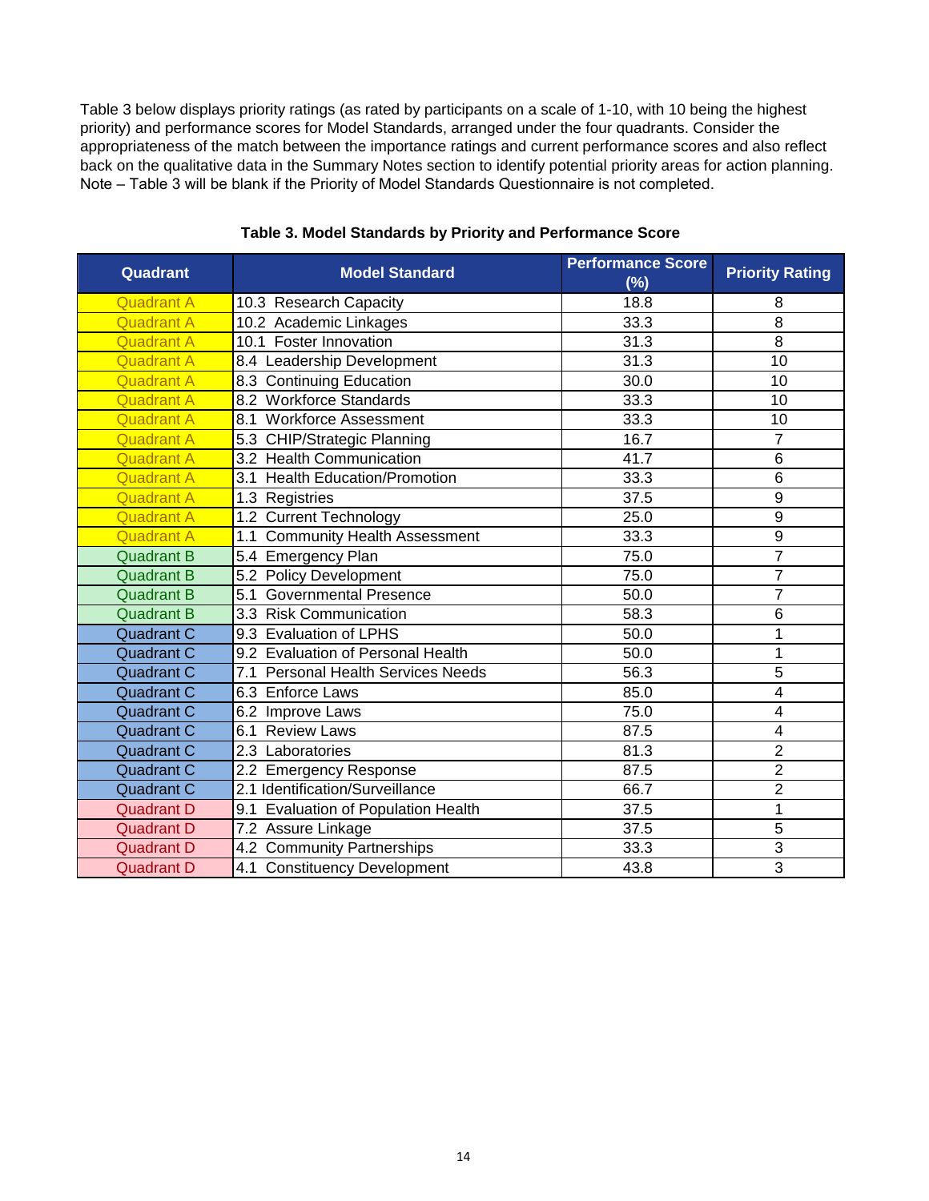Table 3 below displays priority ratings (as rated by participants on a scale of 1-10, with 10 being the highest priority) and performance scores for Model Standards, arranged under the four quadrants. Consider the appropriateness of the match between the importance ratings and current performance scores and also reflect back on the qualitative data in the Summary Notes section to identify potential priority areas for action planning. Note – Table 3 will be blank if the Priority of Model Standards Questionnaire is not completed.

**Table 3. Model Standards by Priority and Performance Score**

| Quadrant | Model Standard | Performance Score (%) | Priority Rating |
|---|---|---|---|
| Quadrant A | 10.3 Research Capacity | 18.8 | 8 |
| Quadrant A | 10.2 Academic Linkages | 33.3 | 8 |
| Quadrant A | 10.1 Foster Innovation | 31.3 | 8 |
| Quadrant A | 8.4 Leadership Development | 31.3 | 10 |
| Quadrant A | 8.3 Continuing Education | 30.0 | 10 |
| Quadrant A | 8.2 Workforce Standards | 33.3 | 10 |
| Quadrant A | 8.1 Workforce Assessment | 33.3 | 10 |
| Quadrant A | 5.3 CHIP/Strategic Planning | 16.7 | 7 |
| Quadrant A | 3.2 Health Communication | 41.7 | 6 |
| Quadrant A | 3.1 Health Education/Promotion | 33.3 | 6 |
| Quadrant A | 1.3 Registries | 37.5 | 9 |
| Quadrant A | 1.2 Current Technology | 25.0 | 9 |
| Quadrant A | 1.1 Community Health Assessment | 33.3 | 9 |
| Quadrant B | 5.4 Emergency Plan | 75.0 | 7 |
| Quadrant B | 5.2 Policy Development | 75.0 | 7 |
| Quadrant B | 5.1 Governmental Presence | 50.0 | 7 |
| Quadrant B | 3.3 Risk Communication | 58.3 | 6 |
| Quadrant C | 9.3 Evaluation of LPHS | 50.0 | 1 |
| Quadrant C | 9.2 Evaluation of Personal Health | 50.0 | 1 |
| Quadrant C | 7.1 Personal Health Services Needs | 56.3 | 5 |
| Quadrant C | 6.3 Enforce Laws | 85.0 | 4 |
| Quadrant C | 6.2 Improve Laws | 75.0 | 4 |
| Quadrant C | 6.1 Review Laws | 87.5 | 4 |
| Quadrant C | 2.3 Laboratories | 81.3 | 2 |
| Quadrant C | 2.2 Emergency Response | 87.5 | 2 |
| Quadrant C | 2.1 Identification/Surveillance | 66.7 | 2 |
| Quadrant D | 9.1 Evaluation of Population Health | 37.5 | 1 |
| Quadrant D | 7.2 Assure Linkage | 37.5 | 5 |
| Quadrant D | 4.2 Community Partnerships | 33.3 | 3 |
| Quadrant D | 4.1 Constituency Development | 43.8 | 3 |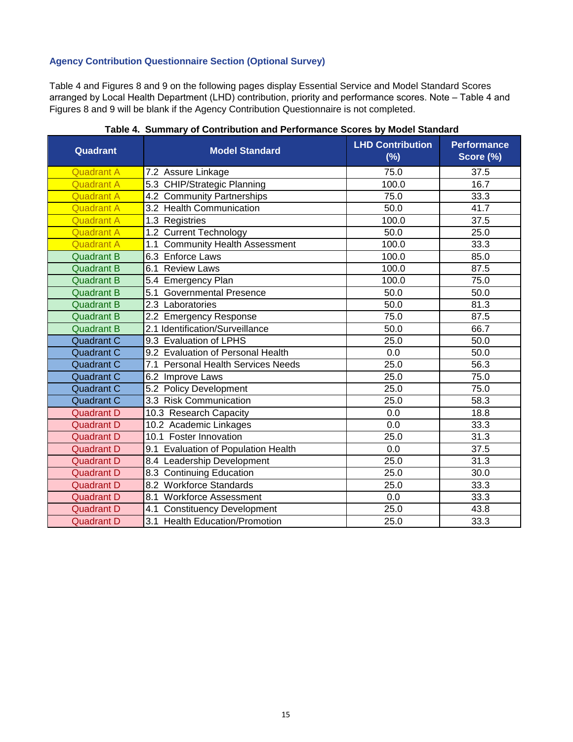### Agency Contribution Questionnaire Section (Optional Survey)

Table 4 and Figures 8 and 9 on the following pages display Essential Service and Model Standard Scores arranged by Local Health Department (LHD) contribution, priority and performance scores. Note – Table 4 and Figures 8 and 9 will be blank if the Agency Contribution Questionnaire is not completed.

**Table 4. Summary of Contribution and Performance Scores by Model Standard**

| Quadrant | Model Standard | LHD Contribution (%) | Performance Score (%) |
|---|---|---|---|
| Quadrant A | 7.2 Assure Linkage | 75.0 | 37.5 |
| Quadrant A | 5.3 CHIP/Strategic Planning | 100.0 | 16.7 |
| Quadrant A | 4.2 Community Partnerships | 75.0 | 33.3 |
| Quadrant A | 3.2 Health Communication | 50.0 | 41.7 |
| Quadrant A | 1.3 Registries | 100.0 | 37.5 |
| Quadrant A | 1.2 Current Technology | 50.0 | 25.0 |
| Quadrant A | 1.1 Community Health Assessment | 100.0 | 33.3 |
| Quadrant B | 6.3 Enforce Laws | 100.0 | 85.0 |
| Quadrant B | 6.1 Review Laws | 100.0 | 87.5 |
| Quadrant B | 5.4 Emergency Plan | 100.0 | 75.0 |
| Quadrant B | 5.1 Governmental Presence | 50.0 | 50.0 |
| Quadrant B | 2.3 Laboratories | 50.0 | 81.3 |
| Quadrant B | 2.2 Emergency Response | 75.0 | 87.5 |
| Quadrant B | 2.1 Identification/Surveillance | 50.0 | 66.7 |
| Quadrant C | 9.3 Evaluation of LPHS | 25.0 | 50.0 |
| Quadrant C | 9.2 Evaluation of Personal Health | 0.0 | 50.0 |
| Quadrant C | 7.1 Personal Health Services Needs | 25.0 | 56.3 |
| Quadrant C | 6.2 Improve Laws | 25.0 | 75.0 |
| Quadrant C | 5.2 Policy Development | 25.0 | 75.0 |
| Quadrant C | 3.3 Risk Communication | 25.0 | 58.3 |
| Quadrant D | 10.3 Research Capacity | 0.0 | 18.8 |
| Quadrant D | 10.2 Academic Linkages | 0.0 | 33.3 |
| Quadrant D | 10.1 Foster Innovation | 25.0 | 31.3 |
| Quadrant D | 9.1 Evaluation of Population Health | 0.0 | 37.5 |
| Quadrant D | 8.4 Leadership Development | 25.0 | 31.3 |
| Quadrant D | 8.3 Continuing Education | 25.0 | 30.0 |
| Quadrant D | 8.2 Workforce Standards | 25.0 | 33.3 |
| Quadrant D | 8.1 Workforce Assessment | 0.0 | 33.3 |
| Quadrant D | 4.1 Constituency Development | 25.0 | 43.8 |
| Quadrant D | 3.1 Health Education/Promotion | 25.0 | 33.3 |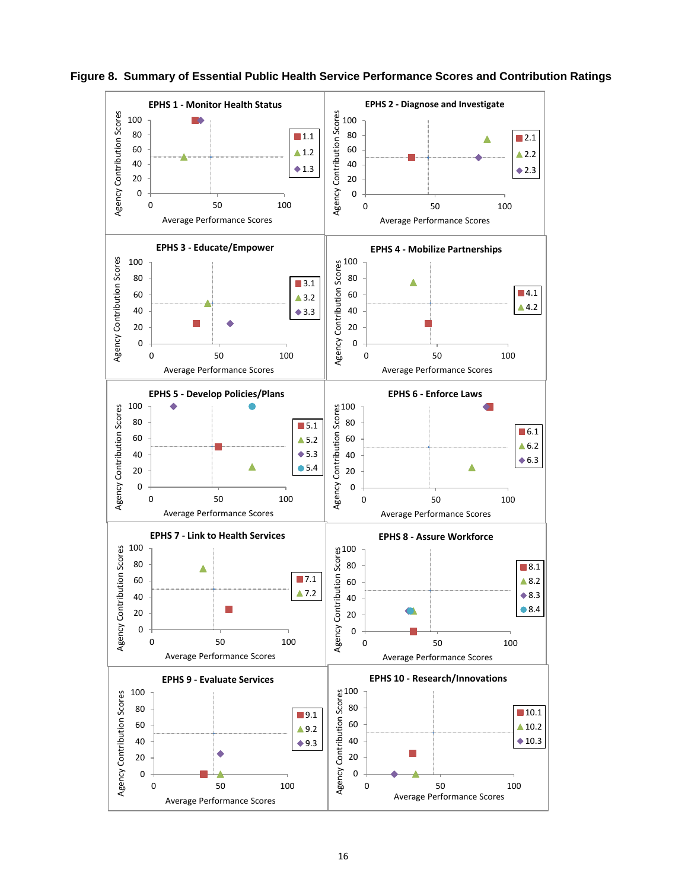**Figure 8. Summary of Essential Public Health Service Performance Scores and Contribution Ratings**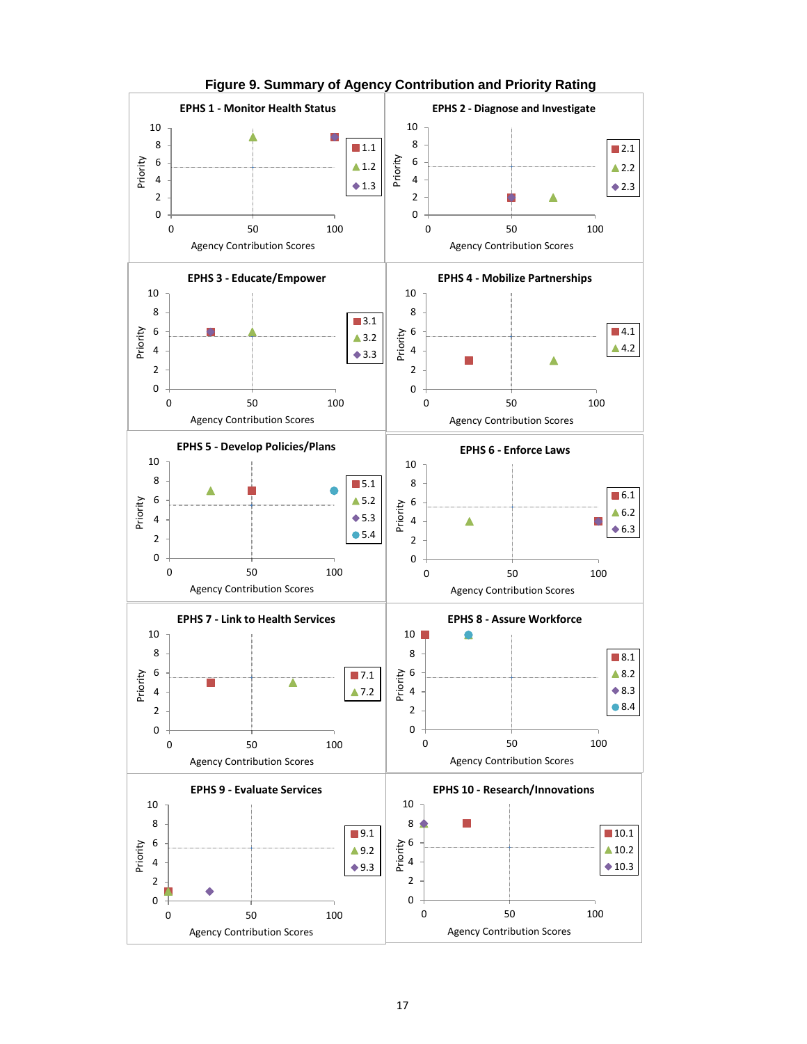**Figure 9. Summary of Agency Contribution and Priority Rating**

**EPHS 1 - Monitor Health Status**

**EPHS 2 - Diagnose and Investigate**

**EPHS 3 - Educate/Empower**

**EPHS 4 - Mobilize Partnerships**

**EPHS 5 - Develop Policies/Plans**

**EPHS 6 - Enforce Laws**

**EPHS 7 - Link to Health Services**

**EPHS 8 - Assure Workforce**

**EPHS 9 - Evaluate Services**

**EPHS 10 - Research/Innovations**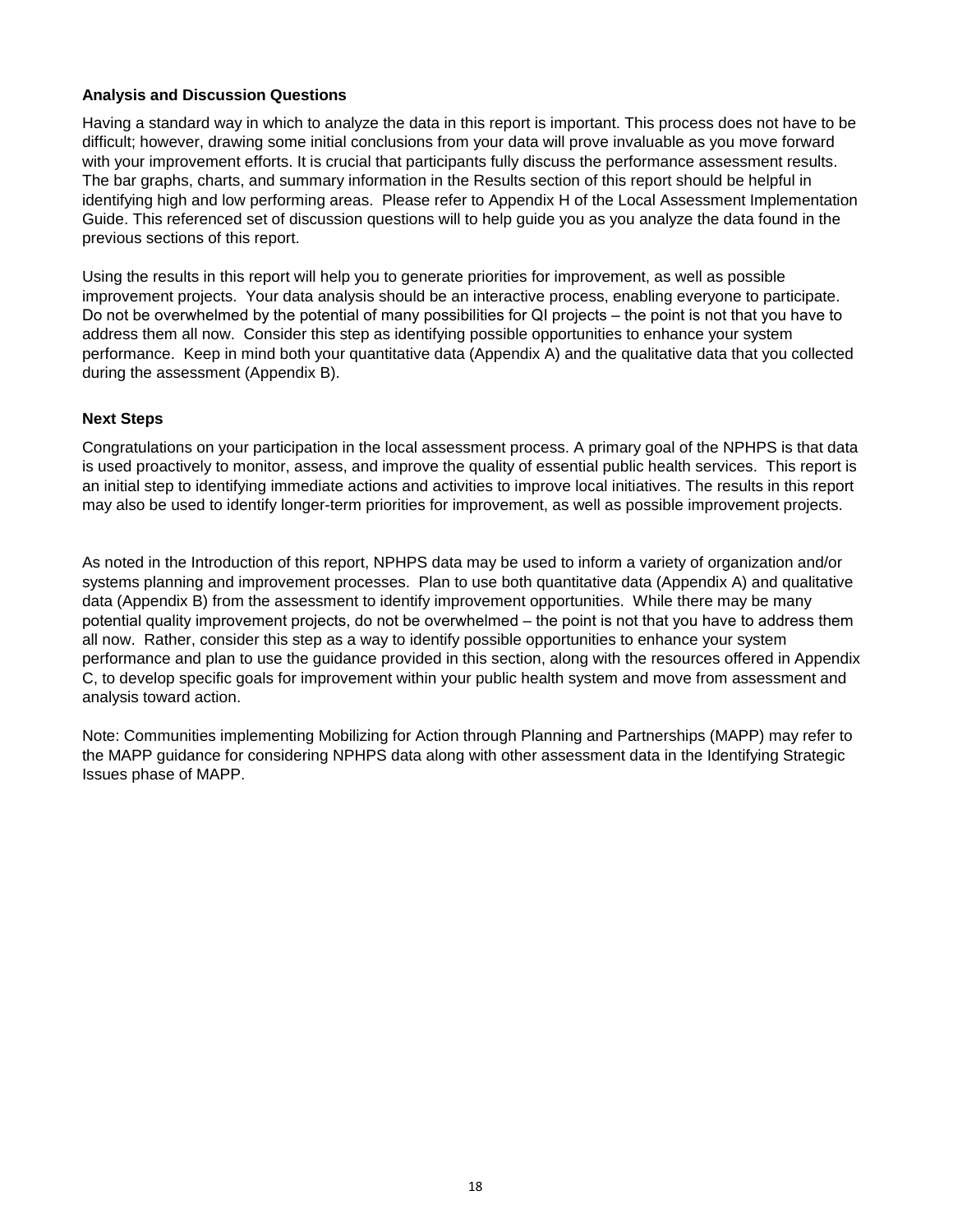**Analysis and Discussion Questions**

Having a standard way in which to analyze the data in this report is important. This process does not have to be difficult; however, drawing some initial conclusions from your data will prove invaluable as you move forward with your improvement efforts. It is crucial that participants fully discuss the performance assessment results. The bar graphs, charts, and summary information in the Results section of this report should be helpful in identifying high and low performing areas. Please refer to Appendix H of the Local Assessment Implementation Guide. This referenced set of discussion questions will to help guide you as you analyze the data found in the previous sections of this report.

Using the results in this report will help you to generate priorities for improvement, as well as possible improvement projects. Your data analysis should be an interactive process, enabling everyone to participate. Do not be overwhelmed by the potential of many possibilities for QI projects – the point is not that you have to address them all now. Consider this step as identifying possible opportunities to enhance your system performance. Keep in mind both your quantitative data (Appendix A) and the qualitative data that you collected during the assessment (Appendix B).

**Next Steps**

Congratulations on your participation in the local assessment process. A primary goal of the NPHPS is that data is used proactively to monitor, assess, and improve the quality of essential public health services. This report is an initial step to identifying immediate actions and activities to improve local initiatives. The results in this report may also be used to identify longer-term priorities for improvement, as well as possible improvement projects.

As noted in the Introduction of this report, NPHPS data may be used to inform a variety of organization and/or systems planning and improvement processes. Plan to use both quantitative data (Appendix A) and qualitative data (Appendix B) from the assessment to identify improvement opportunities. While there may be many potential quality improvement projects, do not be overwhelmed – the point is not that you have to address them all now. Rather, consider this step as a way to identify possible opportunities to enhance your system performance and plan to use the guidance provided in this section, along with the resources offered in Appendix C, to develop specific goals for improvement within your public health system and move from assessment and analysis toward action.

Note: Communities implementing Mobilizing for Action through Planning and Partnerships (MAPP) may refer to the MAPP guidance for considering NPHPS data along with other assessment data in the Identifying Strategic Issues phase of MAPP.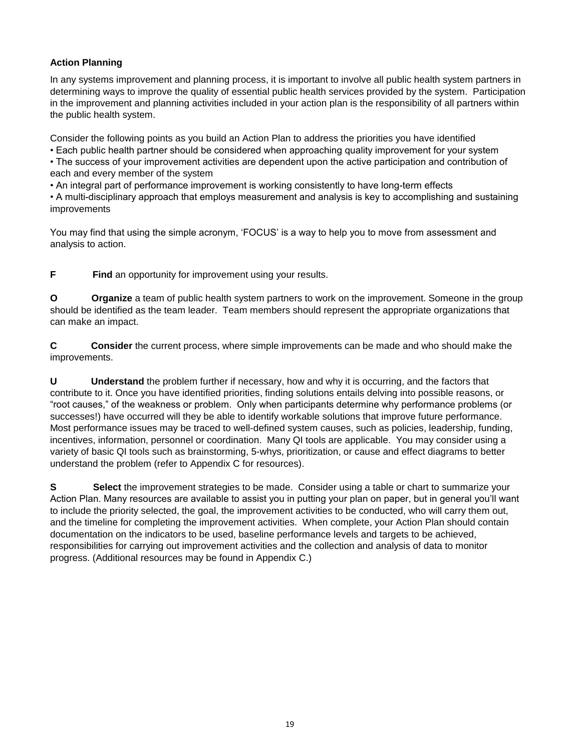### Action Planning

In any systems improvement and planning process, it is important to involve all public health system partners in determining ways to improve the quality of essential public health services provided by the system. Participation in the improvement and planning activities included in your action plan is the responsibility of all partners within the public health system.

Consider the following points as you build an Action Plan to address the priorities you have identified

- Each public health partner should be considered when approaching quality improvement for your system
- The success of your improvement activities are dependent upon the active participation and contribution of each and every member of the system
- An integral part of performance improvement is working consistently to have long-term effects
- A multi-disciplinary approach that employs measurement and analysis is key to accomplishing and sustaining improvements

You may find that using the simple acronym, 'FOCUS' is a way to help you to move from assessment and analysis to action.

**F** **Find** an opportunity for improvement using your results.

**O** **Organize** a team of public health system partners to work on the improvement. Someone in the group should be identified as the team leader. Team members should represent the appropriate organizations that can make an impact.

**C** **Consider** the current process, where simple improvements can be made and who should make the improvements.

**U** **Understand** the problem further if necessary, how and why it is occurring, and the factors that contribute to it. Once you have identified priorities, finding solutions entails delving into possible reasons, or "root causes," of the weakness or problem. Only when participants determine why performance problems (or successes!) have occurred will they be able to identify workable solutions that improve future performance. Most performance issues may be traced to well-defined system causes, such as policies, leadership, funding, incentives, information, personnel or coordination. Many QI tools are applicable. You may consider using a variety of basic QI tools such as brainstorming, 5-whys, prioritization, or cause and effect diagrams to better understand the problem (refer to Appendix C for resources).

**S** **Select** the improvement strategies to be made. Consider using a table or chart to summarize your Action Plan. Many resources are available to assist you in putting your plan on paper, but in general you'll want to include the priority selected, the goal, the improvement activities to be conducted, who will carry them out, and the timeline for completing the improvement activities. When complete, your Action Plan should contain documentation on the indicators to be used, baseline performance levels and targets to be achieved, responsibilities for carrying out improvement activities and the collection and analysis of data to monitor progress. (Additional resources may be found in Appendix C.)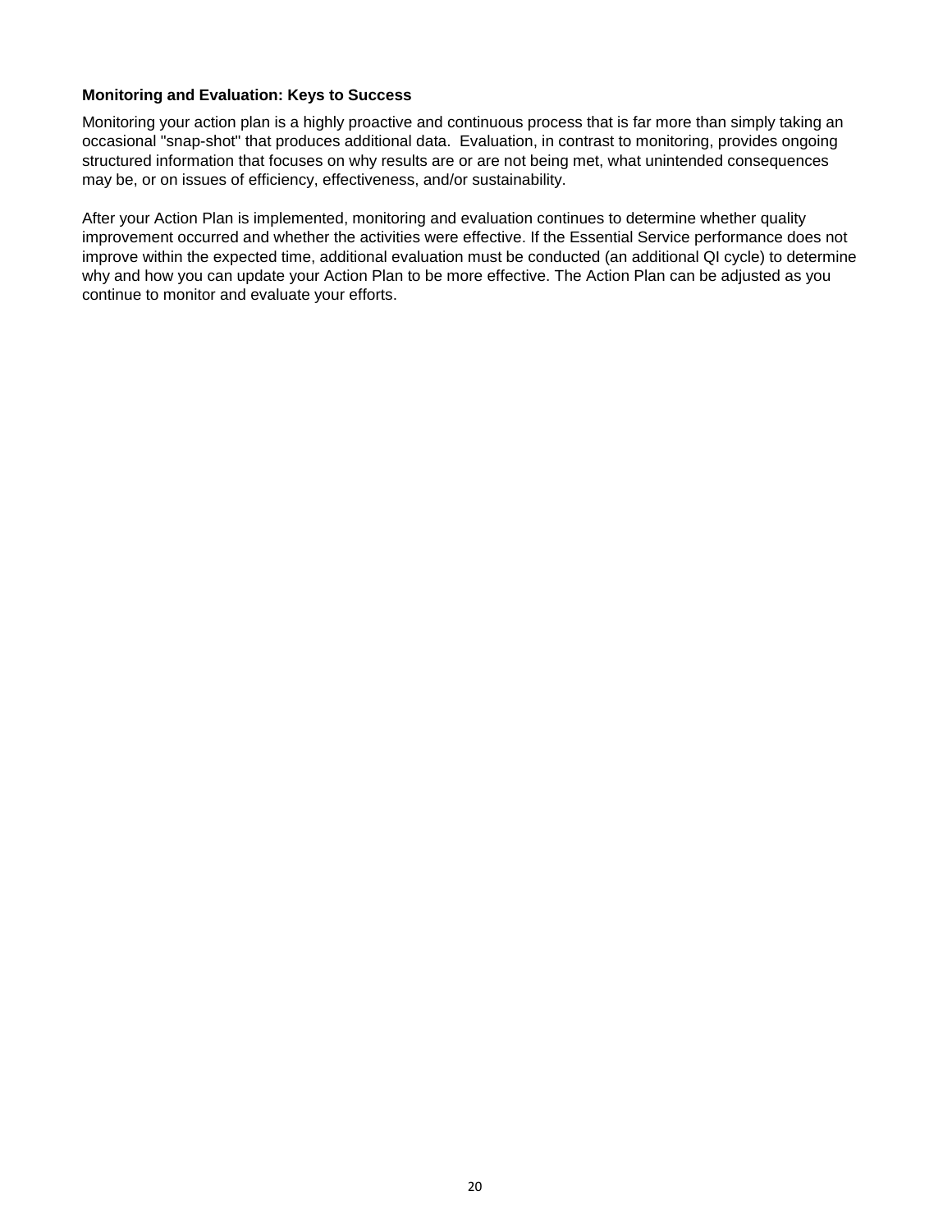**Monitoring and Evaluation: Keys to Success**

Monitoring your action plan is a highly proactive and continuous process that is far more than simply taking an occasional "snap-shot" that produces additional data. Evaluation, in contrast to monitoring, provides ongoing structured information that focuses on why results are or are not being met, what unintended consequences may be, or on issues of efficiency, effectiveness, and/or sustainability.

After your Action Plan is implemented, monitoring and evaluation continues to determine whether quality improvement occurred and whether the activities were effective. If the Essential Service performance does not improve within the expected time, additional evaluation must be conducted (an additional QI cycle) to determine why and how you can update your Action Plan to be more effective. The Action Plan can be adjusted as you continue to monitor and evaluate your efforts.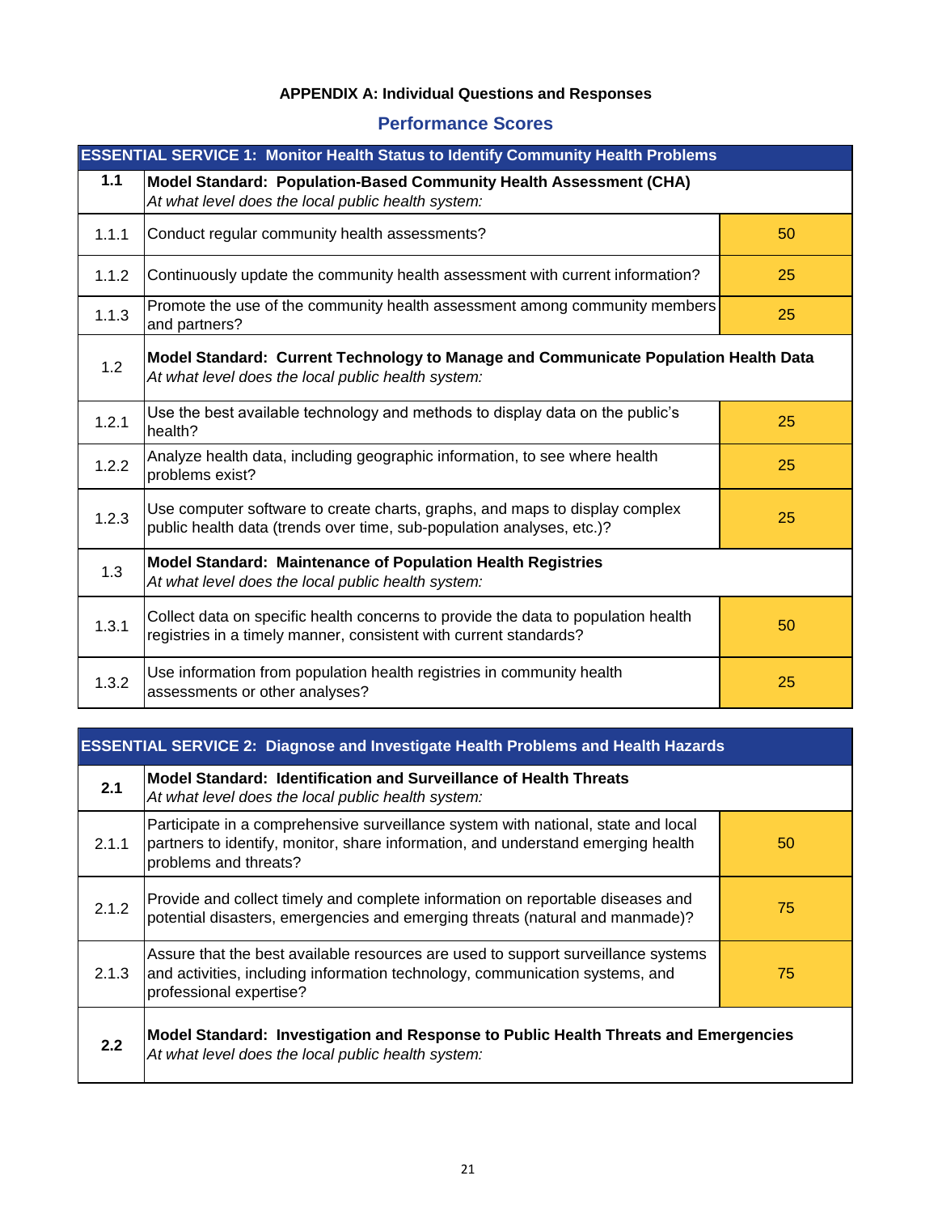**APPENDIX A: Individual Questions and Responses**

## Performance Scores

| ESSENTIAL SERVICE 1: Monitor Health Status to Identify Community Health Problems | | |
|---|---|---|
| **1.1** | **Model Standard: Population-Based Community Health Assessment (CHA)**<br>*At what level does the local public health system:* | |
| 1.1.1 | Conduct regular community health assessments? | 50 |
| 1.1.2 | Continuously update the community health assessment with current information? | 25 |
| 1.1.3 | Promote the use of the community health assessment among community members and partners? | 25 |
| 1.2 | **Model Standard: Current Technology to Manage and Communicate Population Health Data**<br>*At what level does the local public health system:* | |
| 1.2.1 | Use the best available technology and methods to display data on the public's health? | 25 |
| 1.2.2 | Analyze health data, including geographic information, to see where health problems exist? | 25 |
| 1.2.3 | Use computer software to create charts, graphs, and maps to display complex public health data (trends over time, sub-population analyses, etc.)? | 25 |
| 1.3 | **Model Standard: Maintenance of Population Health Registries**<br>*At what level does the local public health system:* | |
| 1.3.1 | Collect data on specific health concerns to provide the data to population health registries in a timely manner, consistent with current standards? | 50 |
| 1.3.2 | Use information from population health registries in community health assessments or other analyses? | 25 |

| ESSENTIAL SERVICE 2: Diagnose and Investigate Health Problems and Health Hazards | | |
|---|---|---|
| **2.1** | **Model Standard: Identification and Surveillance of Health Threats**<br>*At what level does the local public health system:* | |
| 2.1.1 | Participate in a comprehensive surveillance system with national, state and local partners to identify, monitor, share information, and understand emerging health problems and threats? | 50 |
| 2.1.2 | Provide and collect timely and complete information on reportable diseases and potential disasters, emergencies and emerging threats (natural and manmade)? | 75 |
| 2.1.3 | Assure that the best available resources are used to support surveillance systems and activities, including information technology, communication systems, and professional expertise? | 75 |
| **2.2** | **Model Standard: Investigation and Response to Public Health Threats and Emergencies**<br>*At what level does the local public health system:* | |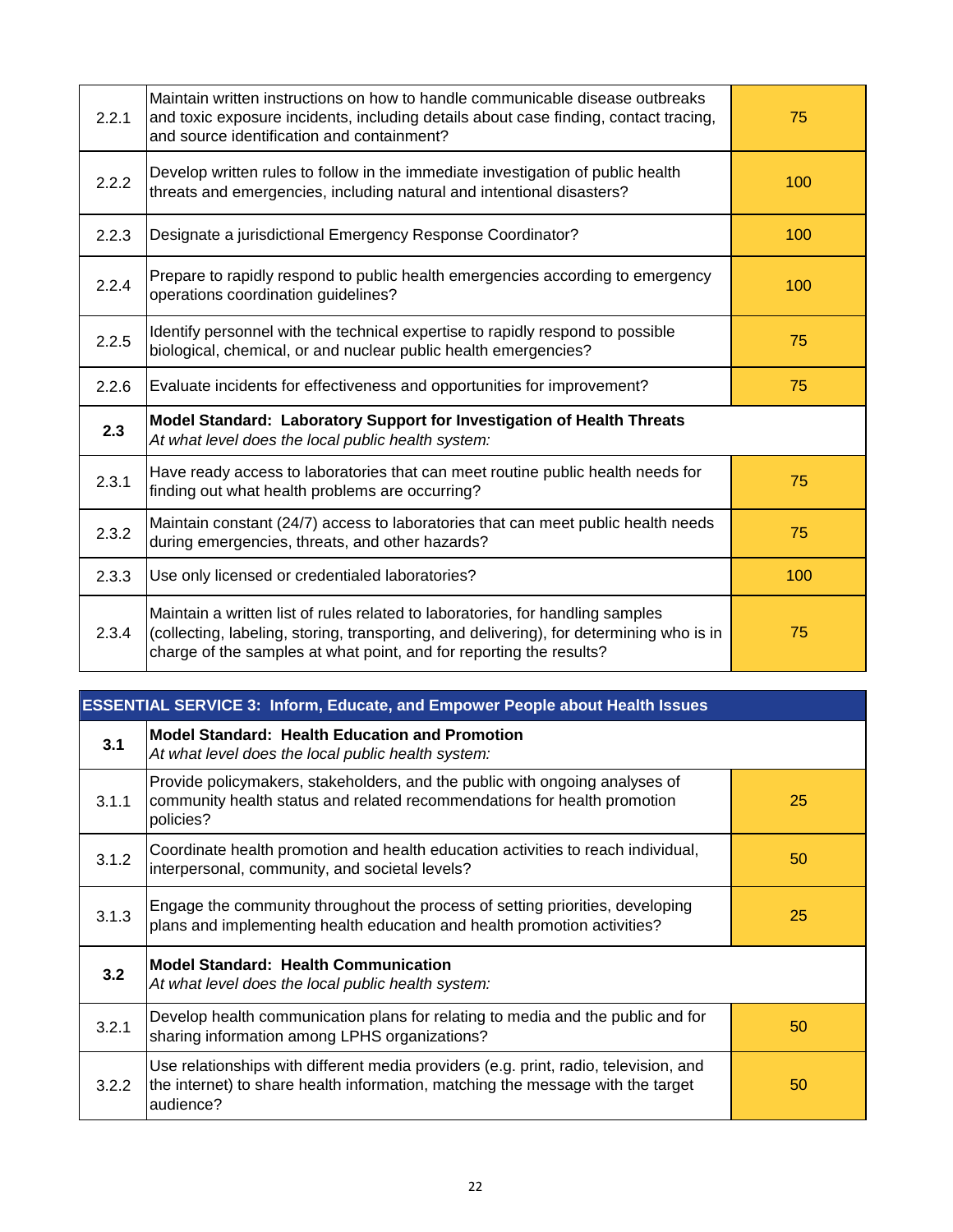| | | |
|---|---|---|
| 2.2.1 | Maintain written instructions on how to handle communicable disease outbreaks and toxic exposure incidents, including details about case finding, contact tracing, and source identification and containment? | 75 |
| 2.2.2 | Develop written rules to follow in the immediate investigation of public health threats and emergencies, including natural and intentional disasters? | 100 |
| 2.2.3 | Designate a jurisdictional Emergency Response Coordinator? | 100 |
| 2.2.4 | Prepare to rapidly respond to public health emergencies according to emergency operations coordination guidelines? | 100 |
| 2.2.5 | Identify personnel with the technical expertise to rapidly respond to possible biological, chemical, or and nuclear public health emergencies? | 75 |
| 2.2.6 | Evaluate incidents for effectiveness and opportunities for improvement? | 75 |
| **2.3** | **Model Standard: Laboratory Support for Investigation of Health Threats** *At what level does the local public health system:* | |
| 2.3.1 | Have ready access to laboratories that can meet routine public health needs for finding out what health problems are occurring? | 75 |
| 2.3.2 | Maintain constant (24/7) access to laboratories that can meet public health needs during emergencies, threats, and other hazards? | 75 |
| 2.3.3 | Use only licensed or credentialed laboratories? | 100 |
| 2.3.4 | Maintain a written list of rules related to laboratories, for handling samples (collecting, labeling, storing, transporting, and delivering), for determining who is in charge of the samples at what point, and for reporting the results? | 75 |

| **ESSENTIAL SERVICE 3: Inform, Educate, and Empower People about Health Issues** | | |
|---|---|---|
| **3.1** | **Model Standard: Health Education and Promotion** *At what level does the local public health system:* | |
| 3.1.1 | Provide policymakers, stakeholders, and the public with ongoing analyses of community health status and related recommendations for health promotion policies? | 25 |
| 3.1.2 | Coordinate health promotion and health education activities to reach individual, interpersonal, community, and societal levels? | 50 |
| 3.1.3 | Engage the community throughout the process of setting priorities, developing plans and implementing health education and health promotion activities? | 25 |
| **3.2** | **Model Standard: Health Communication** *At what level does the local public health system:* | |
| 3.2.1 | Develop health communication plans for relating to media and the public and for sharing information among LPHS organizations? | 50 |
| 3.2.2 | Use relationships with different media providers (e.g. print, radio, television, and the internet) to share health information, matching the message with the target audience? | 50 |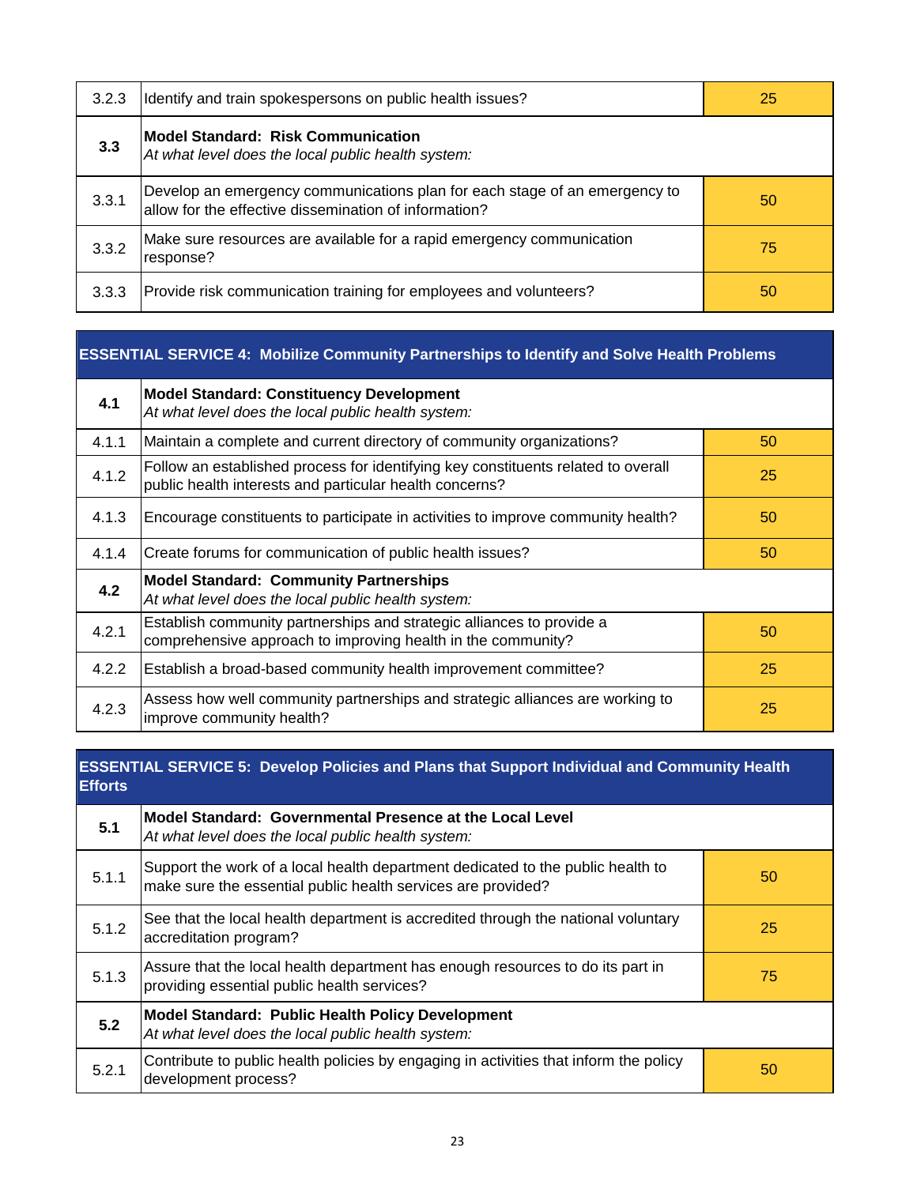| | | |
|---|---|---|
| 3.2.3 | Identify and train spokespersons on public health issues? | 25 |
| **3.3** | **Model Standard: Risk Communication**<br>*At what level does the local public health system:* | |
| 3.3.1 | Develop an emergency communications plan for each stage of an emergency to allow for the effective dissemination of information? | 50 |
| 3.3.2 | Make sure resources are available for a rapid emergency communication response? | 75 |
| 3.3.3 | Provide risk communication training for employees and volunteers? | 50 |

| **ESSENTIAL SERVICE 4: Mobilize Community Partnerships to Identify and Solve Health Problems** | | |
|---|---|---|
| **4.1** | **Model Standard: Constituency Development**<br>*At what level does the local public health system:* | |
| 4.1.1 | Maintain a complete and current directory of community organizations? | 50 |
| 4.1.2 | Follow an established process for identifying key constituents related to overall public health interests and particular health concerns? | 25 |
| 4.1.3 | Encourage constituents to participate in activities to improve community health? | 50 |
| 4.1.4 | Create forums for communication of public health issues? | 50 |
| **4.2** | **Model Standard: Community Partnerships**<br>*At what level does the local public health system:* | |
| 4.2.1 | Establish community partnerships and strategic alliances to provide a comprehensive approach to improving health in the community? | 50 |
| 4.2.2 | Establish a broad-based community health improvement committee? | 25 |
| 4.2.3 | Assess how well community partnerships and strategic alliances are working to improve community health? | 25 |

| **ESSENTIAL SERVICE 5: Develop Policies and Plans that Support Individual and Community Health Efforts** | | |
|---|---|---|
| **5.1** | **Model Standard: Governmental Presence at the Local Level**<br>*At what level does the local public health system:* | |
| 5.1.1 | Support the work of a local health department dedicated to the public health to make sure the essential public health services are provided? | 50 |
| 5.1.2 | See that the local health department is accredited through the national voluntary accreditation program? | 25 |
| 5.1.3 | Assure that the local health department has enough resources to do its part in providing essential public health services? | 75 |
| **5.2** | **Model Standard: Public Health Policy Development**<br>*At what level does the local public health system:* | |
| 5.2.1 | Contribute to public health policies by engaging in activities that inform the policy development process? | 50 |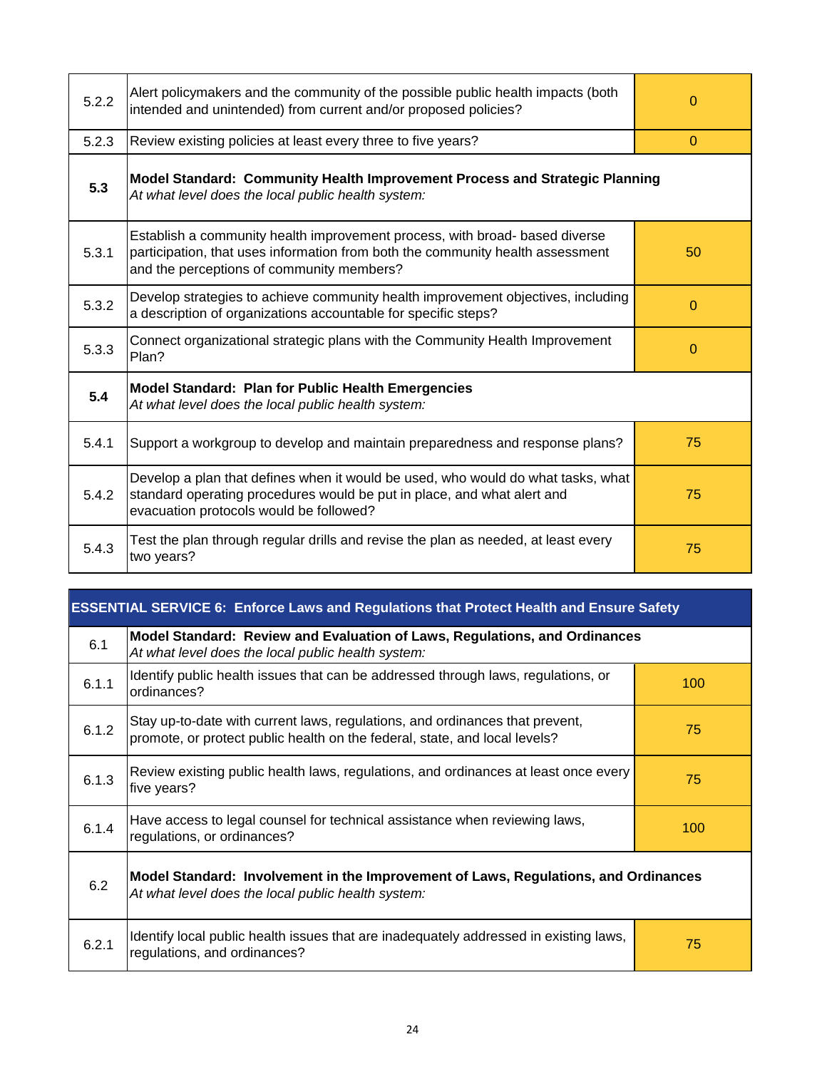| | | |
|---|---|---|
| 5.2.2 | Alert policymakers and the community of the possible public health impacts (both intended and unintended) from current and/or proposed policies? | 0 |
| 5.2.3 | Review existing policies at least every three to five years? | 0 |
| **5.3** | **Model Standard: Community Health Improvement Process and Strategic Planning** *At what level does the local public health system:* | |
| 5.3.1 | Establish a community health improvement process, with broad- based diverse participation, that uses information from both the community health assessment and the perceptions of community members? | 50 |
| 5.3.2 | Develop strategies to achieve community health improvement objectives, including a description of organizations accountable for specific steps? | 0 |
| 5.3.3 | Connect organizational strategic plans with the Community Health Improvement Plan? | 0 |
| **5.4** | **Model Standard: Plan for Public Health Emergencies** *At what level does the local public health system:* | |
| 5.4.1 | Support a workgroup to develop and maintain preparedness and response plans? | 75 |
| 5.4.2 | Develop a plan that defines when it would be used, who would do what tasks, what standard operating procedures would be put in place, and what alert and evacuation protocols would be followed? | 75 |
| 5.4.3 | Test the plan through regular drills and revise the plan as needed, at least every two years? | 75 |

| **ESSENTIAL SERVICE 6: Enforce Laws and Regulations that Protect Health and Ensure Safety** | | |
|---|---|---|
| 6.1 | **Model Standard: Review and Evaluation of Laws, Regulations, and Ordinances** *At what level does the local public health system:* | |
| 6.1.1 | Identify public health issues that can be addressed through laws, regulations, or ordinances? | 100 |
| 6.1.2 | Stay up-to-date with current laws, regulations, and ordinances that prevent, promote, or protect public health on the federal, state, and local levels? | 75 |
| 6.1.3 | Review existing public health laws, regulations, and ordinances at least once every five years? | 75 |
| 6.1.4 | Have access to legal counsel for technical assistance when reviewing laws, regulations, or ordinances? | 100 |
| 6.2 | **Model Standard: Involvement in the Improvement of Laws, Regulations, and Ordinances** *At what level does the local public health system:* | |
| 6.2.1 | Identify local public health issues that are inadequately addressed in existing laws, regulations, and ordinances? | 75 |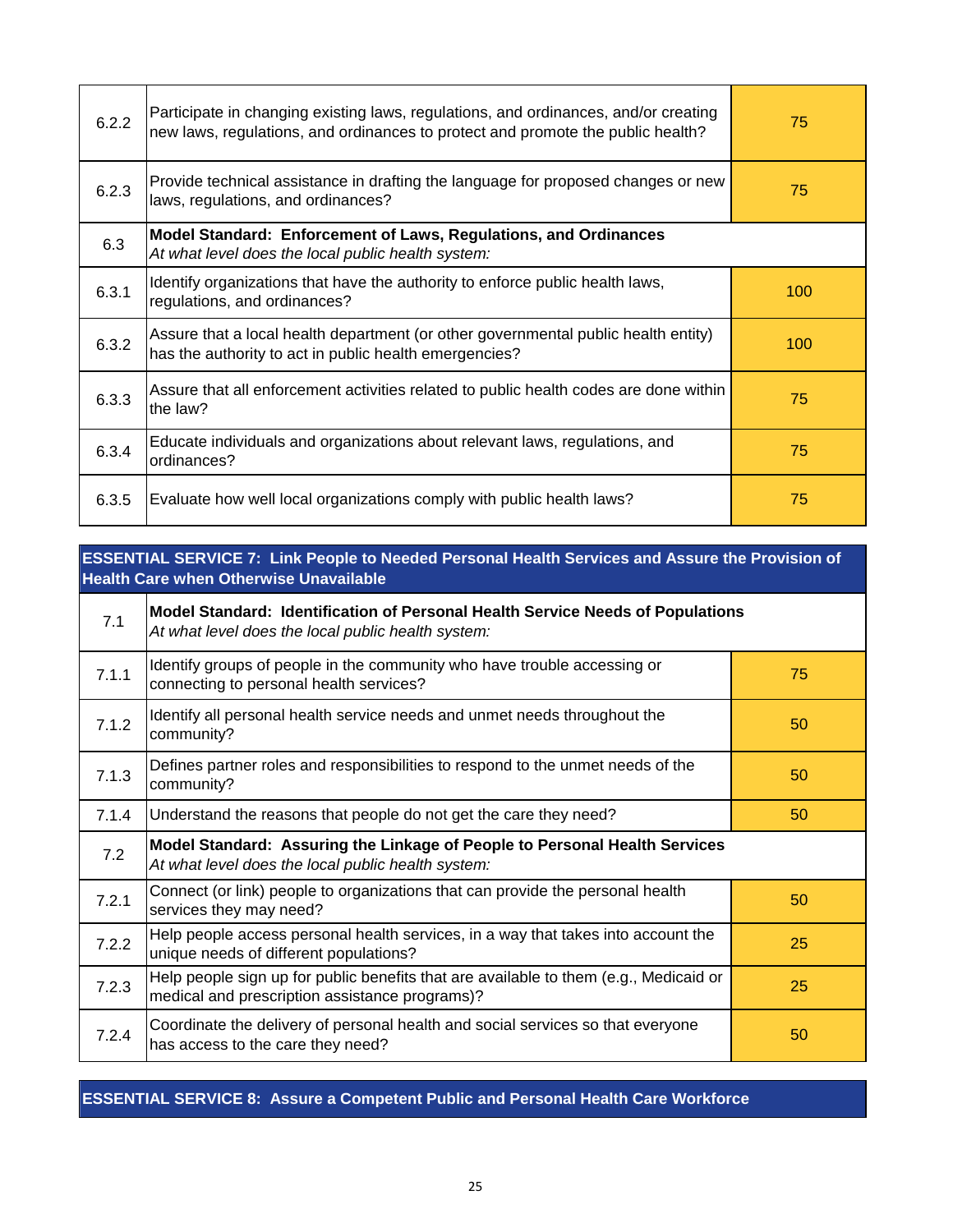| | | |
|---|---|---|
| 6.2.2 | Participate in changing existing laws, regulations, and ordinances, and/or creating new laws, regulations, and ordinances to protect and promote the public health? | 75 |
| 6.2.3 | Provide technical assistance in drafting the language for proposed changes or new laws, regulations, and ordinances? | 75 |
| 6.3 | **Model Standard: Enforcement of Laws, Regulations, and Ordinances** *At what level does the local public health system:* | |
| 6.3.1 | Identify organizations that have the authority to enforce public health laws, regulations, and ordinances? | 100 |
| 6.3.2 | Assure that a local health department (or other governmental public health entity) has the authority to act in public health emergencies? | 100 |
| 6.3.3 | Assure that all enforcement activities related to public health codes are done within the law? | 75 |
| 6.3.4 | Educate individuals and organizations about relevant laws, regulations, and ordinances? | 75 |
| 6.3.5 | Evaluate how well local organizations comply with public health laws? | 75 |

| **ESSENTIAL SERVICE 7: Link People to Needed Personal Health Services and Assure the Provision of Health Care when Otherwise Unavailable** | | |
|---|---|---|
| 7.1 | **Model Standard: Identification of Personal Health Service Needs of Populations** *At what level does the local public health system:* | |
| 7.1.1 | Identify groups of people in the community who have trouble accessing or connecting to personal health services? | 75 |
| 7.1.2 | Identify all personal health service needs and unmet needs throughout the community? | 50 |
| 7.1.3 | Defines partner roles and responsibilities to respond to the unmet needs of the community? | 50 |
| 7.1.4 | Understand the reasons that people do not get the care they need? | 50 |
| 7.2 | **Model Standard: Assuring the Linkage of People to Personal Health Services** *At what level does the local public health system:* | |
| 7.2.1 | Connect (or link) people to organizations that can provide the personal health services they may need? | 50 |
| 7.2.2 | Help people access personal health services, in a way that takes into account the unique needs of different populations? | 25 |
| 7.2.3 | Help people sign up for public benefits that are available to them (e.g., Medicaid or medical and prescription assistance programs)? | 25 |
| 7.2.4 | Coordinate the delivery of personal health and social services so that everyone has access to the care they need? | 50 |

**ESSENTIAL SERVICE 8: Assure a Competent Public and Personal Health Care Workforce**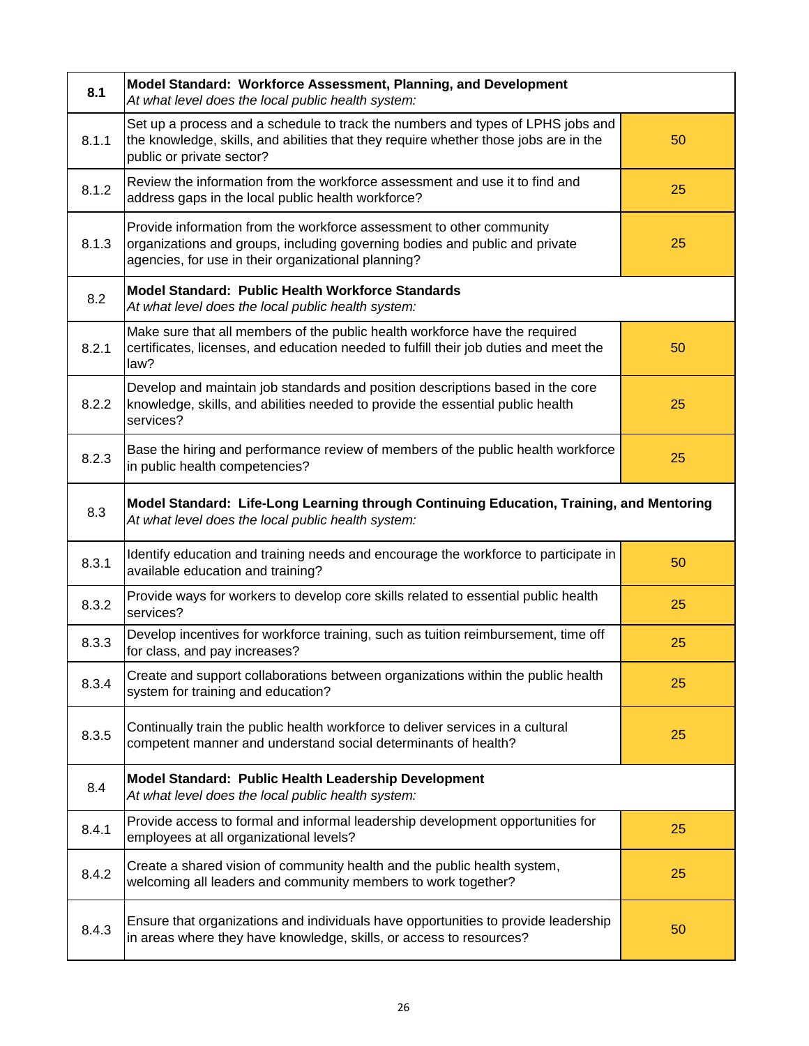| | | |
|---|---|---|
| **8.1** | **Model Standard: Workforce Assessment, Planning, and Development**<br>*At what level does the local public health system:* | |
| 8.1.1 | Set up a process and a schedule to track the numbers and types of LPHS jobs and the knowledge, skills, and abilities that they require whether those jobs are in the public or private sector? | 50 |
| 8.1.2 | Review the information from the workforce assessment and use it to find and address gaps in the local public health workforce? | 25 |
| 8.1.3 | Provide information from the workforce assessment to other community organizations and groups, including governing bodies and public and private agencies, for use in their organizational planning? | 25 |
| 8.2 | **Model Standard: Public Health Workforce Standards**<br>*At what level does the local public health system:* | |
| 8.2.1 | Make sure that all members of the public health workforce have the required certificates, licenses, and education needed to fulfill their job duties and meet the law? | 50 |
| 8.2.2 | Develop and maintain job standards and position descriptions based in the core knowledge, skills, and abilities needed to provide the essential public health services? | 25 |
| 8.2.3 | Base the hiring and performance review of members of the public health workforce in public health competencies? | 25 |
| 8.3 | **Model Standard: Life-Long Learning through Continuing Education, Training, and Mentoring**<br>*At what level does the local public health system:* | |
| 8.3.1 | Identify education and training needs and encourage the workforce to participate in available education and training? | 50 |
| 8.3.2 | Provide ways for workers to develop core skills related to essential public health services? | 25 |
| 8.3.3 | Develop incentives for workforce training, such as tuition reimbursement, time off for class, and pay increases? | 25 |
| 8.3.4 | Create and support collaborations between organizations within the public health system for training and education? | 25 |
| 8.3.5 | Continually train the public health workforce to deliver services in a cultural competent manner and understand social determinants of health? | 25 |
| 8.4 | **Model Standard: Public Health Leadership Development**<br>*At what level does the local public health system:* | |
| 8.4.1 | Provide access to formal and informal leadership development opportunities for employees at all organizational levels? | 25 |
| 8.4.2 | Create a shared vision of community health and the public health system, welcoming all leaders and community members to work together? | 25 |
| 8.4.3 | Ensure that organizations and individuals have opportunities to provide leadership in areas where they have knowledge, skills, or access to resources? | 50 |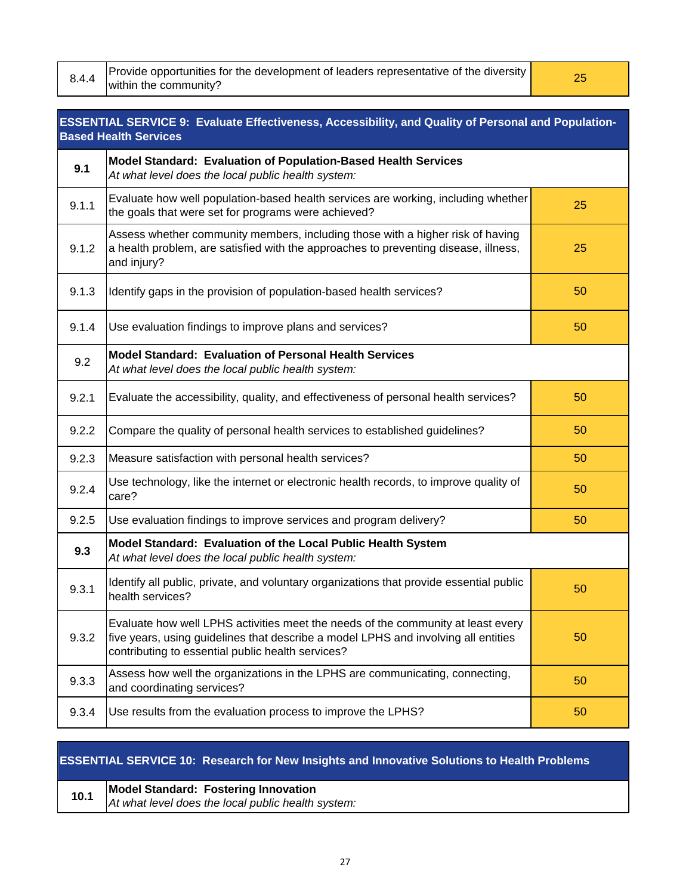| 8.4.4 | Provide opportunities for the development of leaders representative of the diversity within the community? | 25 |
|---|---|---|

| ESSENTIAL SERVICE 9: Evaluate Effectiveness, Accessibility, and Quality of Personal and Population-Based Health Services | | |
|---|---|---|
| **9.1** | **Model Standard: Evaluation of Population-Based Health Services** *At what level does the local public health system:* | |
| 9.1.1 | Evaluate how well population-based health services are working, including whether the goals that were set for programs were achieved? | 25 |
| 9.1.2 | Assess whether community members, including those with a higher risk of having a health problem, are satisfied with the approaches to preventing disease, illness, and injury? | 25 |
| 9.1.3 | Identify gaps in the provision of population-based health services? | 50 |
| 9.1.4 | Use evaluation findings to improve plans and services? | 50 |
| 9.2 | **Model Standard: Evaluation of Personal Health Services** *At what level does the local public health system:* | |
| 9.2.1 | Evaluate the accessibility, quality, and effectiveness of personal health services? | 50 |
| 9.2.2 | Compare the quality of personal health services to established guidelines? | 50 |
| 9.2.3 | Measure satisfaction with personal health services? | 50 |
| 9.2.4 | Use technology, like the internet or electronic health records, to improve quality of care? | 50 |
| 9.2.5 | Use evaluation findings to improve services and program delivery? | 50 |
| **9.3** | **Model Standard: Evaluation of the Local Public Health System** *At what level does the local public health system:* | |
| 9.3.1 | Identify all public, private, and voluntary organizations that provide essential public health services? | 50 |
| 9.3.2 | Evaluate how well LPHS activities meet the needs of the community at least every five years, using guidelines that describe a model LPHS and involving all entities contributing to essential public health services? | 50 |
| 9.3.3 | Assess how well the organizations in the LPHS are communicating, connecting, and coordinating services? | 50 |
| 9.3.4 | Use results from the evaluation process to improve the LPHS? | 50 |

| ESSENTIAL SERVICE 10: Research for New Insights and Innovative Solutions to Health Problems | |
|---|---|
| **10.1** | **Model Standard: Fostering Innovation** *At what level does the local public health system:* |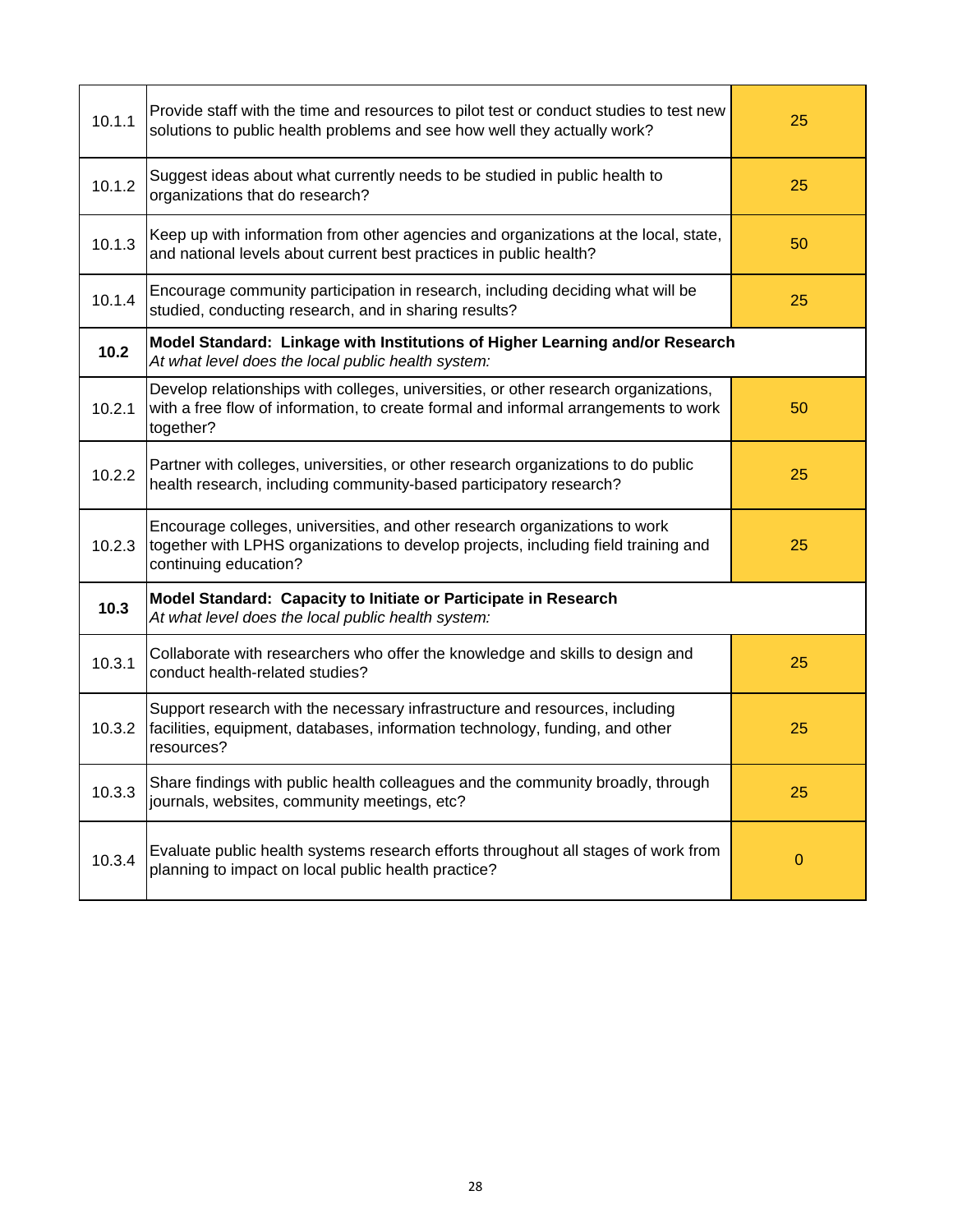| | | |
|---|---|---|
| 10.1.1 | Provide staff with the time and resources to pilot test or conduct studies to test new solutions to public health problems and see how well they actually work? | 25 |
| 10.1.2 | Suggest ideas about what currently needs to be studied in public health to organizations that do research? | 25 |
| 10.1.3 | Keep up with information from other agencies and organizations at the local, state, and national levels about current best practices in public health? | 50 |
| 10.1.4 | Encourage community participation in research, including deciding what will be studied, conducting research, and in sharing results? | 25 |
| **10.2** | **Model Standard: Linkage with Institutions of Higher Learning and/or Research** *At what level does the local public health system:* | |
| 10.2.1 | Develop relationships with colleges, universities, or other research organizations, with a free flow of information, to create formal and informal arrangements to work together? | 50 |
| 10.2.2 | Partner with colleges, universities, or other research organizations to do public health research, including community-based participatory research? | 25 |
| 10.2.3 | Encourage colleges, universities, and other research organizations to work together with LPHS organizations to develop projects, including field training and continuing education? | 25 |
| **10.3** | **Model Standard: Capacity to Initiate or Participate in Research** *At what level does the local public health system:* | |
| 10.3.1 | Collaborate with researchers who offer the knowledge and skills to design and conduct health-related studies? | 25 |
| 10.3.2 | Support research with the necessary infrastructure and resources, including facilities, equipment, databases, information technology, funding, and other resources? | 25 |
| 10.3.3 | Share findings with public health colleagues and the community broadly, through journals, websites, community meetings, etc? | 25 |
| 10.3.4 | Evaluate public health systems research efforts throughout all stages of work from planning to impact on local public health practice? | 0 |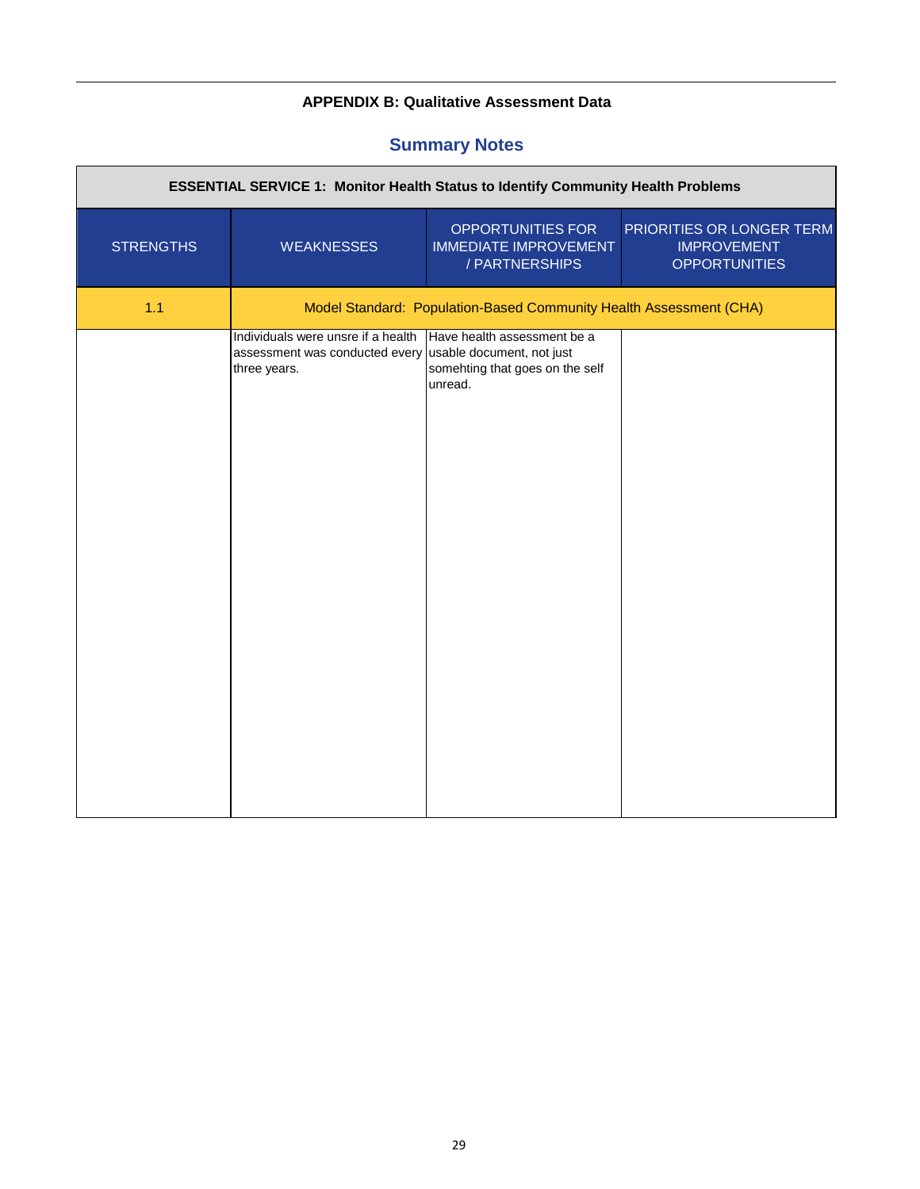**APPENDIX B: Qualitative Assessment Data**

## Summary Notes

| ESSENTIAL SERVICE 1: Monitor Health Status to Identify Community Health Problems | | | |
|---|---|---|---|
| STRENGTHS | WEAKNESSES | OPPORTUNITIES FOR IMMEDIATE IMPROVEMENT / PARTNERSHIPS | PRIORITIES OR LONGER TERM IMPROVEMENT OPPORTUNITIES |
| 1.1 | Model Standard: Population-Based Community Health Assessment (CHA) | | |
| | Individuals were unsre if a health assessment was conducted every three years. | Have health assessment be a usable document, not just somehting that goes on the self unread. | |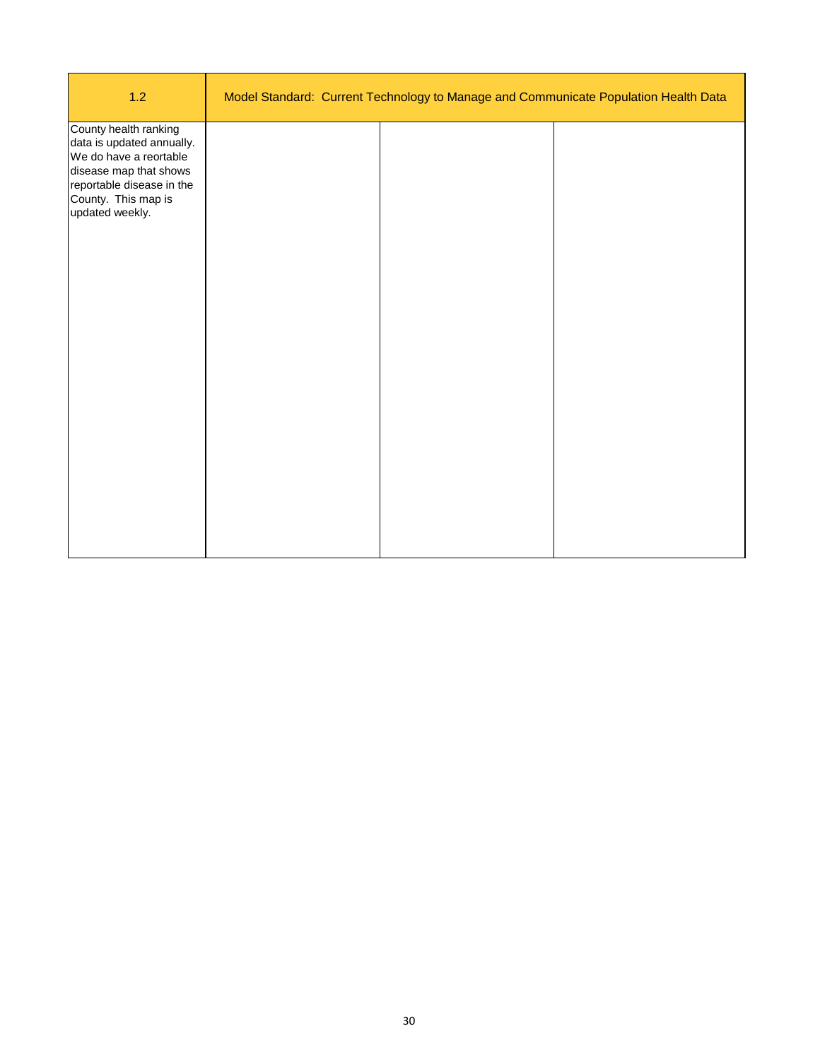| 1.2 | Model Standard: Current Technology to Manage and Communicate Population Health Data | | |
|---|---|---|---|
| County health ranking data is updated annually. We do have a reortable disease map that shows reportable disease in the County. This map is updated weekly. | | | |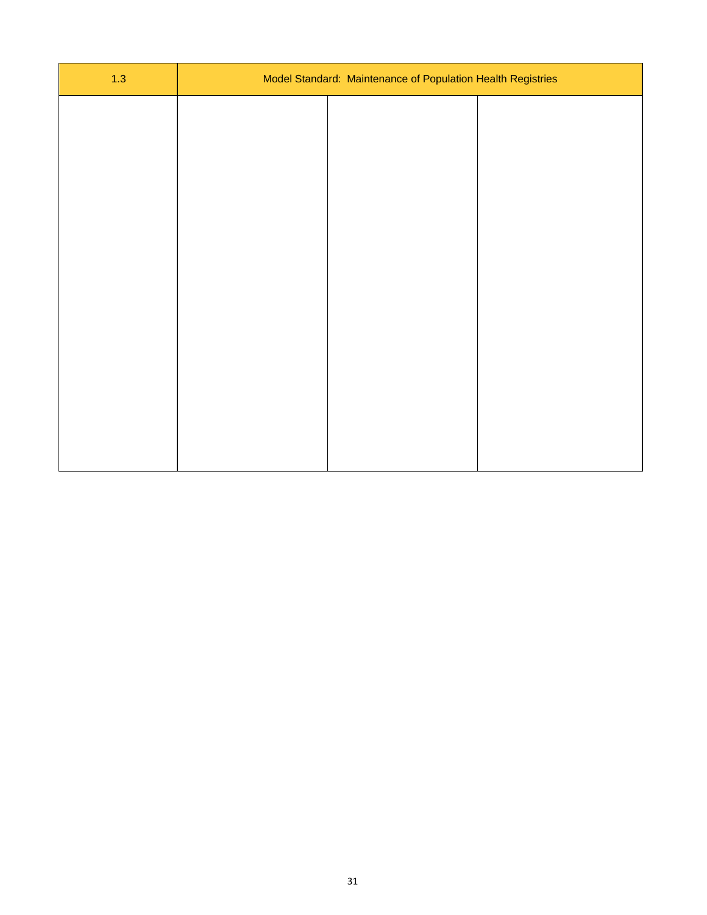| 1.3 | Model Standard: Maintenance of Population Health Registries | | |
|---|---|---|---|
| | | | |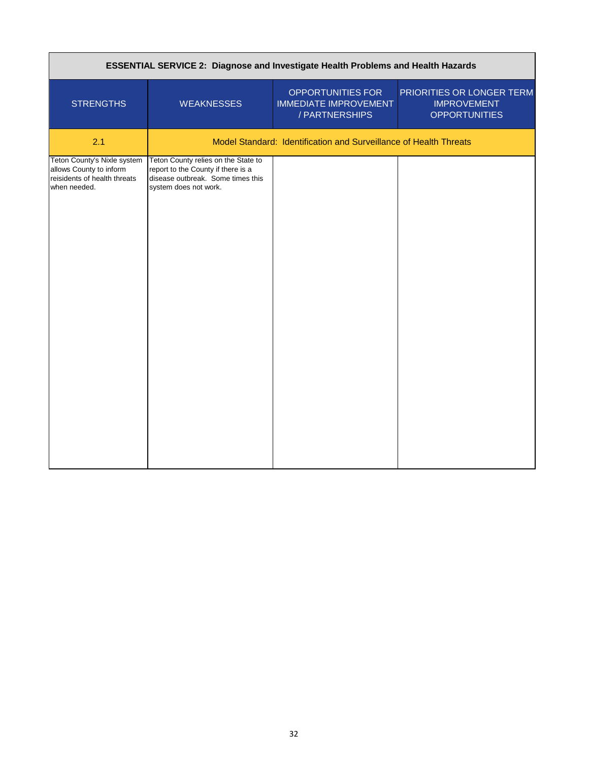| ESSENTIAL SERVICE 2: Diagnose and Investigate Health Problems and Health Hazards | | | |
|---|---|---|---|
| STRENGTHS | WEAKNESSES | OPPORTUNITIES FOR IMMEDIATE IMPROVEMENT / PARTNERSHIPS | PRIORITIES OR LONGER TERM IMPROVEMENT OPPORTUNITIES |
| 2.1 | Model Standard: Identification and Surveillance of Health Threats | | |
| Teton County's Nixle system allows County to inform reisidents of health threats when needed. | Teton County relies on the State to report to the County if there is a disease outbreak. Some times this system does not work. | | |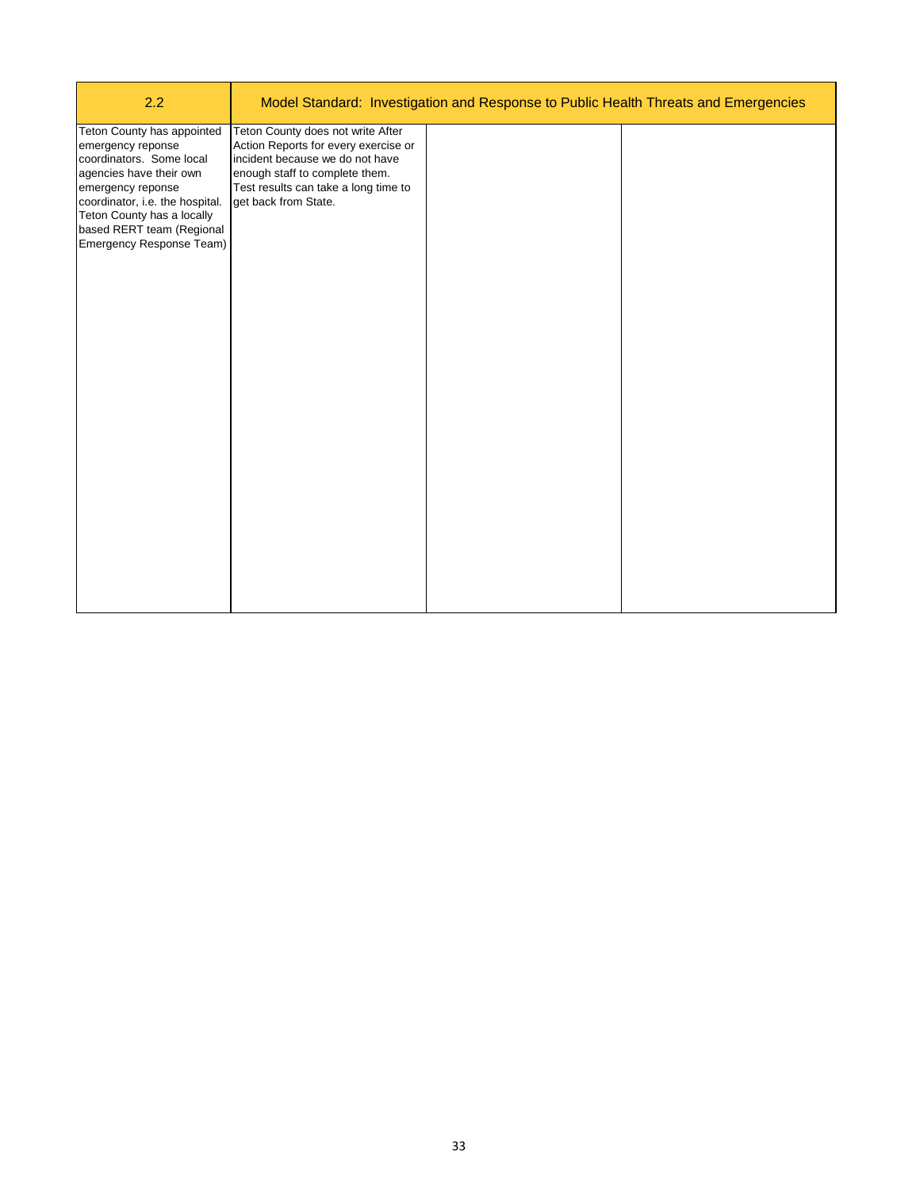| 2.2 | Model Standard: Investigation and Response to Public Health Threats and Emergencies | | |
|---|---|---|---|
| Teton County has appointed emergency reponse coordinators. Some local agencies have their own emergency reponse coordinator, i.e. the hospital. Teton County has a locally based RERT team (Regional Emergency Response Team) | Teton County does not write After Action Reports for every exercise or incident because we do not have enough staff to complete them. Test results can take a long time to get back from State. | | |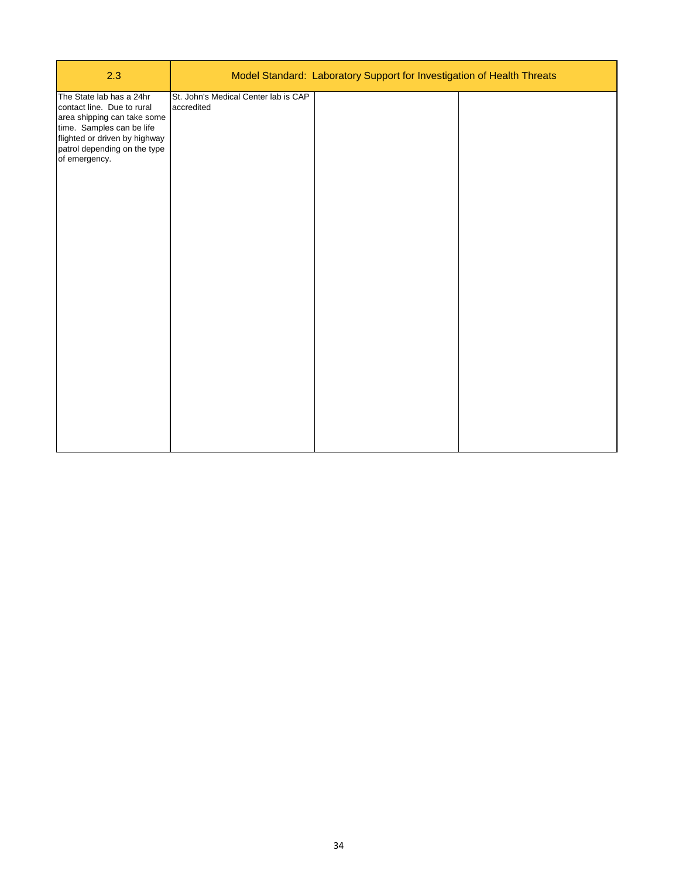| 2.3 | Model Standard: Laboratory Support for Investigation of Health Threats | | |
|---|---|---|---|
| The State lab has a 24hr contact line. Due to rural area shipping can take some time. Samples can be life flighted or driven by highway patrol depending on the type of emergency. | St. John's Medical Center lab is CAP accredited | | |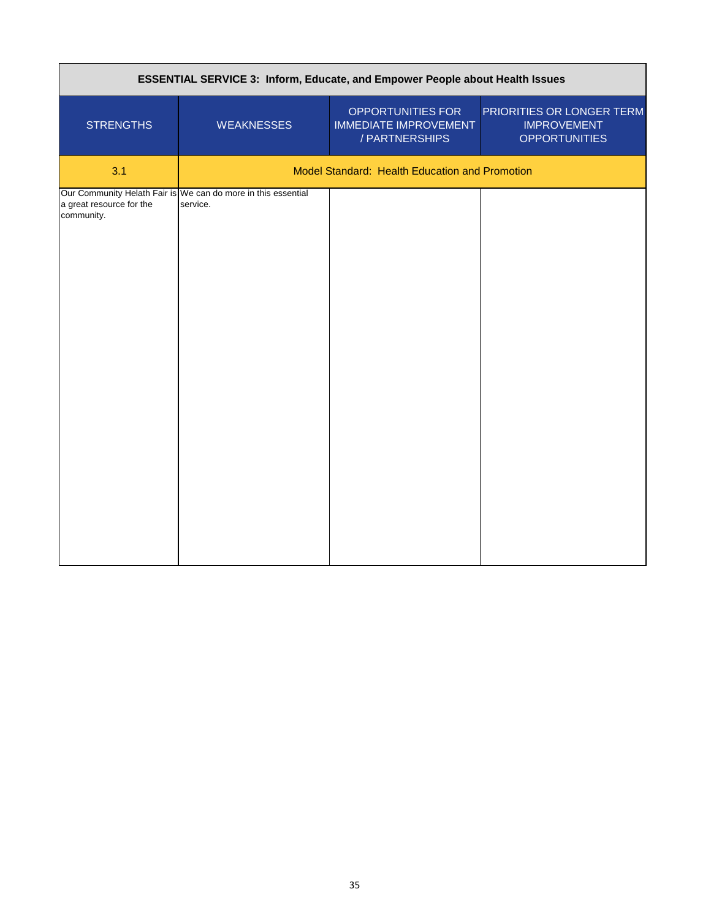| ESSENTIAL SERVICE 3: Inform, Educate, and Empower People about Health Issues | | | |
|---|---|---|---|
| STRENGTHS | WEAKNESSES | OPPORTUNITIES FOR IMMEDIATE IMPROVEMENT / PARTNERSHIPS | PRIORITIES OR LONGER TERM IMPROVEMENT OPPORTUNITIES |
| 3.1 | Model Standard: Health Education and Promotion | | |
| Our Community Helath Fair is a great resource for the community. | We can do more in this essential service. | | |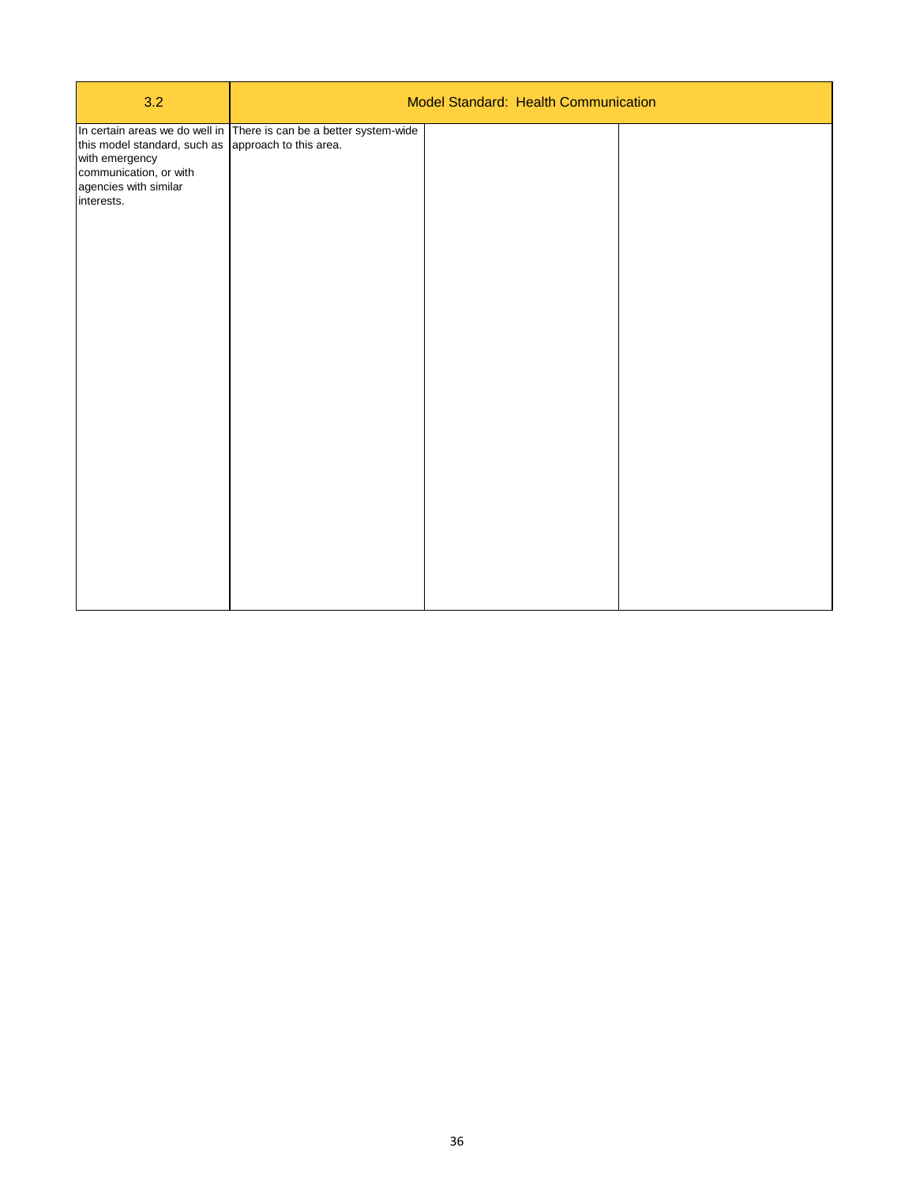| 3.2 | Model Standard: Health Communication | | |
|---|---|---|---|
| In certain areas we do well in this model standard, such as with emergency communication, or with agencies with similar interests. | There is can be a better system-wide approach to this area. | | |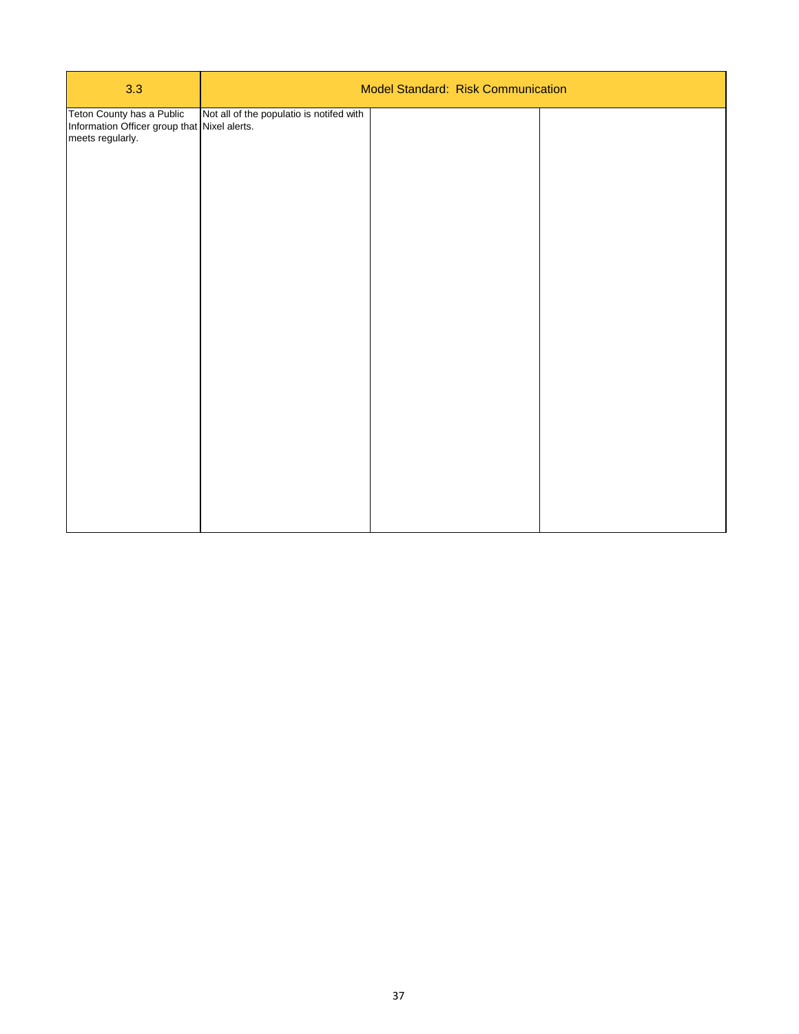| 3.3 | Model Standard: Risk Communication | | |
| --- | --- | --- | --- |
| Teton County has a Public Information Officer group that meets regularly. | Not all of the populatio is notifed with Nixel alerts. | | |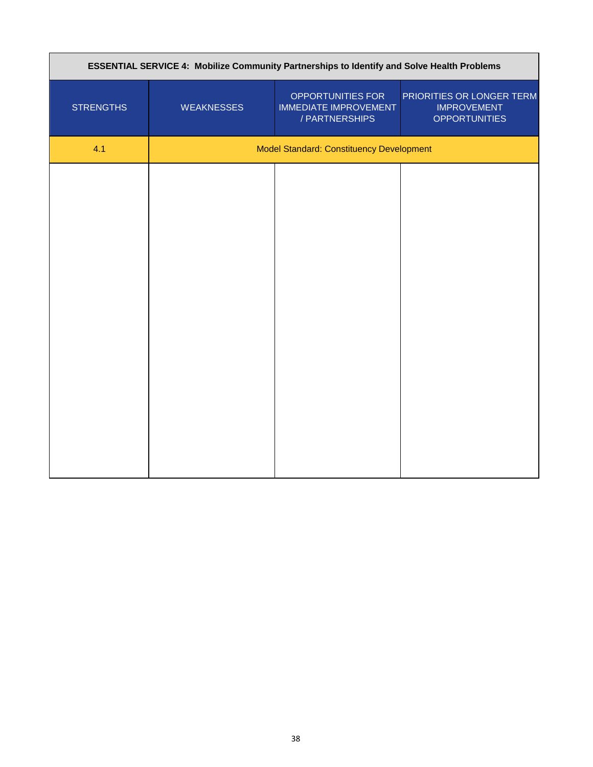| ESSENTIAL SERVICE 4: Mobilize Community Partnerships to Identify and Solve Health Problems | | | |
|---|---|---|---|
| STRENGTHS | WEAKNESSES | OPPORTUNITIES FOR IMMEDIATE IMPROVEMENT / PARTNERSHIPS | PRIORITIES OR LONGER TERM IMPROVEMENT OPPORTUNITIES |
| 4.1 | Model Standard: Constituency Development | | |
| | | | |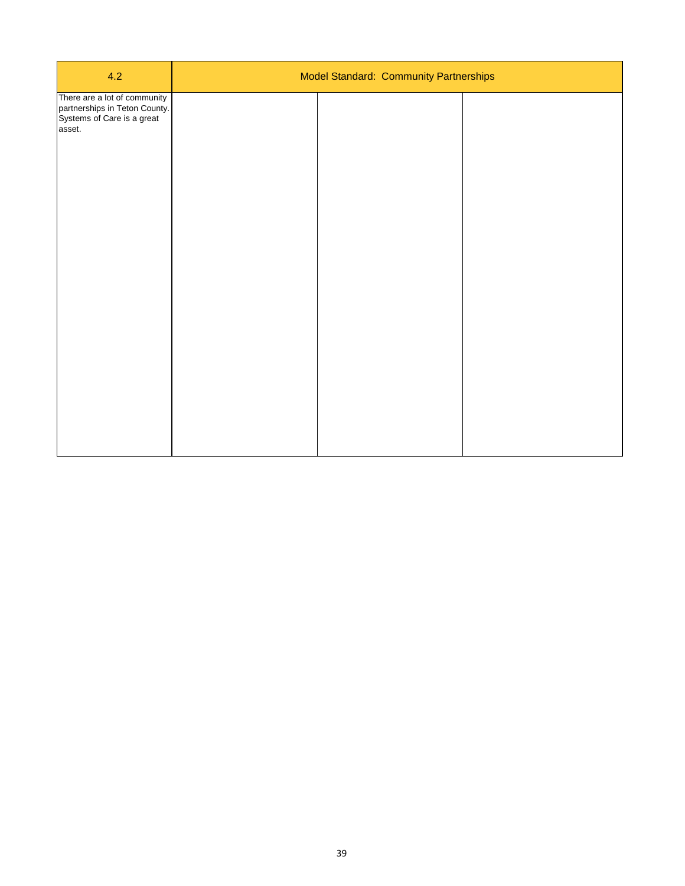| 4.2 | Model Standard: Community Partnerships | | |
|---|---|---|---|
| There are a lot of community partnerships in Teton County. Systems of Care is a great asset. | | | |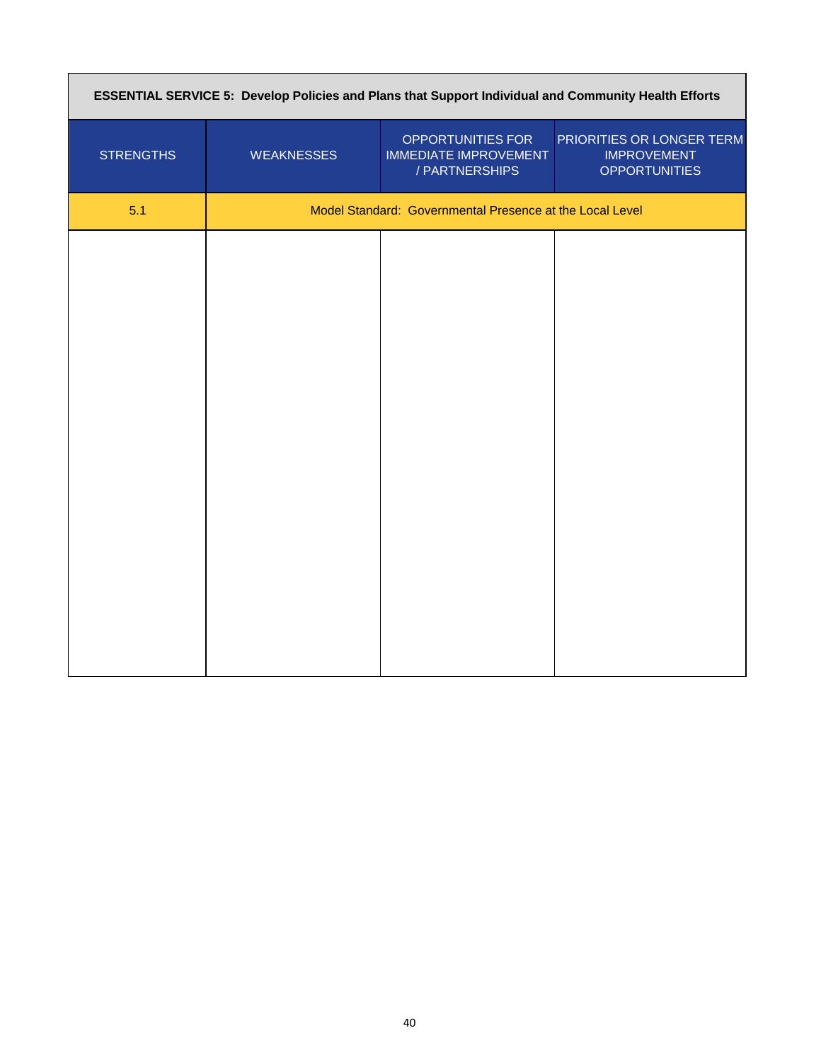| ESSENTIAL SERVICE 5: Develop Policies and Plans that Support Individual and Community Health Efforts | | | |
|---|---|---|---|
| STRENGTHS | WEAKNESSES | OPPORTUNITIES FOR IMMEDIATE IMPROVEMENT / PARTNERSHIPS | PRIORITIES OR LONGER TERM IMPROVEMENT OPPORTUNITIES |
| 5.1 | Model Standard: Governmental Presence at the Local Level | | |
| | | | |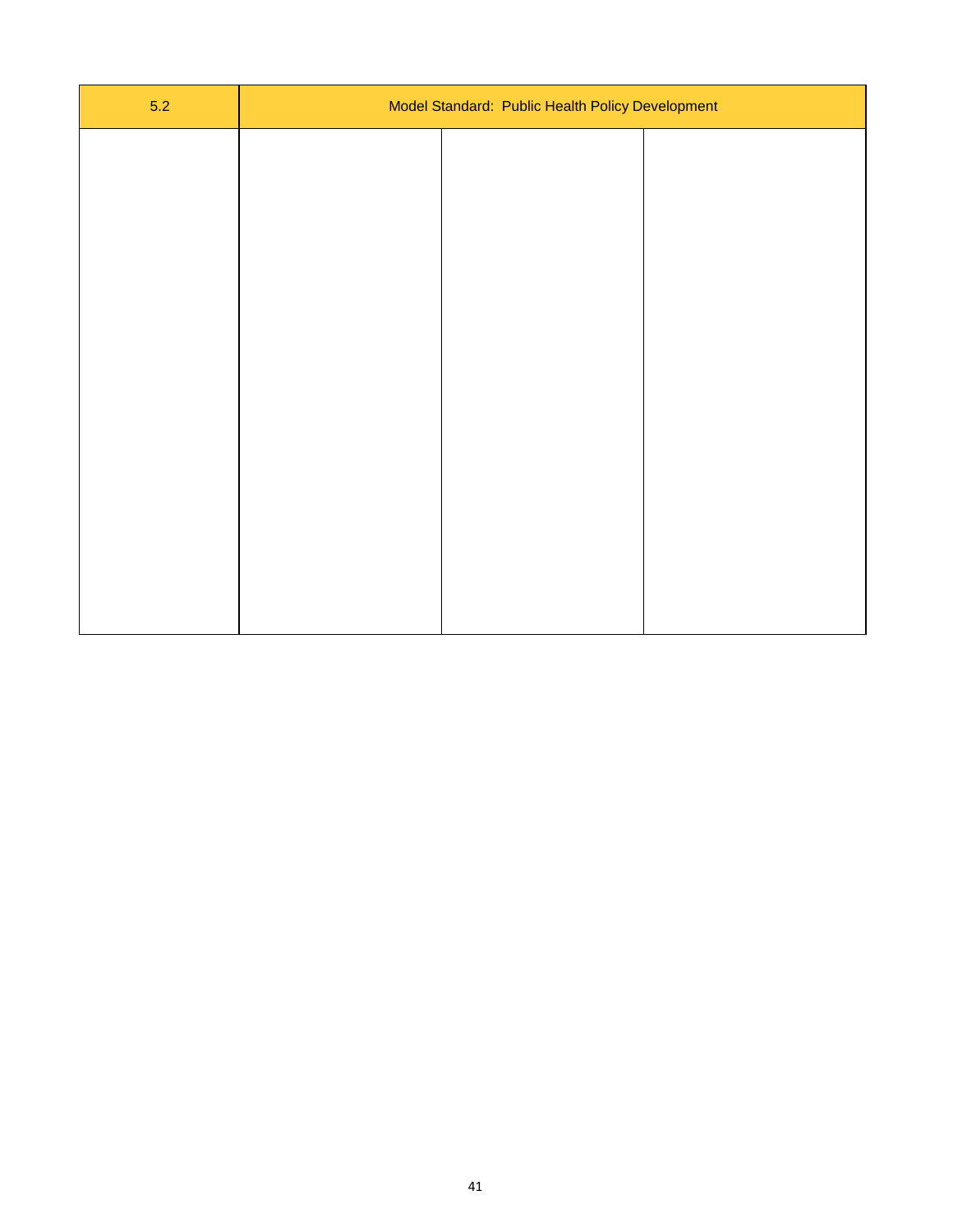| 5.2 | Model Standard: Public Health Policy Development | | |
|---|---|---|---|
| | | | |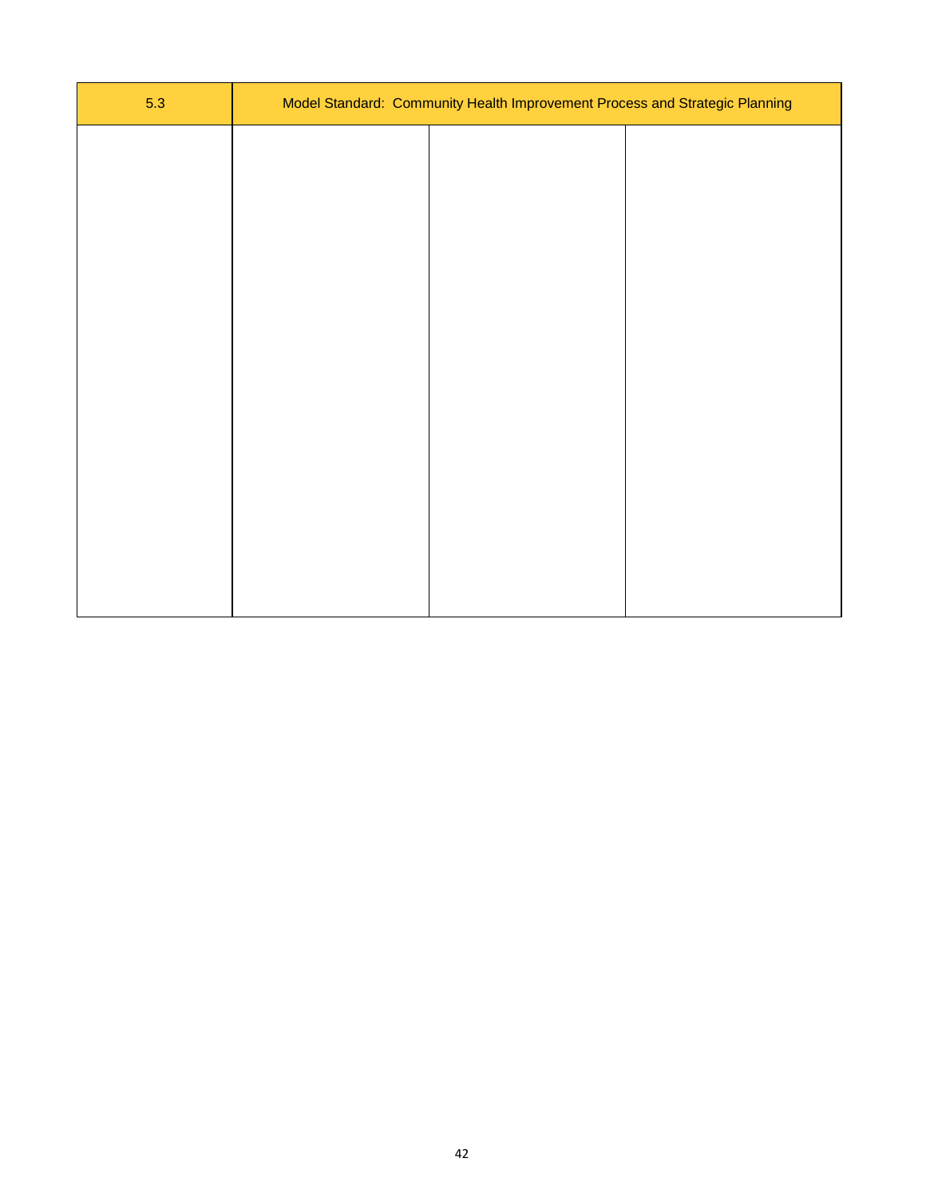| 5.3 | Model Standard: Community Health Improvement Process and Strategic Planning | | |
|---|---|---|---|
| | | | |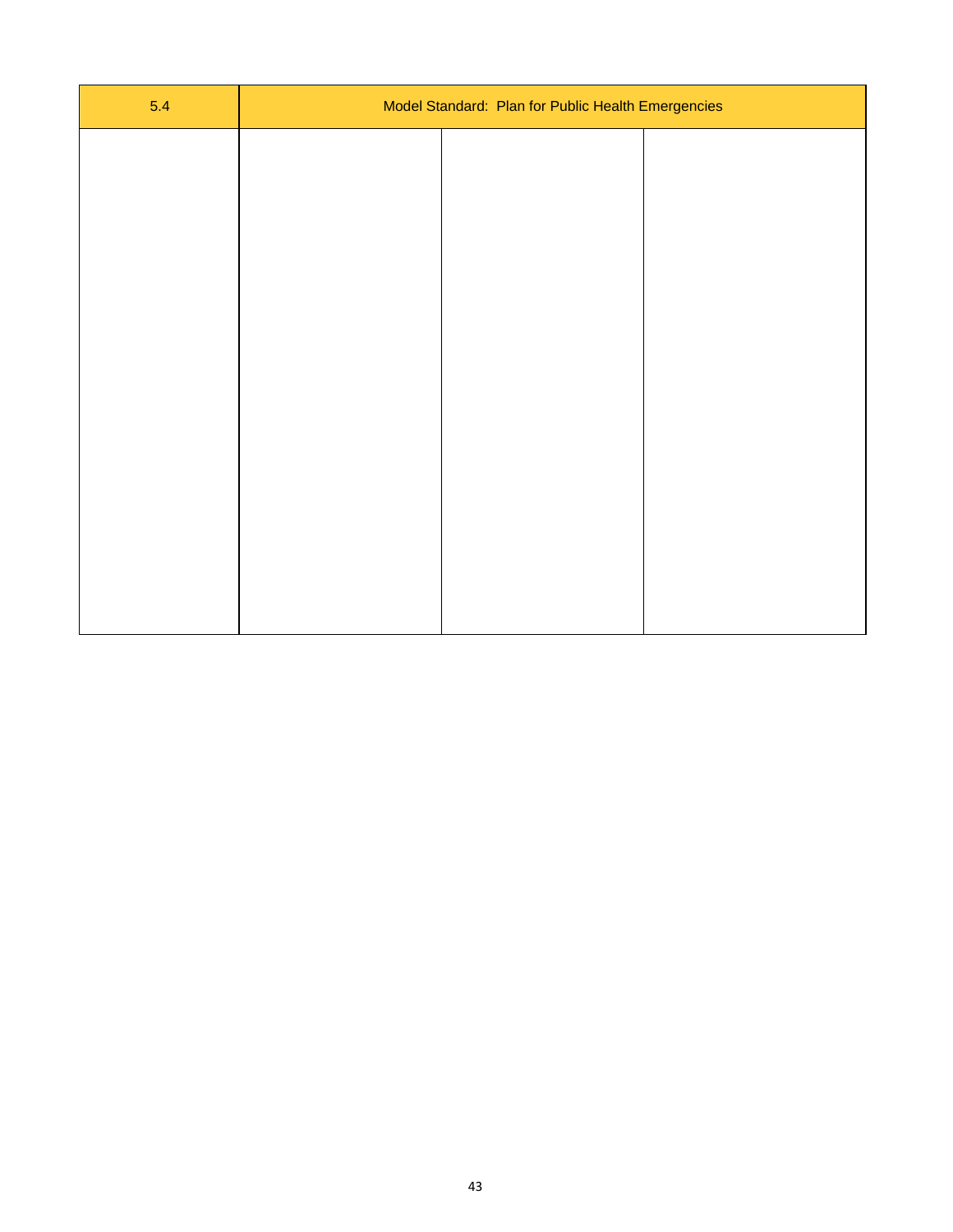| 5.4 | Model Standard: Plan for Public Health Emergencies | | |
|---|---|---|---|
| | | | |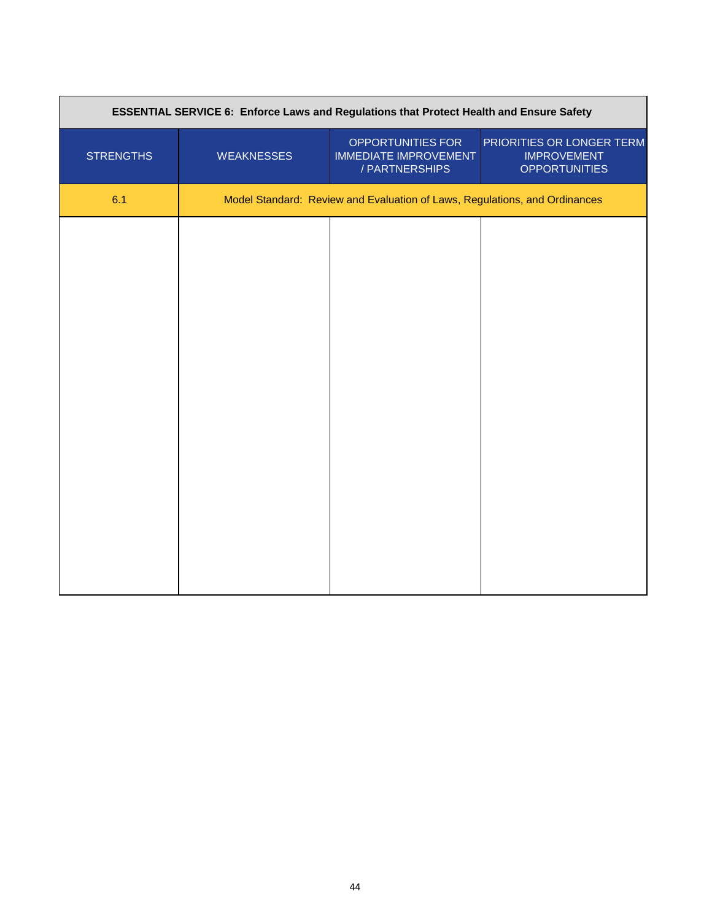| ESSENTIAL SERVICE 6: Enforce Laws and Regulations that Protect Health and Ensure Safety | | | |
|---|---|---|---|
| STRENGTHS | WEAKNESSES | OPPORTUNITIES FOR IMMEDIATE IMPROVEMENT / PARTNERSHIPS | PRIORITIES OR LONGER TERM IMPROVEMENT OPPORTUNITIES |
| 6.1 | Model Standard: Review and Evaluation of Laws, Regulations, and Ordinances | | |
| | | | |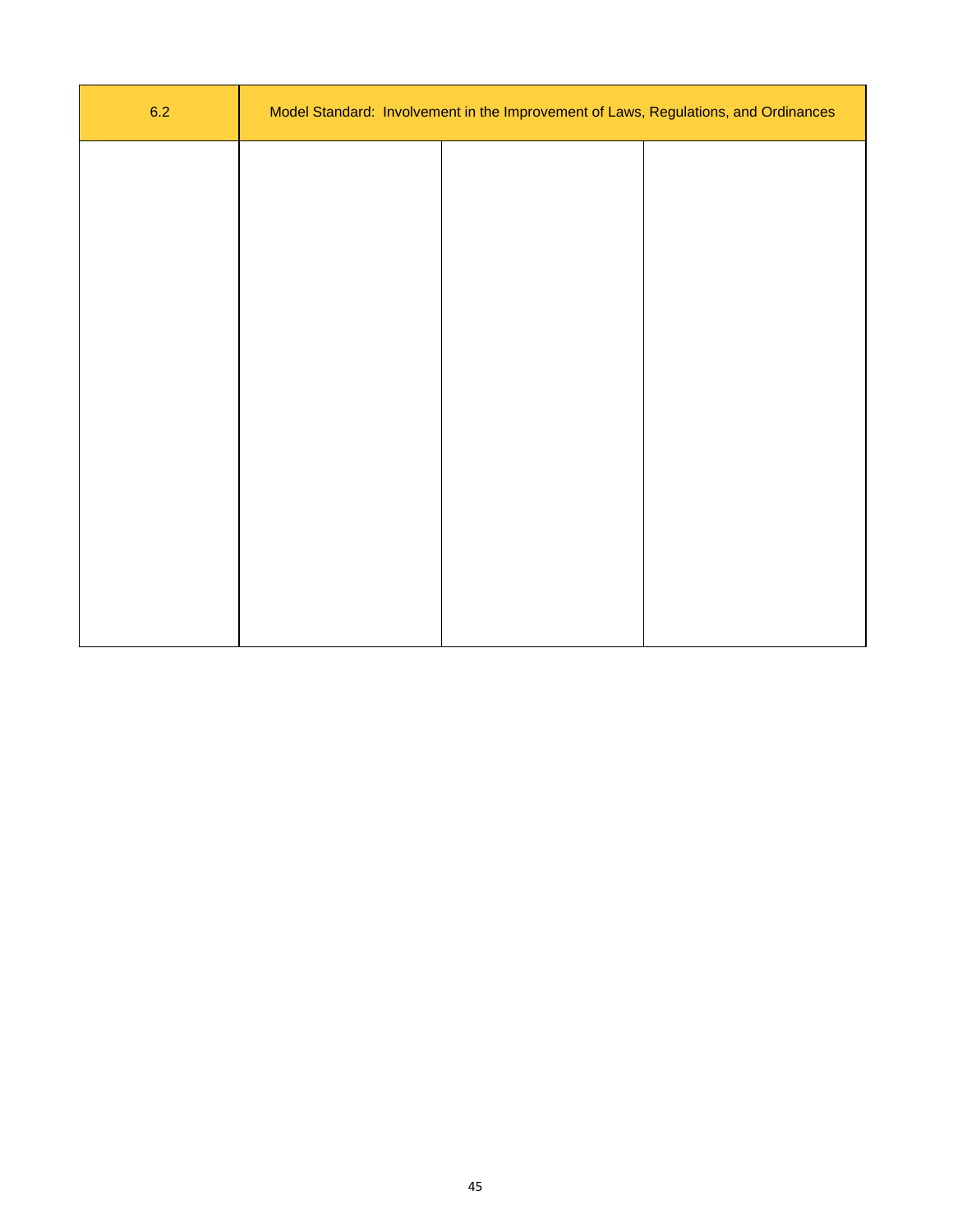| 6.2 | Model Standard: Involvement in the Improvement of Laws, Regulations, and Ordinances | | |
|---|---|---|---|
| | | | |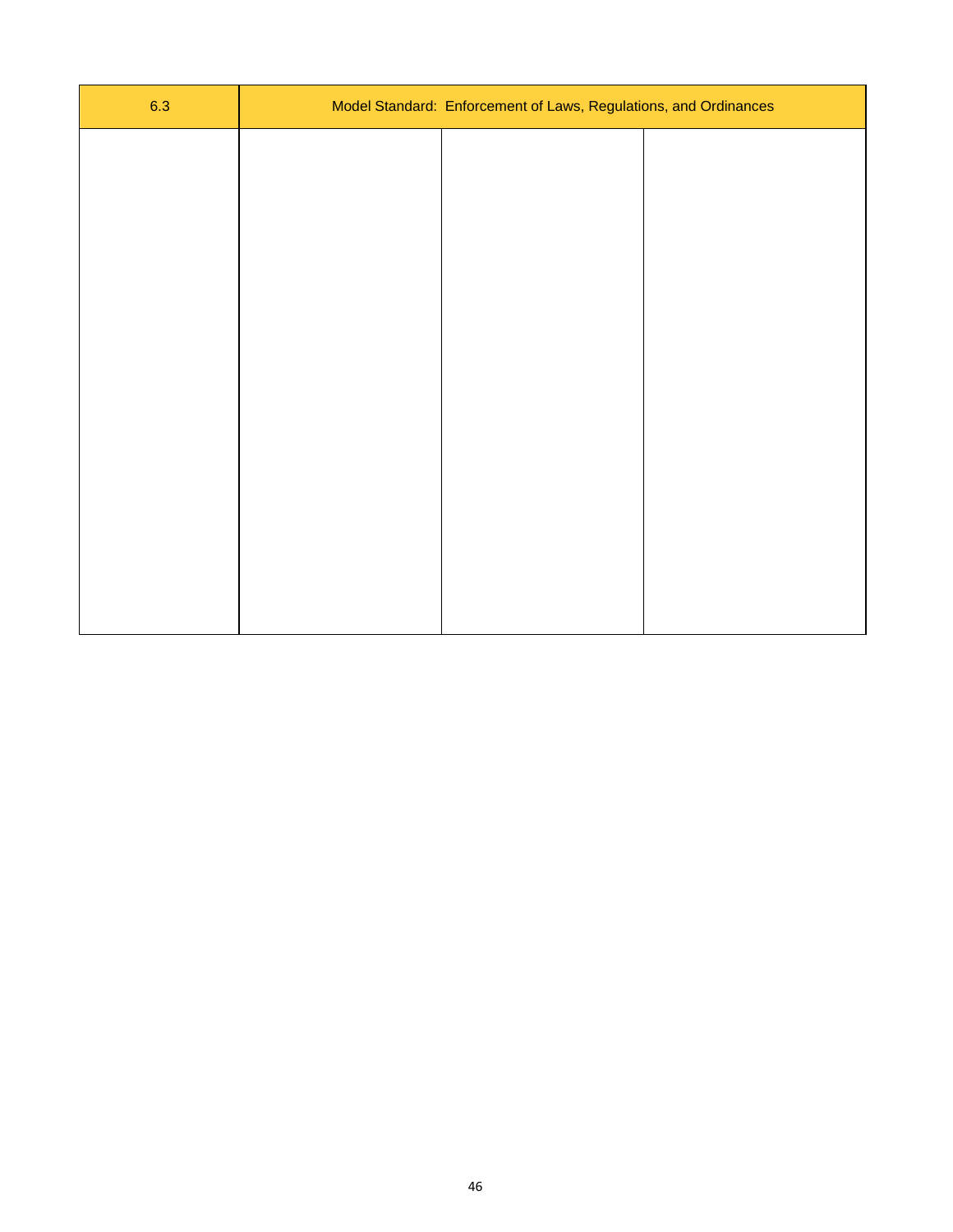| 6.3 | Model Standard: Enforcement of Laws, Regulations, and Ordinances | | |
|---|---|---|---|
| | | | |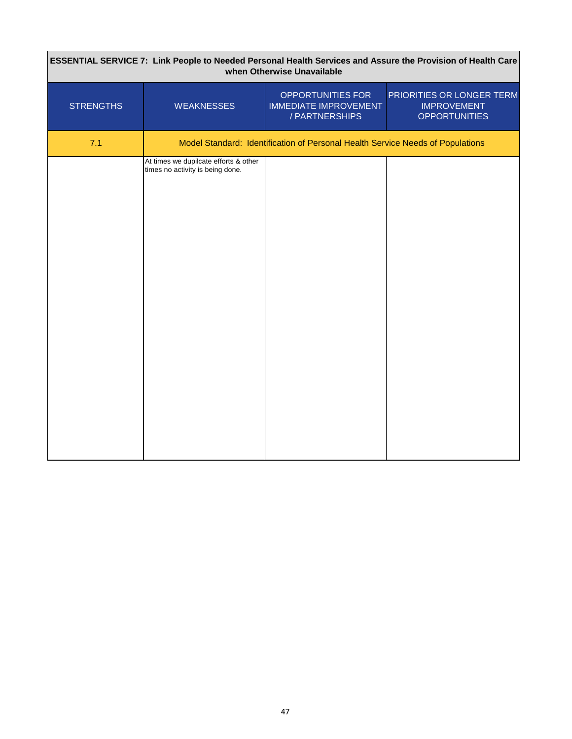| ESSENTIAL SERVICE 7: Link People to Needed Personal Health Services and Assure the Provision of Health Care when Otherwise Unavailable | | | |
|---|---|---|---|
| STRENGTHS | WEAKNESSES | OPPORTUNITIES FOR IMMEDIATE IMPROVEMENT / PARTNERSHIPS | PRIORITIES OR LONGER TERM IMPROVEMENT OPPORTUNITIES |
| 7.1 | Model Standard: Identification of Personal Health Service Needs of Populations | | |
| | At times we dupilcate efforts & other times no activity is being done. | | |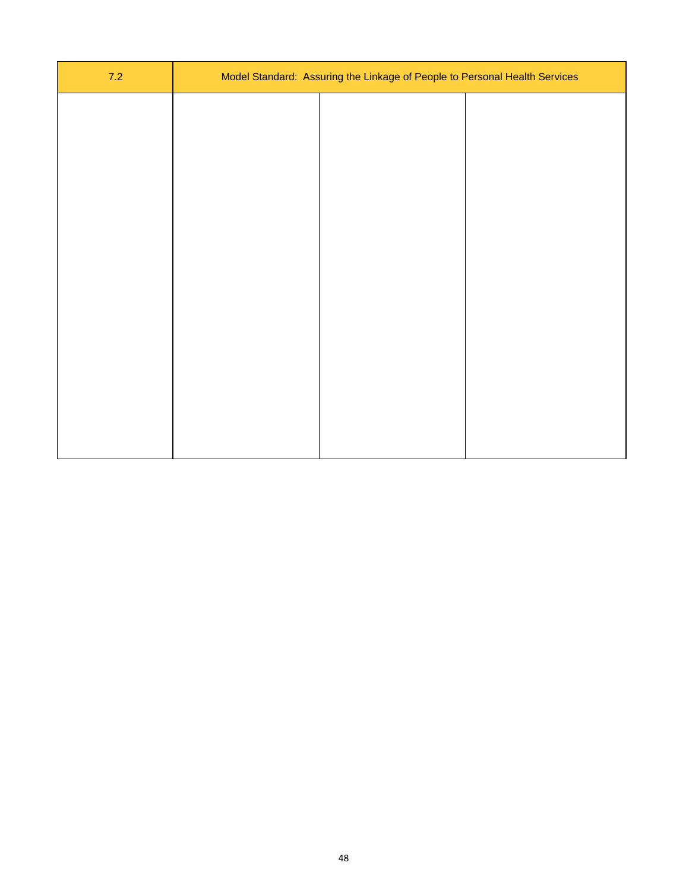| 7.2 | Model Standard: Assuring the Linkage of People to Personal Health Services | | |
|---|---|---|---|
| | | | |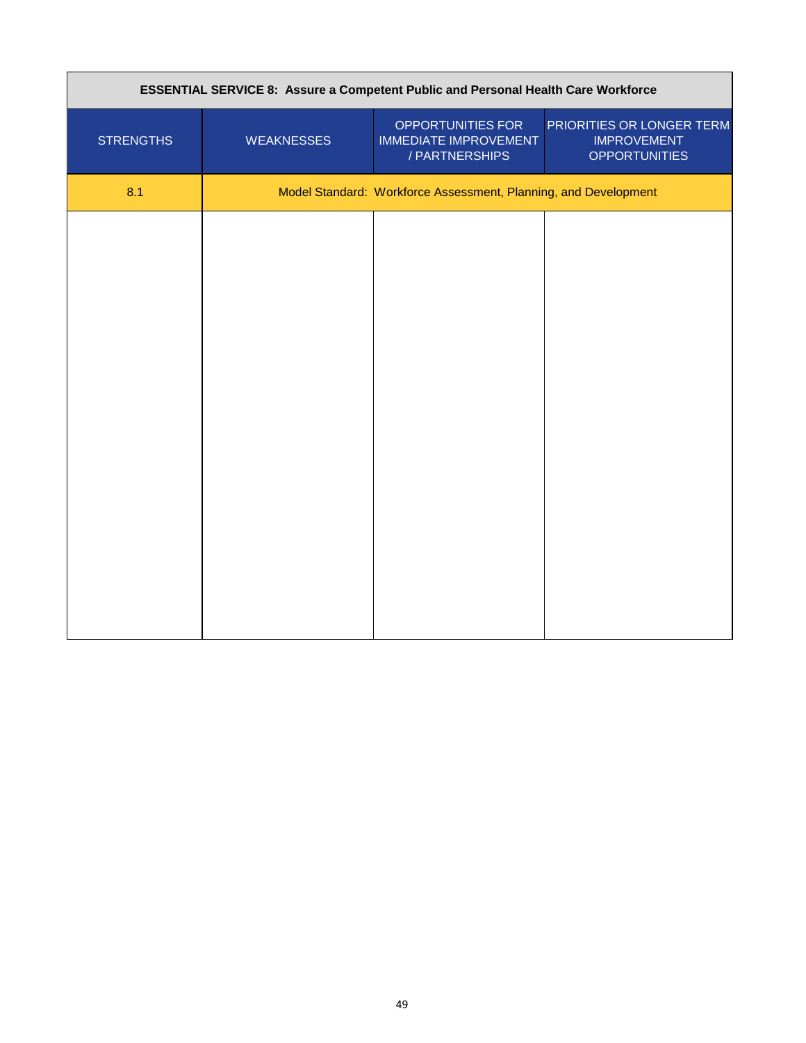| ESSENTIAL SERVICE 8: Assure a Competent Public and Personal Health Care Workforce | | | |
|---|---|---|---|
| STRENGTHS | WEAKNESSES | OPPORTUNITIES FOR IMMEDIATE IMPROVEMENT / PARTNERSHIPS | PRIORITIES OR LONGER TERM IMPROVEMENT OPPORTUNITIES |
| 8.1 | Model Standard: Workforce Assessment, Planning, and Development | | |
| | | | |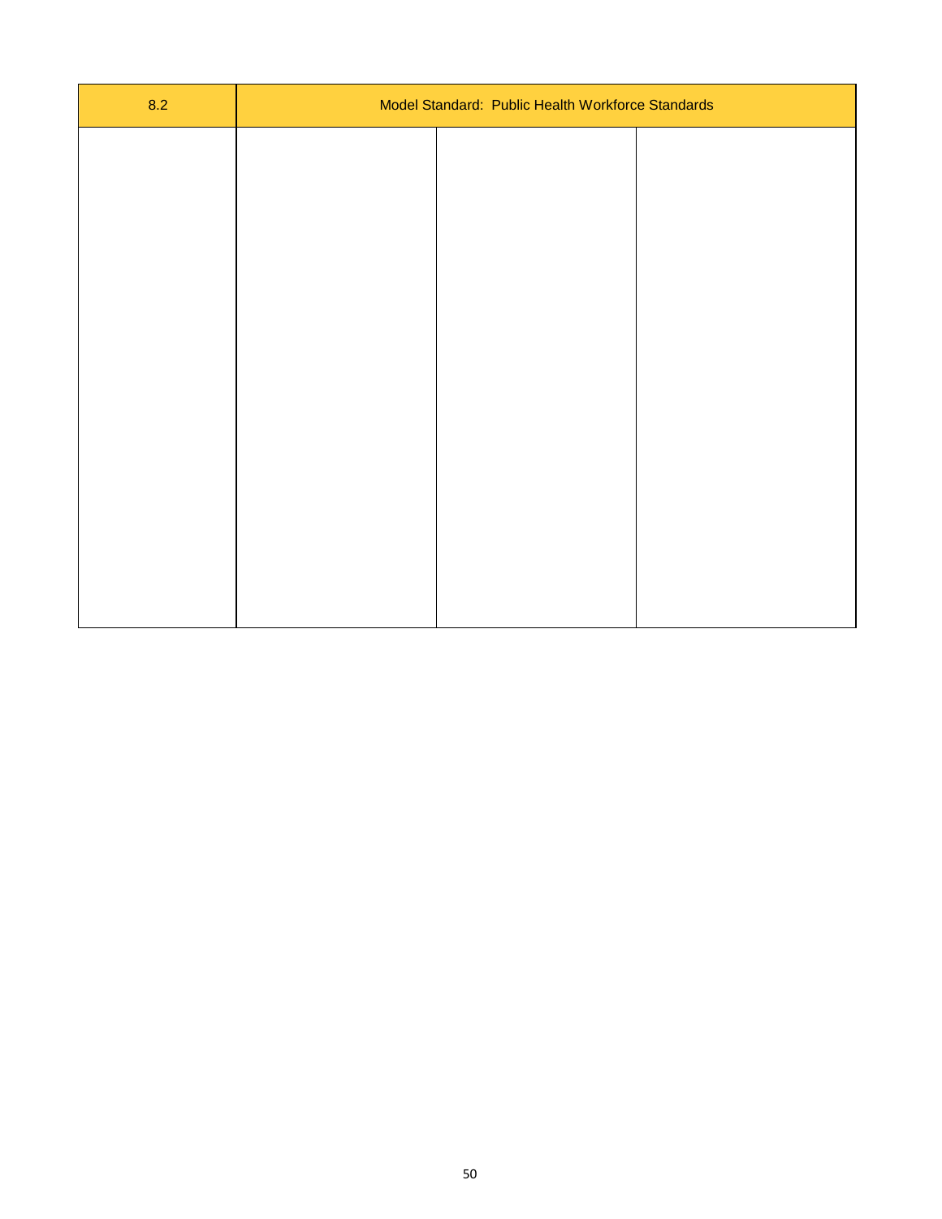| 8.2 | Model Standard: Public Health Workforce Standards | | |
|---|---|---|---|
| | | | |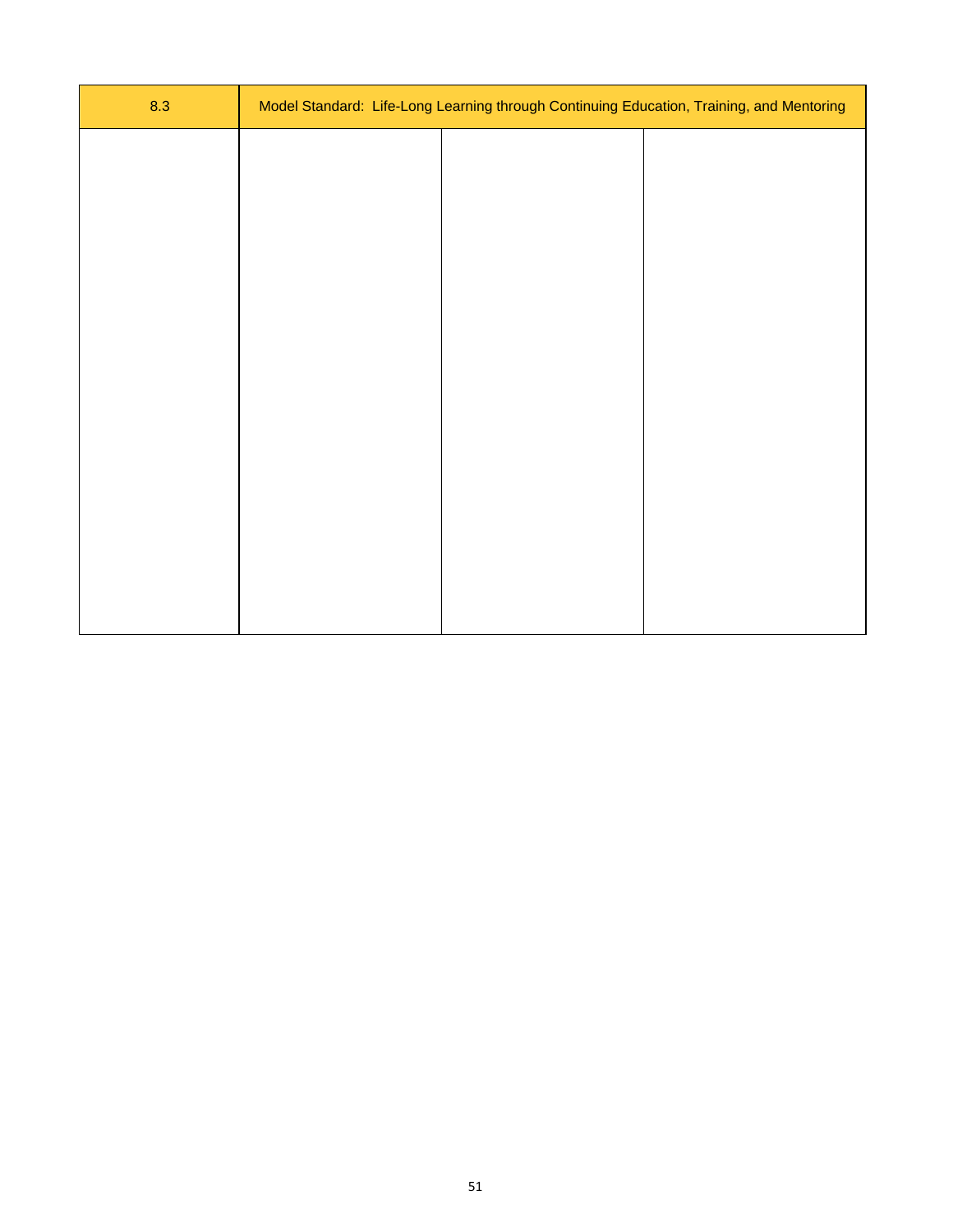| 8.3 | Model Standard: Life-Long Learning through Continuing Education, Training, and Mentoring | | |
|---|---|---|---|
| | | | |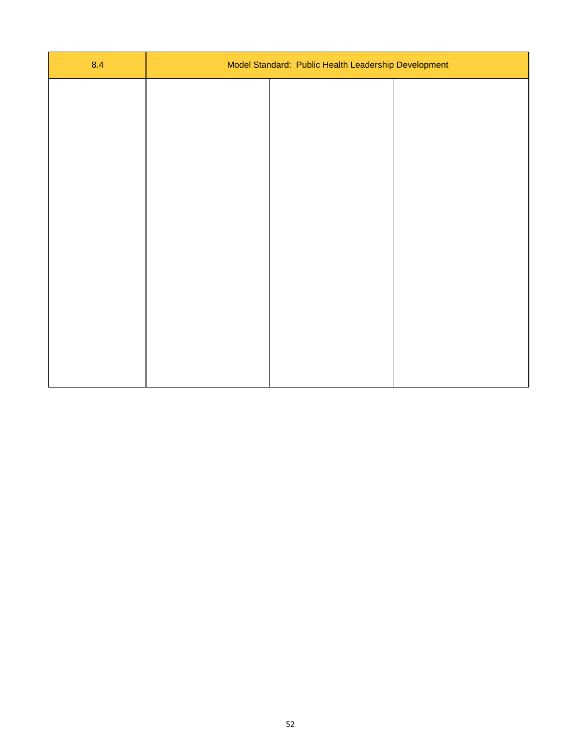| 8.4 | Model Standard: Public Health Leadership Development | | |
|---|---|---|---|
| | | | |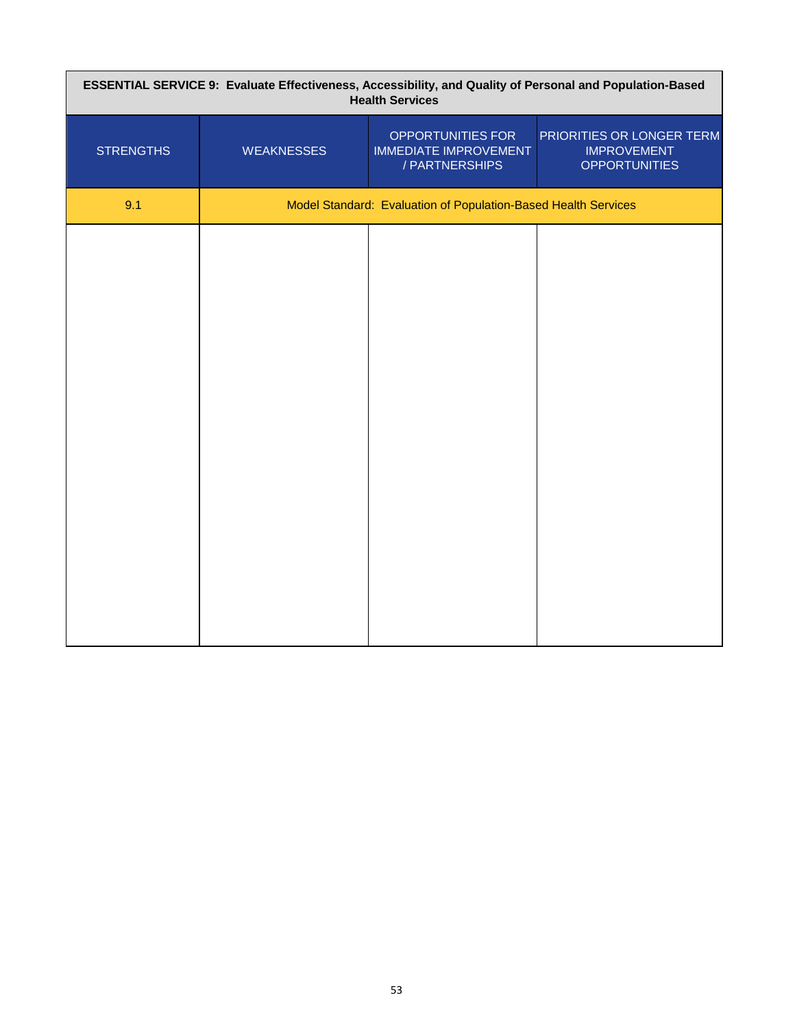| ESSENTIAL SERVICE 9: Evaluate Effectiveness, Accessibility, and Quality of Personal and Population-Based Health Services | | | |
|---|---|---|---|
| STRENGTHS | WEAKNESSES | OPPORTUNITIES FOR IMMEDIATE IMPROVEMENT / PARTNERSHIPS | PRIORITIES OR LONGER TERM IMPROVEMENT OPPORTUNITIES |
| 9.1 | Model Standard: Evaluation of Population-Based Health Services | | |
| | | | |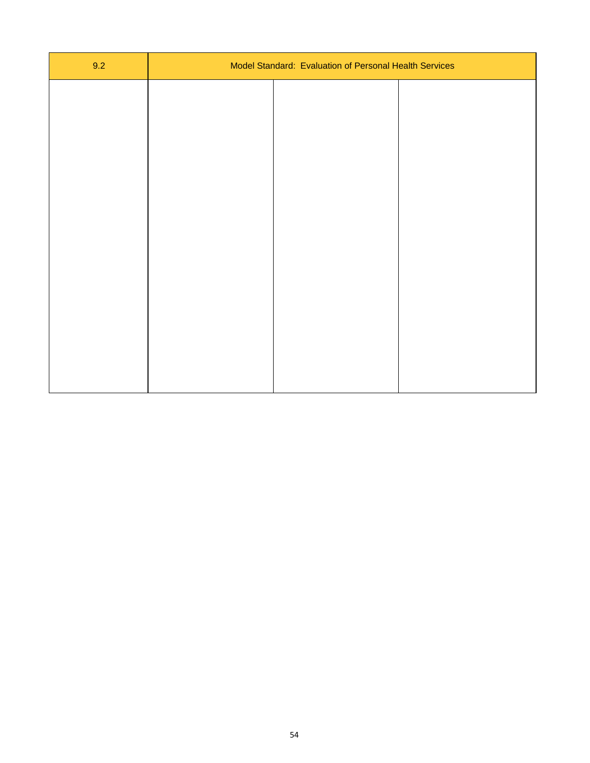| 9.2 | Model Standard: Evaluation of Personal Health Services | | |
|---|---|---|---|
| | | | |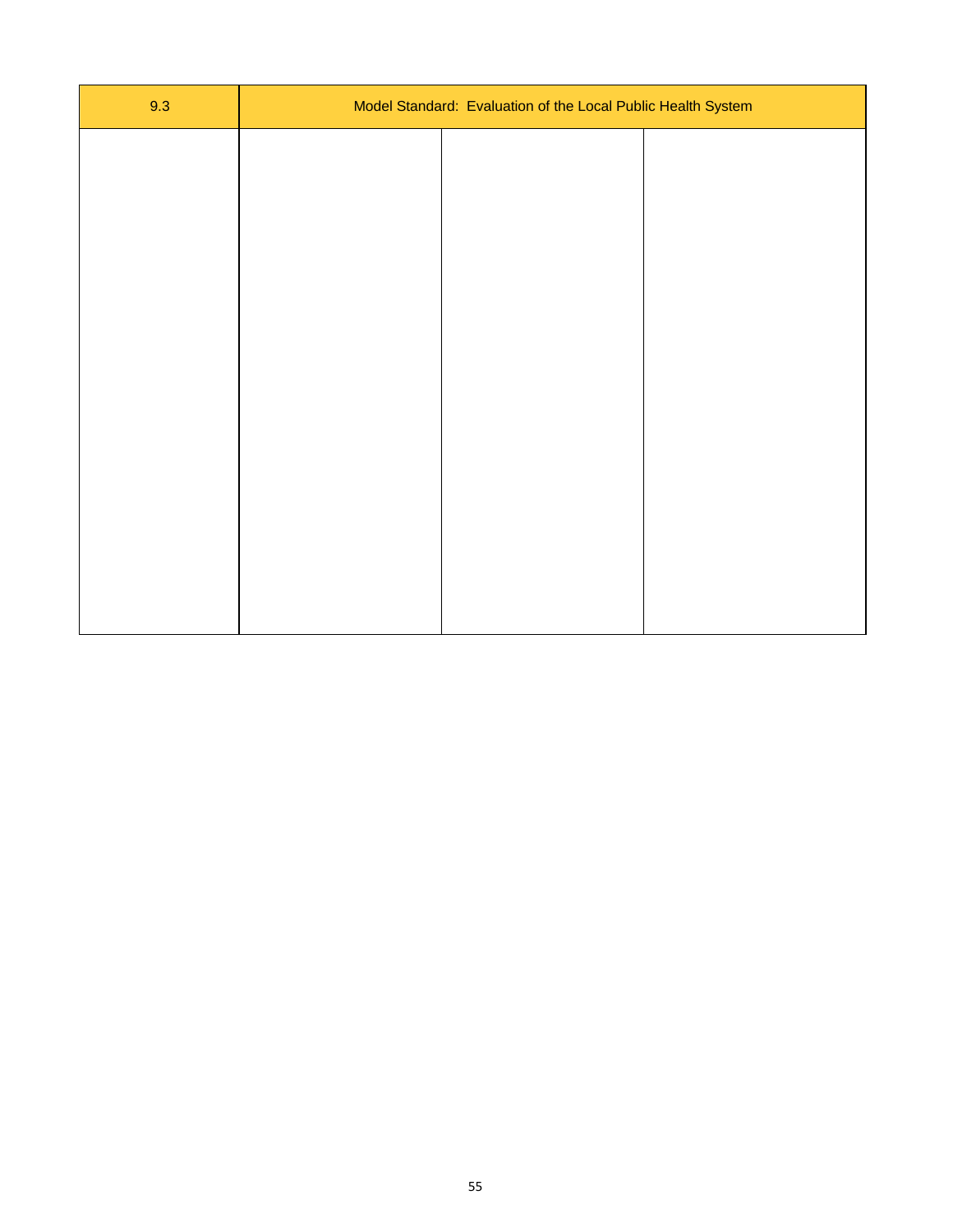| 9.3 | Model Standard: Evaluation of the Local Public Health System | | |
|---|---|---|---|
| | | | |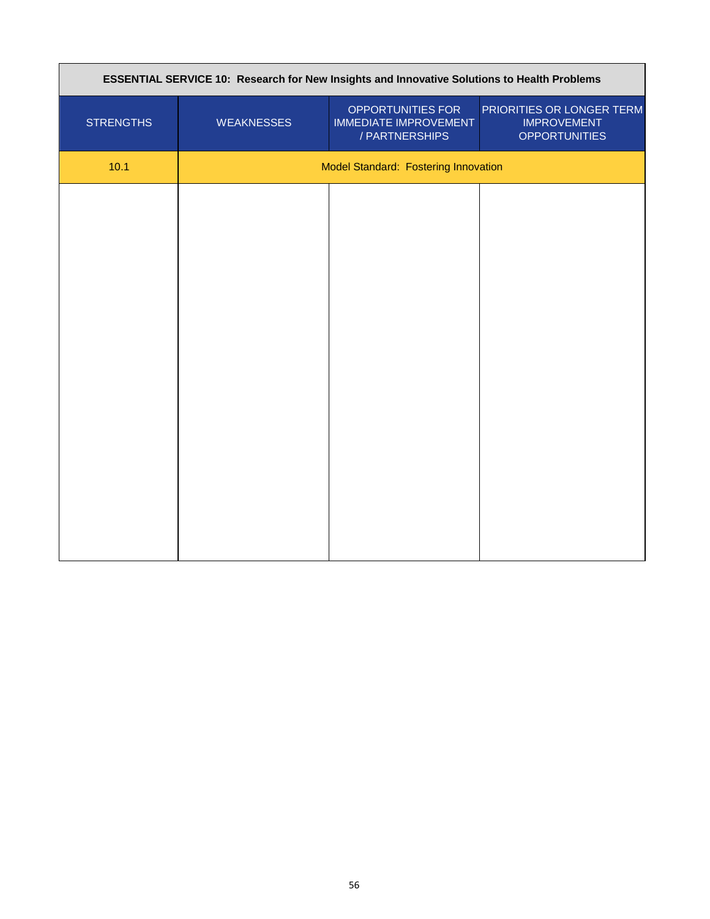| ESSENTIAL SERVICE 10: Research for New Insights and Innovative Solutions to Health Problems | | | |
|---|---|---|---|
| STRENGTHS | WEAKNESSES | OPPORTUNITIES FOR IMMEDIATE IMPROVEMENT / PARTNERSHIPS | PRIORITIES OR LONGER TERM IMPROVEMENT OPPORTUNITIES |
| 10.1 | Model Standard: Fostering Innovation | | |
| | | | |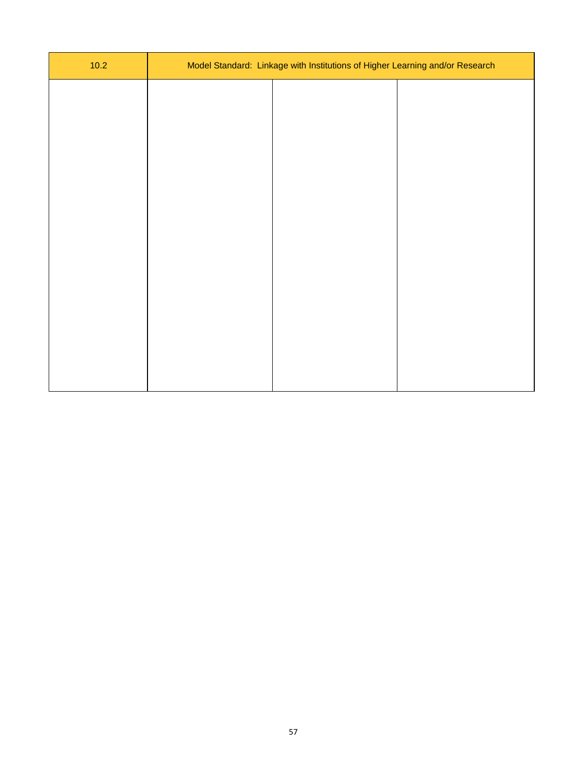| 10.2 | Model Standard: Linkage with Institutions of Higher Learning and/or Research | | |
|---|---|---|---|
| | | | |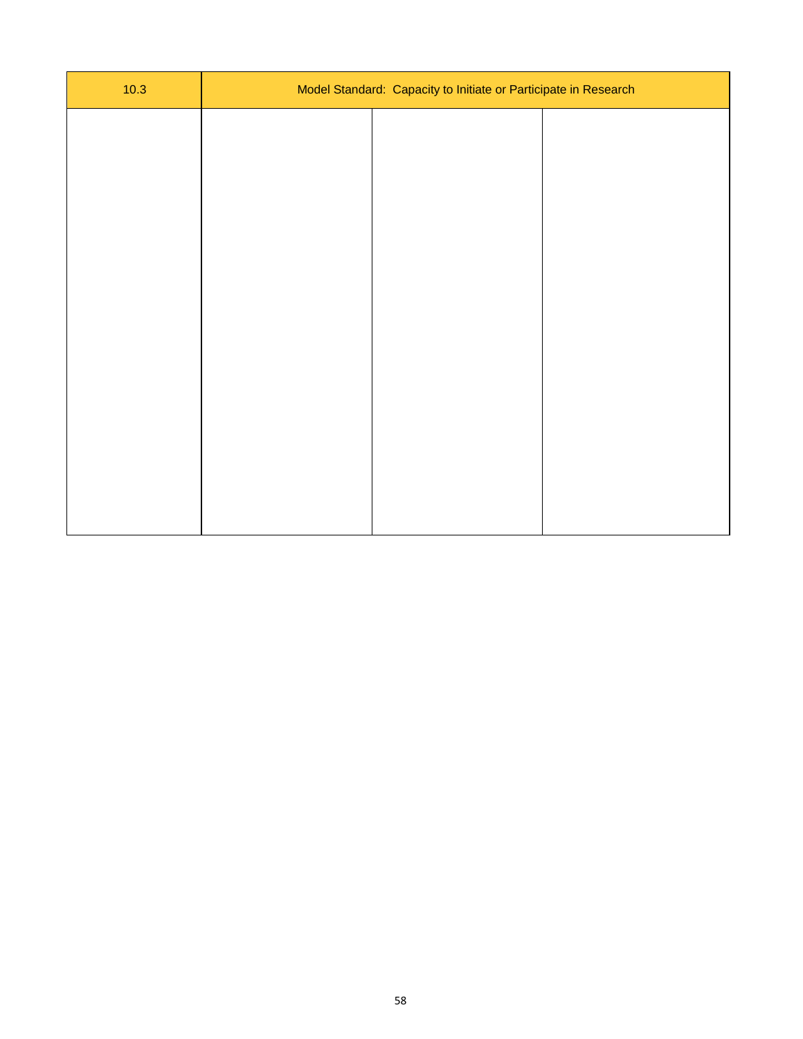| 10.3 | Model Standard: Capacity to Initiate or Participate in Research | | |
|---|---|---|---|
| | | | |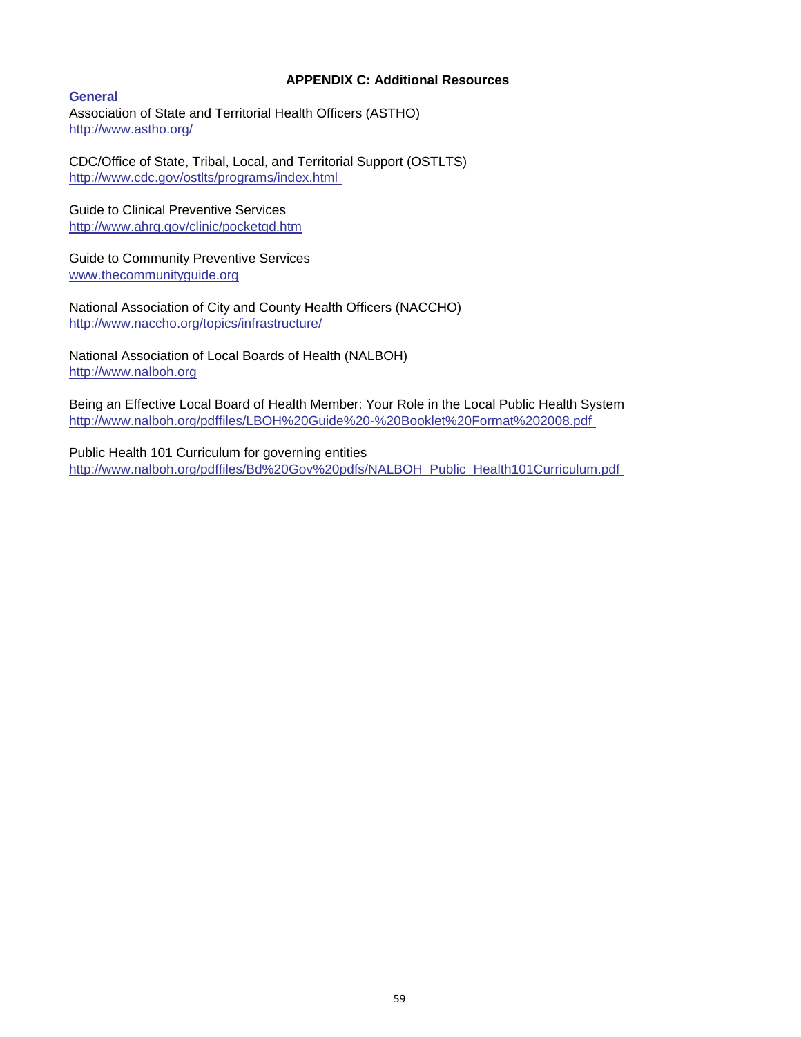## APPENDIX C: Additional Resources

### General

Association of State and Territorial Health Officers (ASTHO)
http://www.astho.org/

CDC/Office of State, Tribal, Local, and Territorial Support (OSTLTS)
http://www.cdc.gov/ostlts/programs/index.html

Guide to Clinical Preventive Services
http://www.ahrq.gov/clinic/pocketgd.htm

Guide to Community Preventive Services
www.thecommunityguide.org

National Association of City and County Health Officers (NACCHO)
http://www.naccho.org/topics/infrastructure/

National Association of Local Boards of Health (NALBOH)
http://www.nalboh.org

Being an Effective Local Board of Health Member: Your Role in the Local Public Health System
http://www.nalboh.org/pdffiles/LBOH%20Guide%20-%20Booklet%20Format%202008.pdf

Public Health 101 Curriculum for governing entities
http://www.nalboh.org/pdffiles/Bd%20Gov%20pdfs/NALBOH_Public_Health101Curriculum.pdf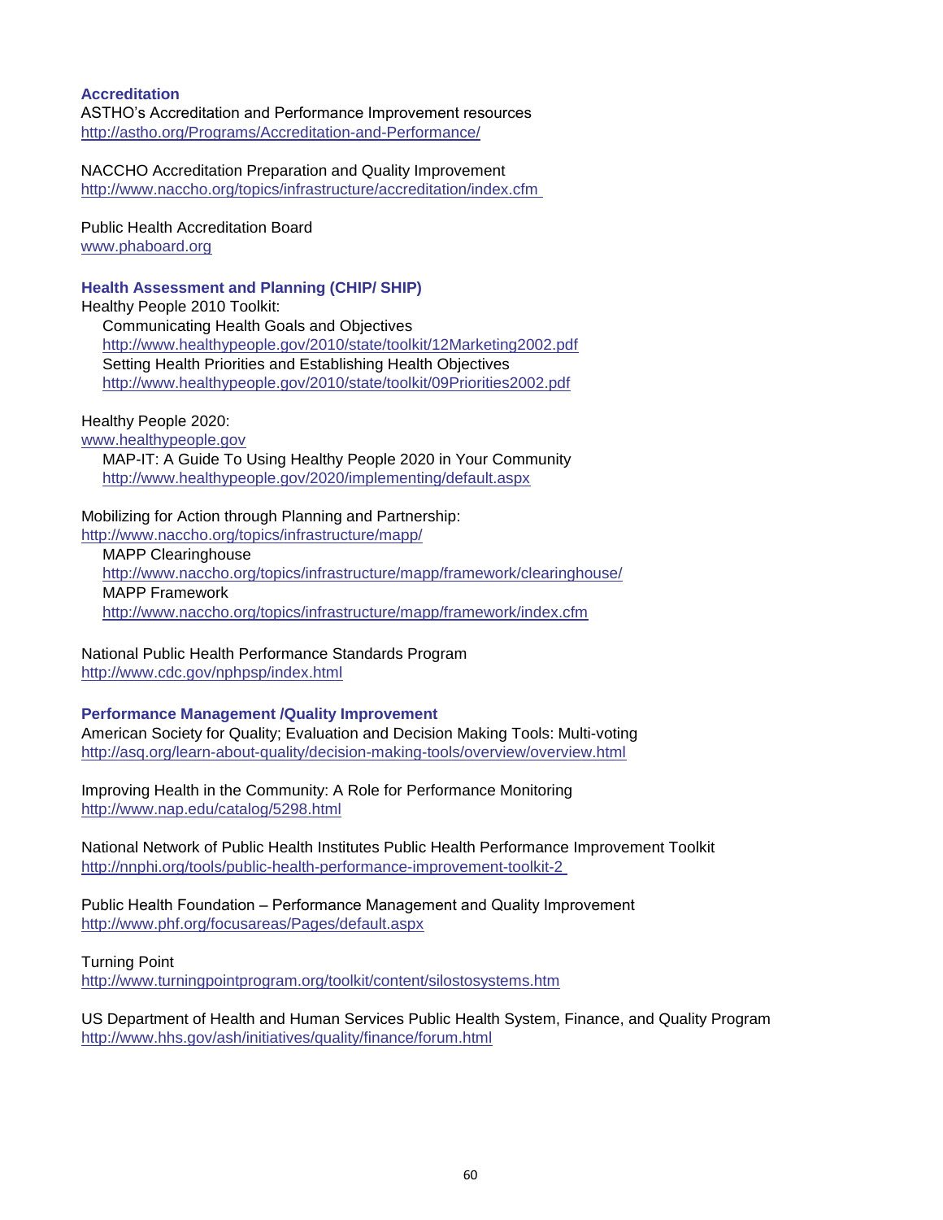### Accreditation

ASTHO's Accreditation and Performance Improvement resources
http://astho.org/Programs/Accreditation-and-Performance/

NACCHO Accreditation Preparation and Quality Improvement
http://www.naccho.org/topics/infrastructure/accreditation/index.cfm

Public Health Accreditation Board
www.phaboard.org

### Health Assessment and Planning (CHIP/ SHIP)

Healthy People 2010 Toolkit:

- Communicating Health Goals and Objectives
  http://www.healthypeople.gov/2010/state/toolkit/12Marketing2002.pdf
- Setting Health Priorities and Establishing Health Objectives
  http://www.healthypeople.gov/2010/state/toolkit/09Priorities2002.pdf

Healthy People 2020:
www.healthypeople.gov

- MAP-IT: A Guide To Using Healthy People 2020 in Your Community
  http://www.healthypeople.gov/2020/implementing/default.aspx

Mobilizing for Action through Planning and Partnership:
http://www.naccho.org/topics/infrastructure/mapp/

- MAPP Clearinghouse
  http://www.naccho.org/topics/infrastructure/mapp/framework/clearinghouse/
- MAPP Framework
  http://www.naccho.org/topics/infrastructure/mapp/framework/index.cfm

National Public Health Performance Standards Program
http://www.cdc.gov/nphpsp/index.html

### Performance Management /Quality Improvement

American Society for Quality; Evaluation and Decision Making Tools: Multi-voting
http://asq.org/learn-about-quality/decision-making-tools/overview/overview.html

Improving Health in the Community: A Role for Performance Monitoring
http://www.nap.edu/catalog/5298.html

National Network of Public Health Institutes Public Health Performance Improvement Toolkit
http://nnphi.org/tools/public-health-performance-improvement-toolkit-2

Public Health Foundation – Performance Management and Quality Improvement
http://www.phf.org/focusareas/Pages/default.aspx

Turning Point
http://www.turningpointprogram.org/toolkit/content/silostosystems.htm

US Department of Health and Human Services Public Health System, Finance, and Quality Program
http://www.hhs.gov/ash/initiatives/quality/finance/forum.html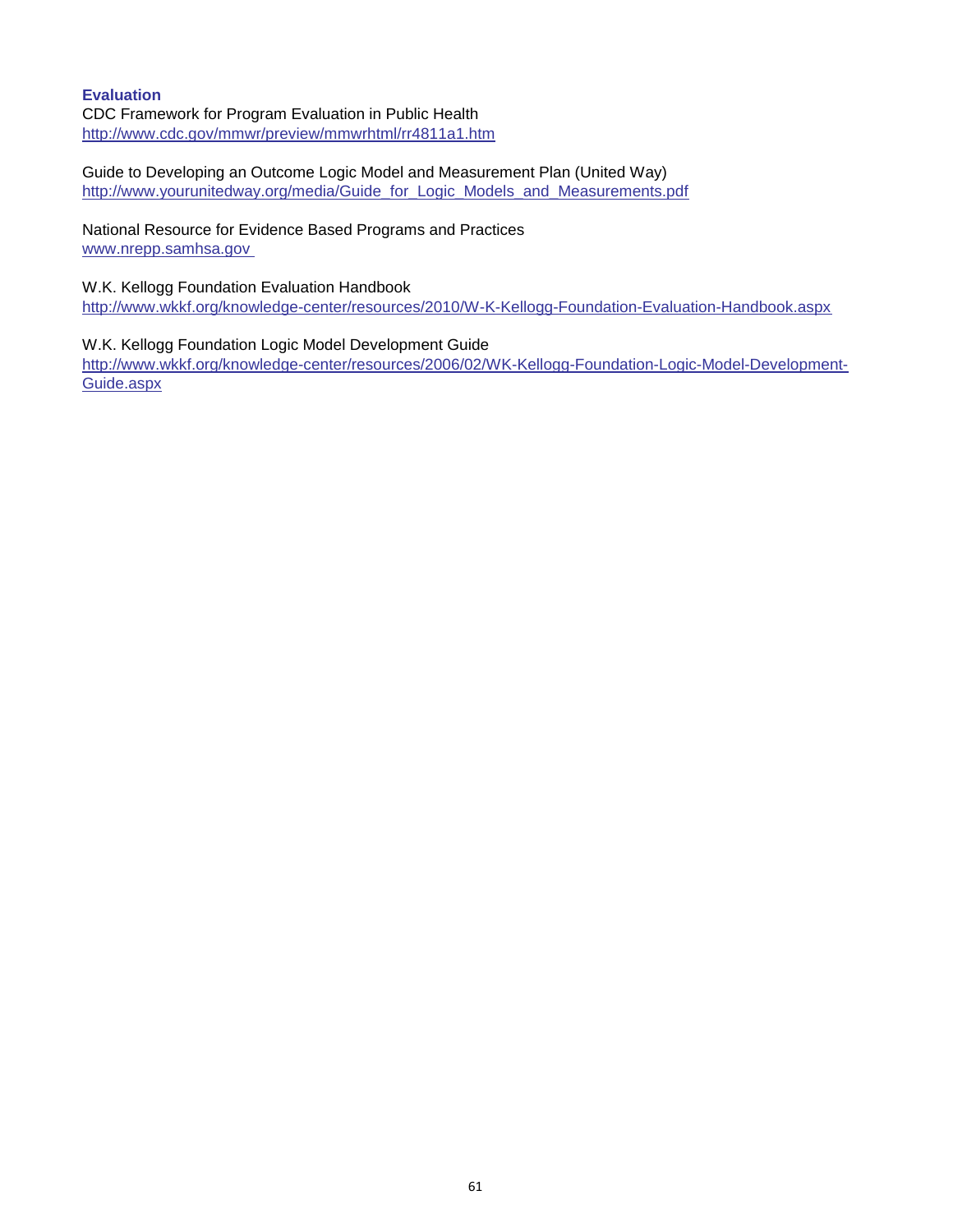### Evaluation

CDC Framework for Program Evaluation in Public Health
http://www.cdc.gov/mmwr/preview/mmwrhtml/rr4811a1.htm

Guide to Developing an Outcome Logic Model and Measurement Plan (United Way)
http://www.yourunitedway.org/media/Guide_for_Logic_Models_and_Measurements.pdf

National Resource for Evidence Based Programs and Practices
www.nrepp.samhsa.gov

W.K. Kellogg Foundation Evaluation Handbook
http://www.wkkf.org/knowledge-center/resources/2010/W-K-Kellogg-Foundation-Evaluation-Handbook.aspx

W.K. Kellogg Foundation Logic Model Development Guide
http://www.wkkf.org/knowledge-center/resources/2006/02/WK-Kellogg-Foundation-Logic-Model-Development-Guide.aspx